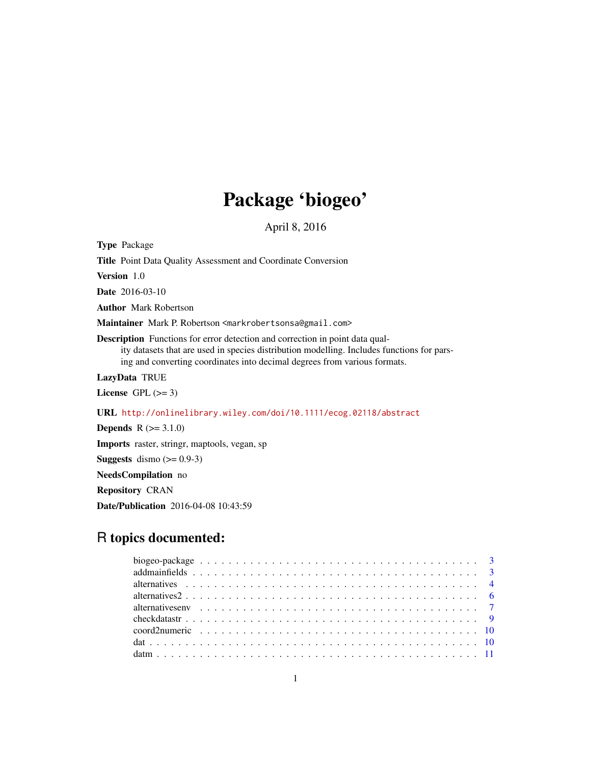# Package 'biogeo'

April 8, 2016

**Type** Package

**Title** Point Data Quality Assessment and Coordinate Conversion

**Version** 1.0

**Date** 2016-03-10

**Author** Mark Robertson

**Maintainer** Mark P. Robertson <markrobertsonsa@gmail.com>

**Description** Functions for error detection and correction in point data quality datasets that are used in species distribution modelling. Includes functions for parsing and converting coordinates into decimal degrees from various formats.

**LazyData** TRUE

**License** GPL (>= 3)

**URL** http://onlinelibrary.wiley.com/doi/10.1111/ecog.02118/abstract

**Depends** R (>= 3.1.0)

**Imports** raster, stringr, maptools, vegan, sp

**Suggests** dismo (>= 0.9-3)

**NeedsCompilation** no

**Repository** CRAN

**Date/Publication** 2016-04-08 10:43:59

## R topics documented:

| | |
|---|---|
| biogeo-package | 3 |
| addmainfields | 3 |
| alternatives | 4 |
| alternatives2 | 6 |
| alternativesenv | 7 |
| checkdatastr | 9 |
| coord2numeric | 10 |
| dat | 10 |
| datm | 11 |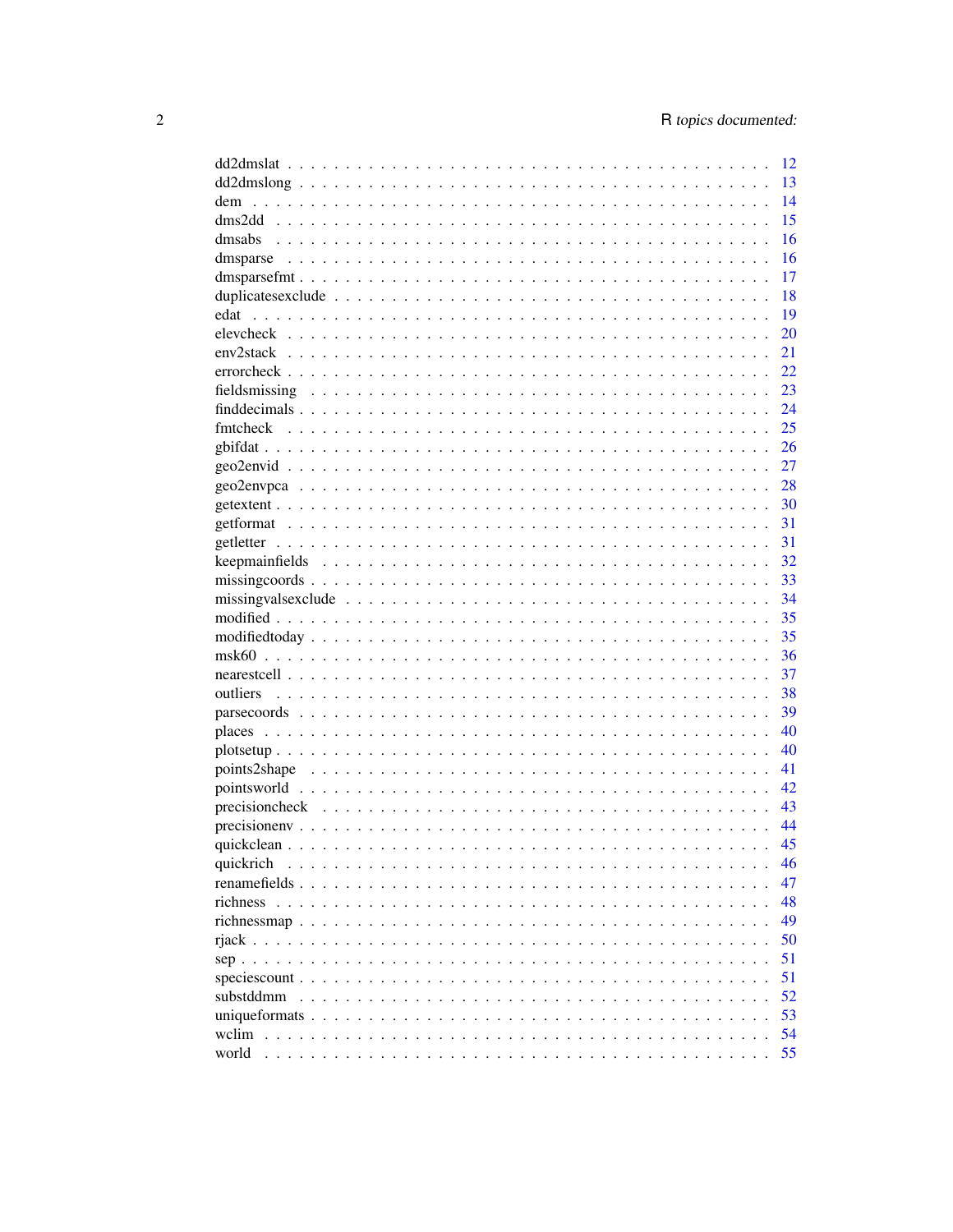dd2dmslat . . . . . . . . . . . . . . . . . . . . . . . . . . . . . . . . . . . . . . . 12
dd2dmslong . . . . . . . . . . . . . . . . . . . . . . . . . . . . . . . . . . . . . . 13
dem . . . . . . . . . . . . . . . . . . . . . . . . . . . . . . . . . . . . . . . . . . 14
dms2dd . . . . . . . . . . . . . . . . . . . . . . . . . . . . . . . . . . . . . . . . 15
dmsabs . . . . . . . . . . . . . . . . . . . . . . . . . . . . . . . . . . . . . . . . 16
dmsparse . . . . . . . . . . . . . . . . . . . . . . . . . . . . . . . . . . . . . . . 16
dmsparsefmt . . . . . . . . . . . . . . . . . . . . . . . . . . . . . . . . . . . . . 17
duplicatesexclude . . . . . . . . . . . . . . . . . . . . . . . . . . . . . . . . . . 18
edat . . . . . . . . . . . . . . . . . . . . . . . . . . . . . . . . . . . . . . . . . . 19
elevcheck . . . . . . . . . . . . . . . . . . . . . . . . . . . . . . . . . . . . . . . 20
env2stack . . . . . . . . . . . . . . . . . . . . . . . . . . . . . . . . . . . . . . . 21
errorcheck . . . . . . . . . . . . . . . . . . . . . . . . . . . . . . . . . . . . . . 22
fieldsmissing . . . . . . . . . . . . . . . . . . . . . . . . . . . . . . . . . . . . . 23
finddecimals . . . . . . . . . . . . . . . . . . . . . . . . . . . . . . . . . . . . . 24
fmtcheck . . . . . . . . . . . . . . . . . . . . . . . . . . . . . . . . . . . . . . . 25
gbifdat . . . . . . . . . . . . . . . . . . . . . . . . . . . . . . . . . . . . . . . . 26
geo2envid . . . . . . . . . . . . . . . . . . . . . . . . . . . . . . . . . . . . . . . 27
geo2envpca . . . . . . . . . . . . . . . . . . . . . . . . . . . . . . . . . . . . . . 28
getextent . . . . . . . . . . . . . . . . . . . . . . . . . . . . . . . . . . . . . . . 30
getformat . . . . . . . . . . . . . . . . . . . . . . . . . . . . . . . . . . . . . . . 31
getletter . . . . . . . . . . . . . . . . . . . . . . . . . . . . . . . . . . . . . . . 31
keepmainfields . . . . . . . . . . . . . . . . . . . . . . . . . . . . . . . . . . . . 32
missingcoords . . . . . . . . . . . . . . . . . . . . . . . . . . . . . . . . . . . . . 33
missingvalsexclude . . . . . . . . . . . . . . . . . . . . . . . . . . . . . . . . . . 34
modified . . . . . . . . . . . . . . . . . . . . . . . . . . . . . . . . . . . . . . . 35
modifiedtoday . . . . . . . . . . . . . . . . . . . . . . . . . . . . . . . . . . . . . 35
msk60 . . . . . . . . . . . . . . . . . . . . . . . . . . . . . . . . . . . . . . . . . 36
nearestcell . . . . . . . . . . . . . . . . . . . . . . . . . . . . . . . . . . . . . . 37
outliers . . . . . . . . . . . . . . . . . . . . . . . . . . . . . . . . . . . . . . . . 38
parsecoords . . . . . . . . . . . . . . . . . . . . . . . . . . . . . . . . . . . . . . 39
places . . . . . . . . . . . . . . . . . . . . . . . . . . . . . . . . . . . . . . . . . 40
plotsetup . . . . . . . . . . . . . . . . . . . . . . . . . . . . . . . . . . . . . . . 40
points2shape . . . . . . . . . . . . . . . . . . . . . . . . . . . . . . . . . . . . . 41
pointsworld . . . . . . . . . . . . . . . . . . . . . . . . . . . . . . . . . . . . . . 42
precisioncheck . . . . . . . . . . . . . . . . . . . . . . . . . . . . . . . . . . . . 43
precisionenv . . . . . . . . . . . . . . . . . . . . . . . . . . . . . . . . . . . . . 44
quickclean . . . . . . . . . . . . . . . . . . . . . . . . . . . . . . . . . . . . . . 45
quickrich . . . . . . . . . . . . . . . . . . . . . . . . . . . . . . . . . . . . . . . 46
renamefields . . . . . . . . . . . . . . . . . . . . . . . . . . . . . . . . . . . . . 47
richness . . . . . . . . . . . . . . . . . . . . . . . . . . . . . . . . . . . . . . . . 48
richnessmap . . . . . . . . . . . . . . . . . . . . . . . . . . . . . . . . . . . . . . 49
rjack . . . . . . . . . . . . . . . . . . . . . . . . . . . . . . . . . . . . . . . . . . 50
sep . . . . . . . . . . . . . . . . . . . . . . . . . . . . . . . . . . . . . . . . . . . 51
speciescount . . . . . . . . . . . . . . . . . . . . . . . . . . . . . . . . . . . . . 51
substddmm . . . . . . . . . . . . . . . . . . . . . . . . . . . . . . . . . . . . . . . 52
uniqueformats . . . . . . . . . . . . . . . . . . . . . . . . . . . . . . . . . . . . . 53
wclim . . . . . . . . . . . . . . . . . . . . . . . . . . . . . . . . . . . . . . . . . 54
world . . . . . . . . . . . . . . . . . . . . . . . . . . . . . . . . . . . . . . . . . 55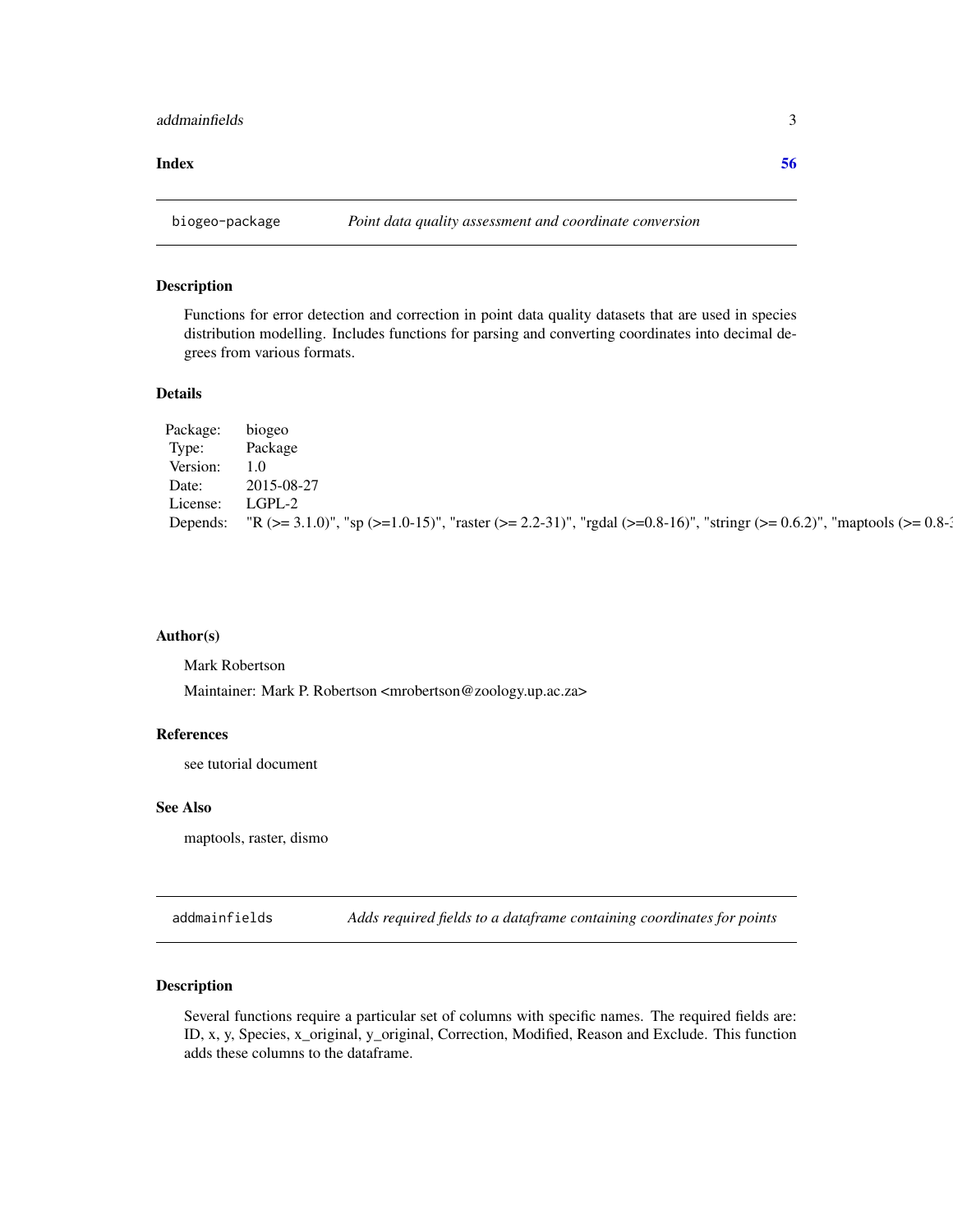**Index** **56**

## biogeo-package *Point data quality assessment and coordinate conversion*

### Description

Functions for error detection and correction in point data quality datasets that are used in species distribution modelling. Includes functions for parsing and converting coordinates into decimal degrees from various formats.

### Details

| | |
|---|---|
| Package: | biogeo |
| Type: | Package |
| Version: | 1.0 |
| Date: | 2015-08-27 |
| License: | LGPL-2 |
| Depends: | "R (>= 3.1.0)", "sp (>=1.0-15)", "raster (>= 2.2-31)", "rgdal (>=0.8-16)", "stringr (>= 0.6.2)", "maptools (>= 0.8- |

### Author(s)

Mark Robertson

Maintainer: Mark P. Robertson <mrobertson@zoology.up.ac.za>

### References

see tutorial document

### See Also

maptools, raster, dismo

## addmainfields *Adds required fields to a dataframe containing coordinates for points*

### Description

Several functions require a particular set of columns with specific names. The required fields are: ID, x, y, Species, x_original, y_original, Correction, Modified, Reason and Exclude. This function adds these columns to the dataframe.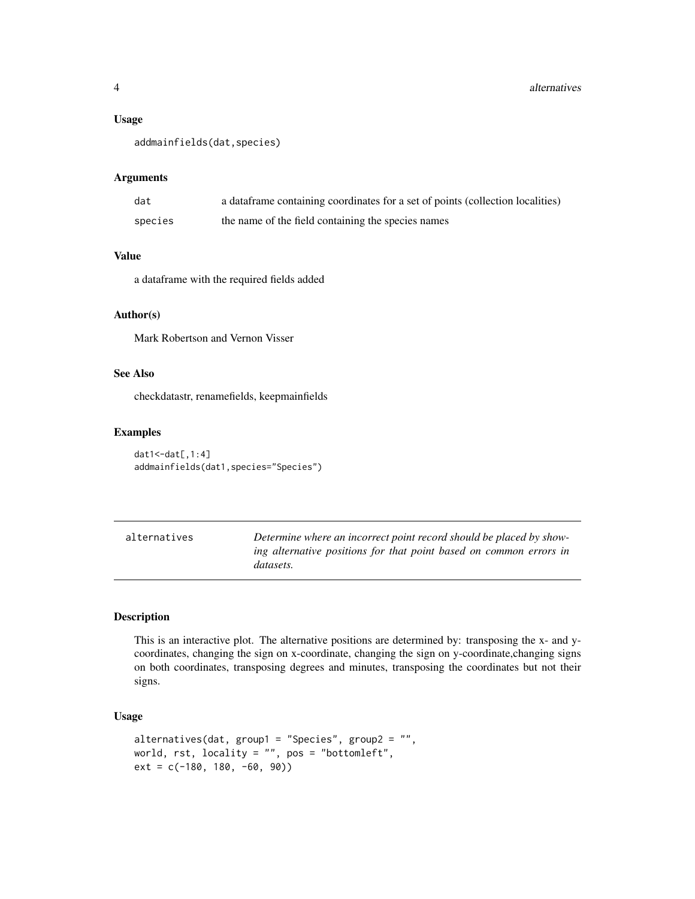### Usage

```
addmainfields(dat,species)
```

### Arguments

| | |
|---|---|
| dat | a dataframe containing coordinates for a set of points (collection localities) |
| species | the name of the field containing the species names |

### Value

a dataframe with the required fields added

### Author(s)

Mark Robertson and Vernon Visser

### See Also

checkdatastr, renamefields, keepmainfields

### Examples

```
dat1<-dat[,1:4]
addmainfields(dat1,species="Species")
```

---

## alternatives

*Determine where an incorrect point record should be placed by showing alternative positions for that point based on common errors in datasets.*

---

### Description

This is an interactive plot. The alternative positions are determined by: transposing the x- and y-coordinates, changing the sign on x-coordinate, changing the sign on y-coordinate,changing signs on both coordinates, transposing degrees and minutes, transposing the coordinates but not their signs.

### Usage

```
alternatives(dat, group1 = "Species", group2 = "",
world, rst, locality = "", pos = "bottomleft",
ext = c(-180, 180, -60, 90))
```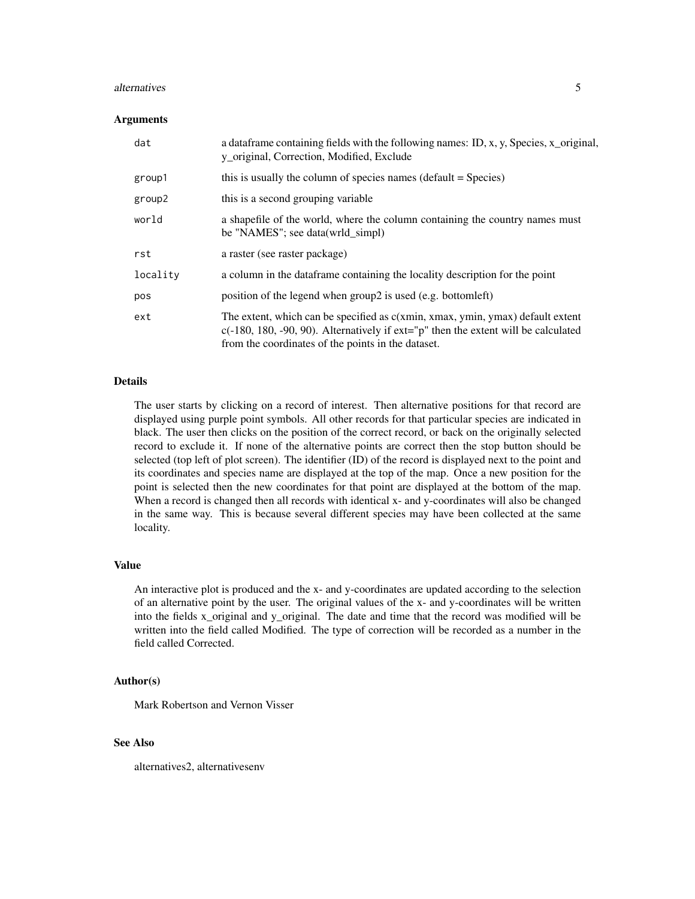### Arguments

| | |
|---|---|
| dat | a dataframe containing fields with the following names: ID, x, y, Species, x_original, y_original, Correction, Modified, Exclude |
| group1 | this is usually the column of species names (default = Species) |
| group2 | this is a second grouping variable |
| world | a shapefile of the world, where the column containing the country names must be "NAMES"; see data(wrld_simpl) |
| rst | a raster (see raster package) |
| locality | a column in the dataframe containing the locality description for the point |
| pos | position of the legend when group2 is used (e.g. bottomleft) |
| ext | The extent, which can be specified as c(xmin, xmax, ymin, ymax) default extent c(-180, 180, -90, 90). Alternatively if ext="p" then the extent will be calculated from the coordinates of the points in the dataset. |

### Details

The user starts by clicking on a record of interest. Then alternative positions for that record are displayed using purple point symbols. All other records for that particular species are indicated in black. The user then clicks on the position of the correct record, or back on the originally selected record to exclude it. If none of the alternative points are correct then the stop button should be selected (top left of plot screen). The identifier (ID) of the record is displayed next to the point and its coordinates and species name are displayed at the top of the map. Once a new position for the point is selected then the new coordinates for that point are displayed at the bottom of the map. When a record is changed then all records with identical x- and y-coordinates will also be changed in the same way. This is because several different species may have been collected at the same locality.

### Value

An interactive plot is produced and the x- and y-coordinates are updated according to the selection of an alternative point by the user. The original values of the x- and y-coordinates will be written into the fields x_original and y_original. The date and time that the record was modified will be written into the field called Modified. The type of correction will be recorded as a number in the field called Corrected.

### Author(s)

Mark Robertson and Vernon Visser

### See Also

alternatives2, alternativesenv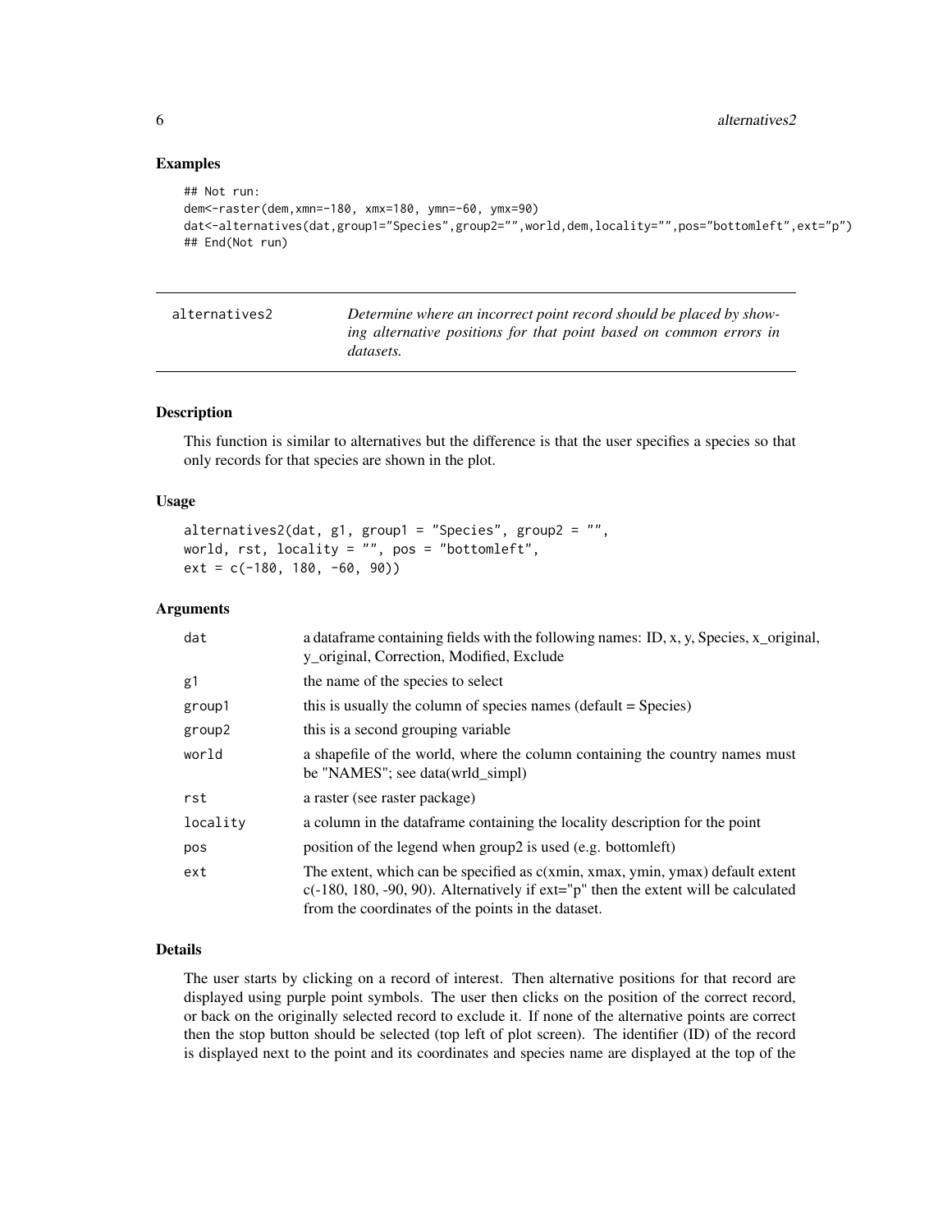### Examples

```
## Not run:
dem<-raster(dem,xmn=-180, xmx=180, ymn=-60, ymx=90)
dat<-alternatives(dat,group1="Species",group2="",world,dem,locality="",pos="bottomleft",ext="p")
## End(Not run)
```

---

## alternatives2

*Determine where an incorrect point record should be placed by showing alternative positions for that point based on common errors in datasets.*

---

### Description

This function is similar to alternatives but the difference is that the user specifies a species so that only records for that species are shown in the plot.

### Usage

```
alternatives2(dat, g1, group1 = "Species", group2 = "",
world, rst, locality = "", pos = "bottomleft",
ext = c(-180, 180, -60, 90))
```

### Arguments

| | |
|---|---|
| dat | a dataframe containing fields with the following names: ID, x, y, Species, x_original, y_original, Correction, Modified, Exclude |
| g1 | the name of the species to select |
| group1 | this is usually the column of species names (default = Species) |
| group2 | this is a second grouping variable |
| world | a shapefile of the world, where the column containing the country names must be "NAMES"; see data(wrld_simpl) |
| rst | a raster (see raster package) |
| locality | a column in the dataframe containing the locality description for the point |
| pos | position of the legend when group2 is used (e.g. bottomleft) |
| ext | The extent, which can be specified as c(xmin, xmax, ymin, ymax) default extent c(-180, 180, -90, 90). Alternatively if ext="p" then the extent will be calculated from the coordinates of the points in the dataset. |

### Details

The user starts by clicking on a record of interest. Then alternative positions for that record are displayed using purple point symbols. The user then clicks on the position of the correct record, or back on the originally selected record to exclude it. If none of the alternative points are correct then the stop button should be selected (top left of plot screen). The identifier (ID) of the record is displayed next to the point and its coordinates and species name are displayed at the top of the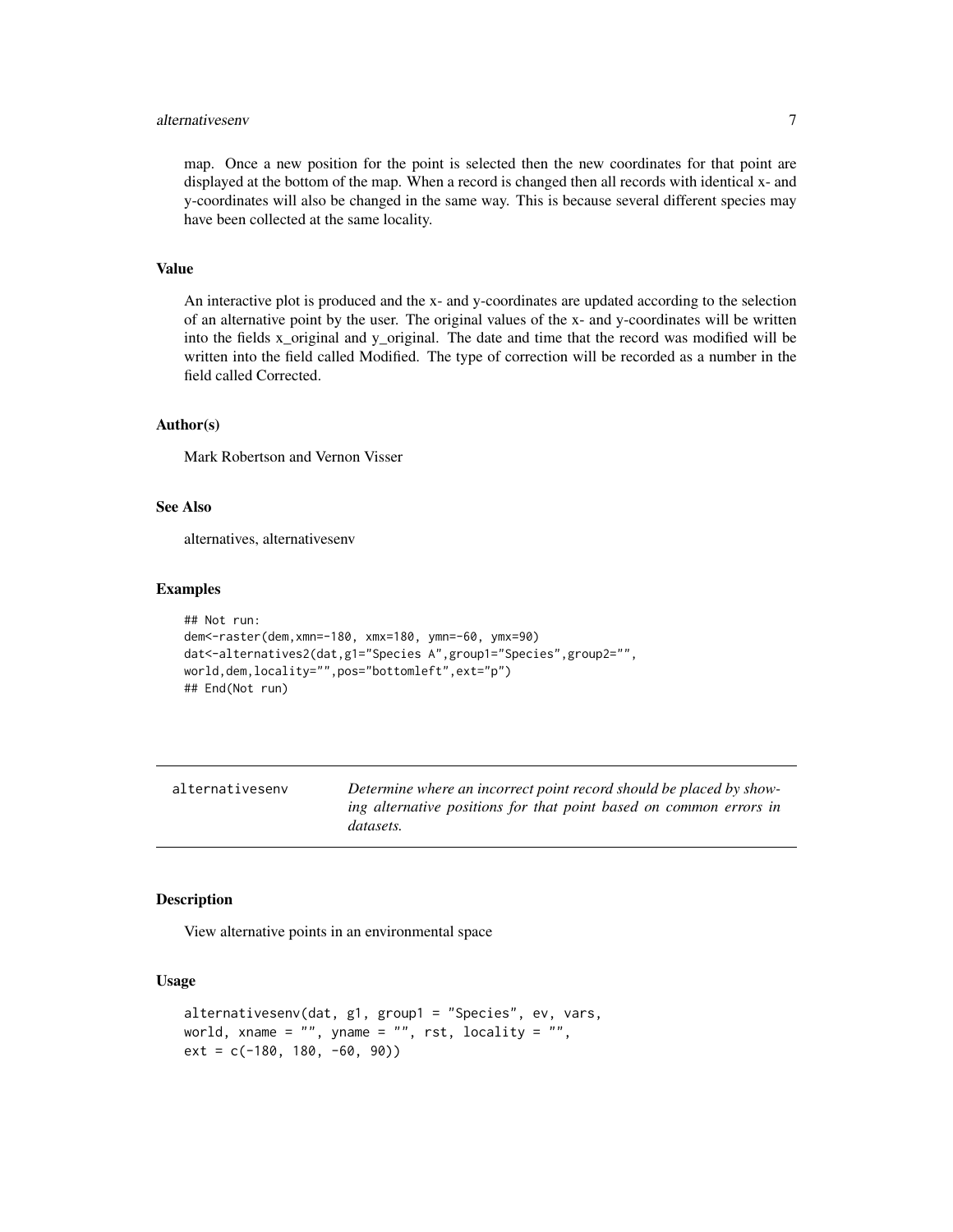map. Once a new position for the point is selected then the new coordinates for that point are displayed at the bottom of the map. When a record is changed then all records with identical x- and y-coordinates will also be changed in the same way. This is because several different species may have been collected at the same locality.

### Value

An interactive plot is produced and the x- and y-coordinates are updated according to the selection of an alternative point by the user. The original values of the x- and y-coordinates will be written into the fields x_original and y_original. The date and time that the record was modified will be written into the field called Modified. The type of correction will be recorded as a number in the field called Corrected.

### Author(s)

Mark Robertson and Vernon Visser

### See Also

alternatives, alternativesenv

### Examples

```
## Not run:
dem<-raster(dem,xmn=-180, xmx=180, ymn=-60, ymx=90)
dat<-alternatives2(dat,g1="Species A",group1="Species",group2="",
world,dem,locality="",pos="bottomleft",ext="p")
## End(Not run)
```

---

## alternativesenv

*Determine where an incorrect point record should be placed by showing alternative positions for that point based on common errors in datasets.*

---

### Description

View alternative points in an environmental space

### Usage

```
alternativesenv(dat, g1, group1 = "Species", ev, vars,
world, xname = "", yname = "", rst, locality = "",
ext = c(-180, 180, -60, 90))
```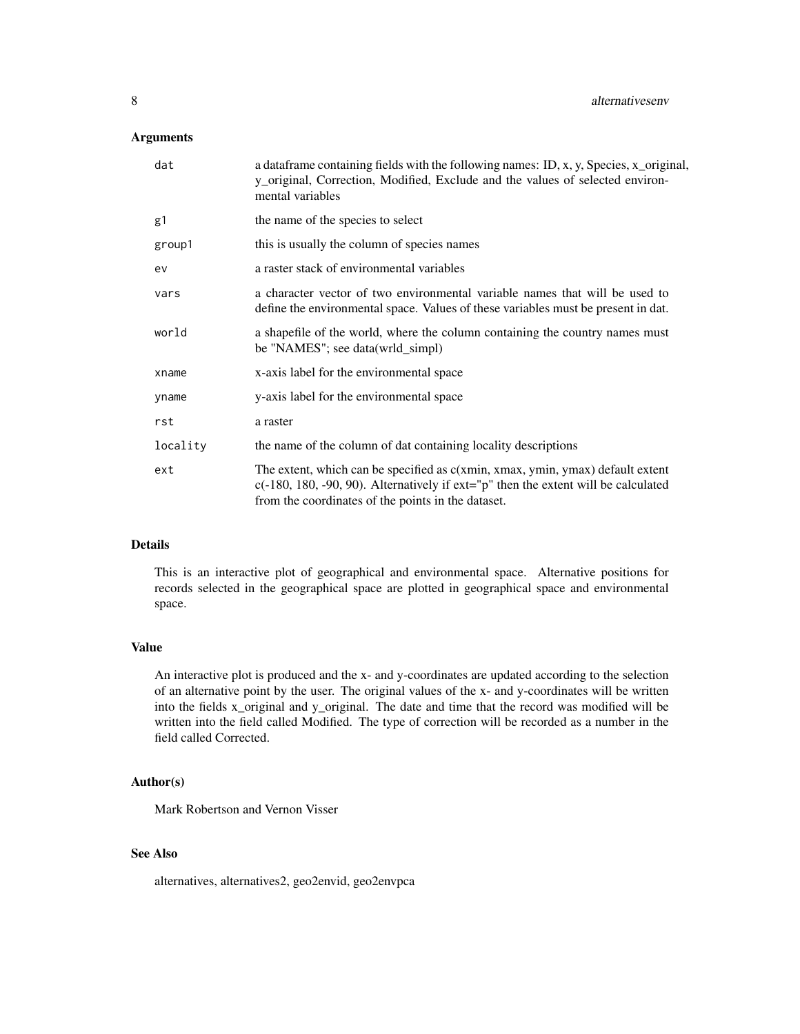### Arguments

| | |
|---|---|
| `dat` | a dataframe containing fields with the following names: ID, x, y, Species, x_original, y_original, Correction, Modified, Exclude and the values of selected environmental variables |
| `g1` | the name of the species to select |
| `group1` | this is usually the column of species names |
| `ev` | a raster stack of environmental variables |
| `vars` | a character vector of two environmental variable names that will be used to define the environmental space. Values of these variables must be present in dat. |
| `world` | a shapefile of the world, where the column containing the country names must be "NAMES"; see data(wrld_simpl) |
| `xname` | x-axis label for the environmental space |
| `yname` | y-axis label for the environmental space |
| `rst` | a raster |
| `locality` | the name of the column of dat containing locality descriptions |
| `ext` | The extent, which can be specified as c(xmin, xmax, ymin, ymax) default extent c(-180, 180, -90, 90). Alternatively if ext="p" then the extent will be calculated from the coordinates of the points in the dataset. |

### Details

This is an interactive plot of geographical and environmental space. Alternative positions for records selected in the geographical space are plotted in geographical space and environmental space.

### Value

An interactive plot is produced and the x- and y-coordinates are updated according to the selection of an alternative point by the user. The original values of the x- and y-coordinates will be written into the fields x_original and y_original. The date and time that the record was modified will be written into the field called Modified. The type of correction will be recorded as a number in the field called Corrected.

### Author(s)

Mark Robertson and Vernon Visser

### See Also

alternatives, alternatives2, geo2envid, geo2envpca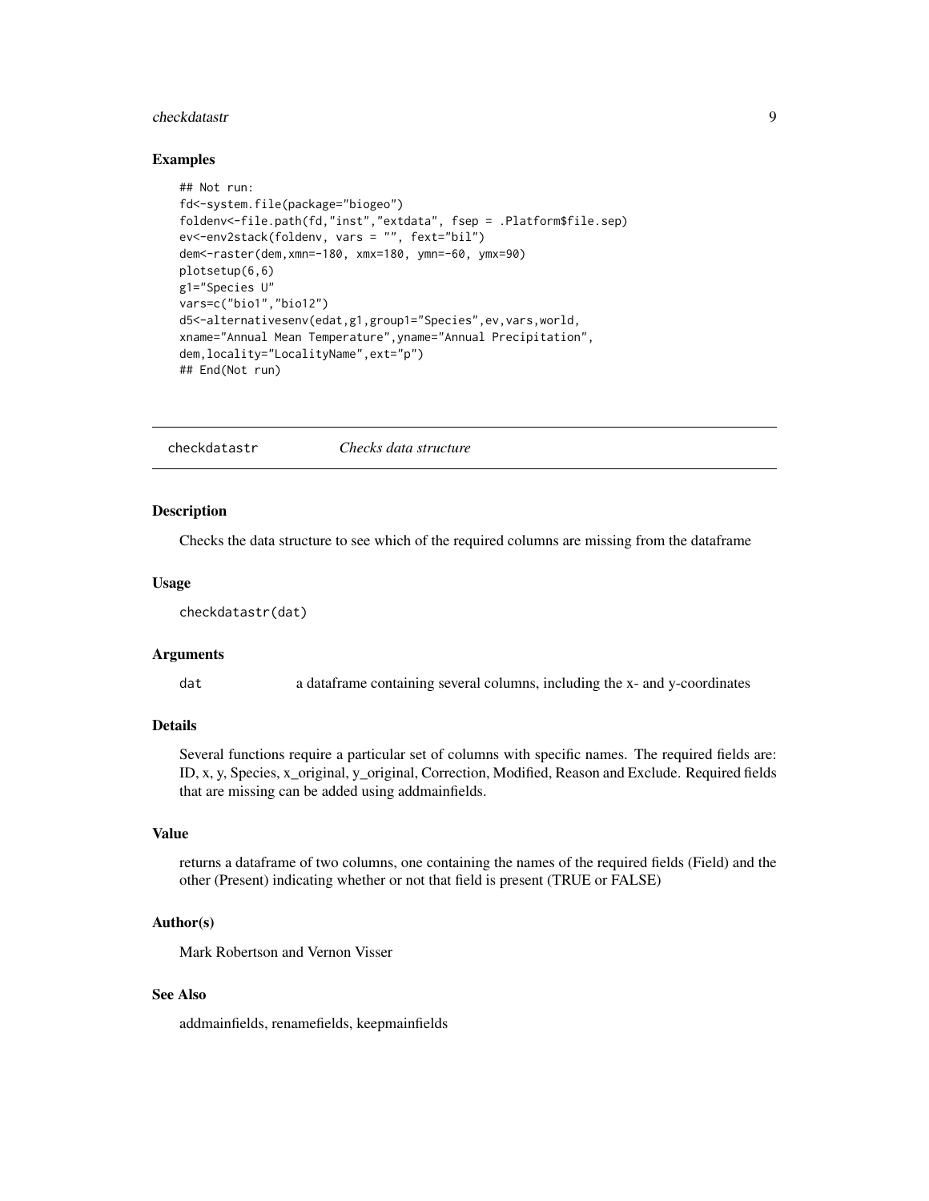## Examples

```
## Not run:
fd<-system.file(package="biogeo")
foldenv<-file.path(fd,"inst","extdata", fsep = .Platform$file.sep)
ev<-env2stack(foldenv, vars = "", fext="bil")
dem<-raster(dem,xmn=-180, xmx=180, ymn=-60, ymx=90)
plotsetup(6,6)
g1="Species U"
vars=c("bio1","bio12")
d5<-alternativesenv(edat,g1,group1="Species",ev,vars,world,
xname="Annual Mean Temperature",yname="Annual Precipitation",
dem,locality="LocalityName",ext="p")
## End(Not run)
```

---

# checkdatastr — *Checks data structure*

## Description

Checks the data structure to see which of the required columns are missing from the dataframe

## Usage

```
checkdatastr(dat)
```

## Arguments

| | |
|---|---|
| dat | a dataframe containing several columns, including the x- and y-coordinates |

## Details

Several functions require a particular set of columns with specific names. The required fields are: ID, x, y, Species, x_original, y_original, Correction, Modified, Reason and Exclude. Required fields that are missing can be added using addmainfields.

## Value

returns a dataframe of two columns, one containing the names of the required fields (Field) and the other (Present) indicating whether or not that field is present (TRUE or FALSE)

## Author(s)

Mark Robertson and Vernon Visser

## See Also

addmainfields, renamefields, keepmainfields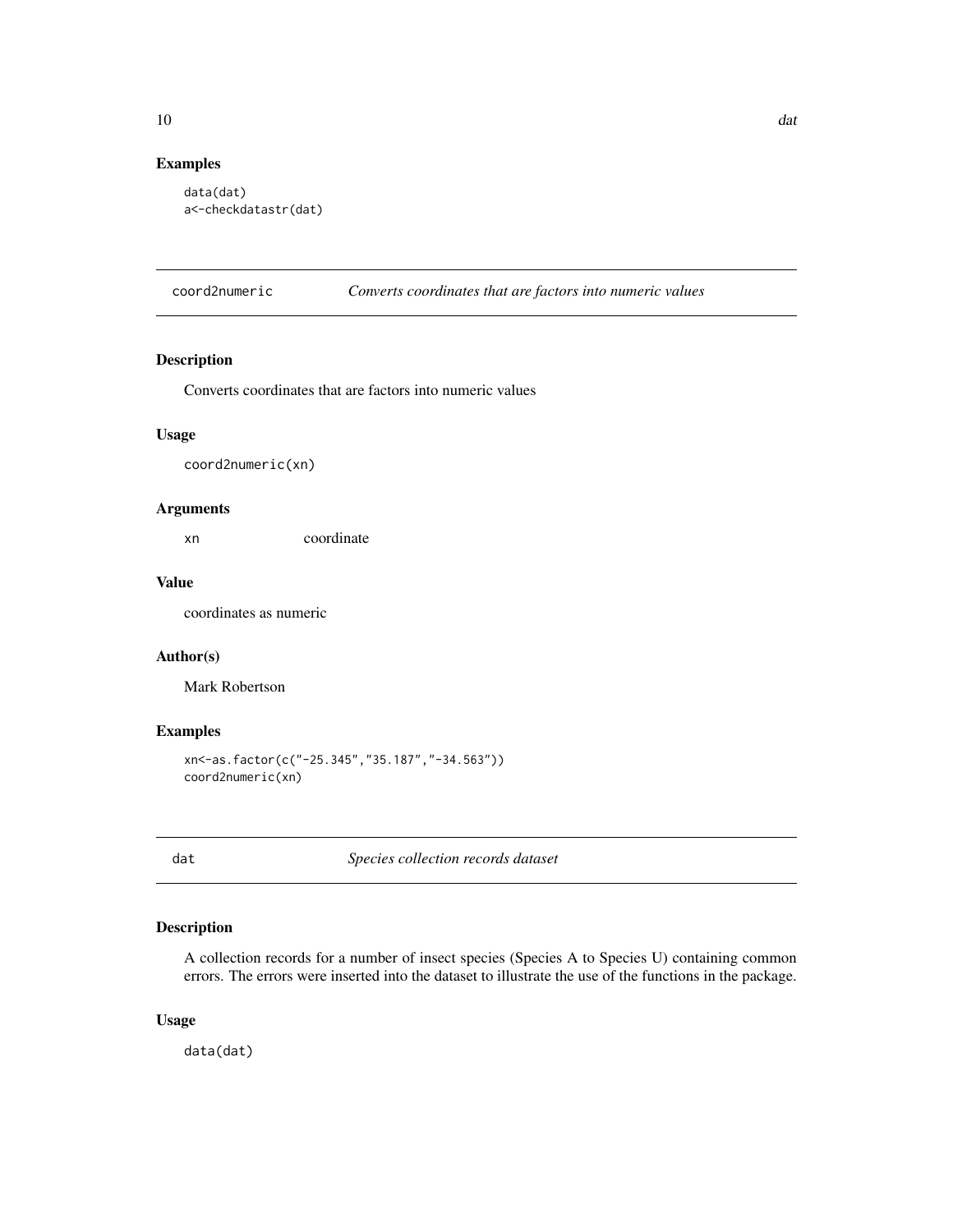### Examples

```
data(dat)
a<-checkdatastr(dat)
```

## coord2numeric — *Converts coordinates that are factors into numeric values*

### Description

Converts coordinates that are factors into numeric values

### Usage

```
coord2numeric(xn)
```

### Arguments

| | |
|---|---|
| xn | coordinate |

### Value

coordinates as numeric

### Author(s)

Mark Robertson

### Examples

```
xn<-as.factor(c("-25.345","35.187","-34.563"))
coord2numeric(xn)
```

## dat — *Species collection records dataset*

### Description

A collection records for a number of insect species (Species A to Species U) containing common errors. The errors were inserted into the dataset to illustrate the use of the functions in the package.

### Usage

```
data(dat)
```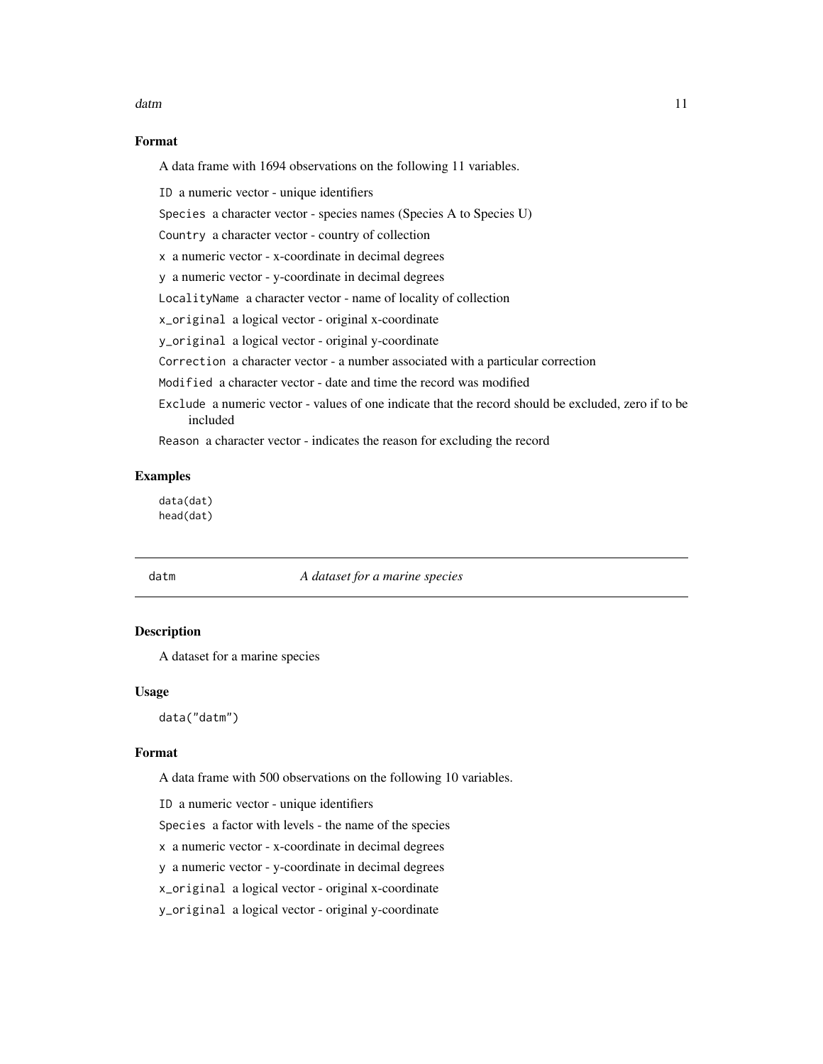### Format

A data frame with 1694 observations on the following 11 variables.

`ID` a numeric vector - unique identifiers

`Species` a character vector - species names (Species A to Species U)

`Country` a character vector - country of collection

`x` a numeric vector - x-coordinate in decimal degrees

`y` a numeric vector - y-coordinate in decimal degrees

`LocalityName` a character vector - name of locality of collection

`x_original` a logical vector - original x-coordinate

`y_original` a logical vector - original y-coordinate

`Correction` a character vector - a number associated with a particular correction

`Modified` a character vector - date and time the record was modified

`Exclude` a numeric vector - values of one indicate that the record should be excluded, zero if to be included

`Reason` a character vector - indicates the reason for excluding the record

### Examples

```
data(dat)
head(dat)
```

---

## datm *A dataset for a marine species*

### Description

A dataset for a marine species

### Usage

```
data("datm")
```

### Format

A data frame with 500 observations on the following 10 variables.

`ID` a numeric vector - unique identifiers

`Species` a factor with levels - the name of the species

`x` a numeric vector - x-coordinate in decimal degrees

`y` a numeric vector - y-coordinate in decimal degrees

`x_original` a logical vector - original x-coordinate

`y_original` a logical vector - original y-coordinate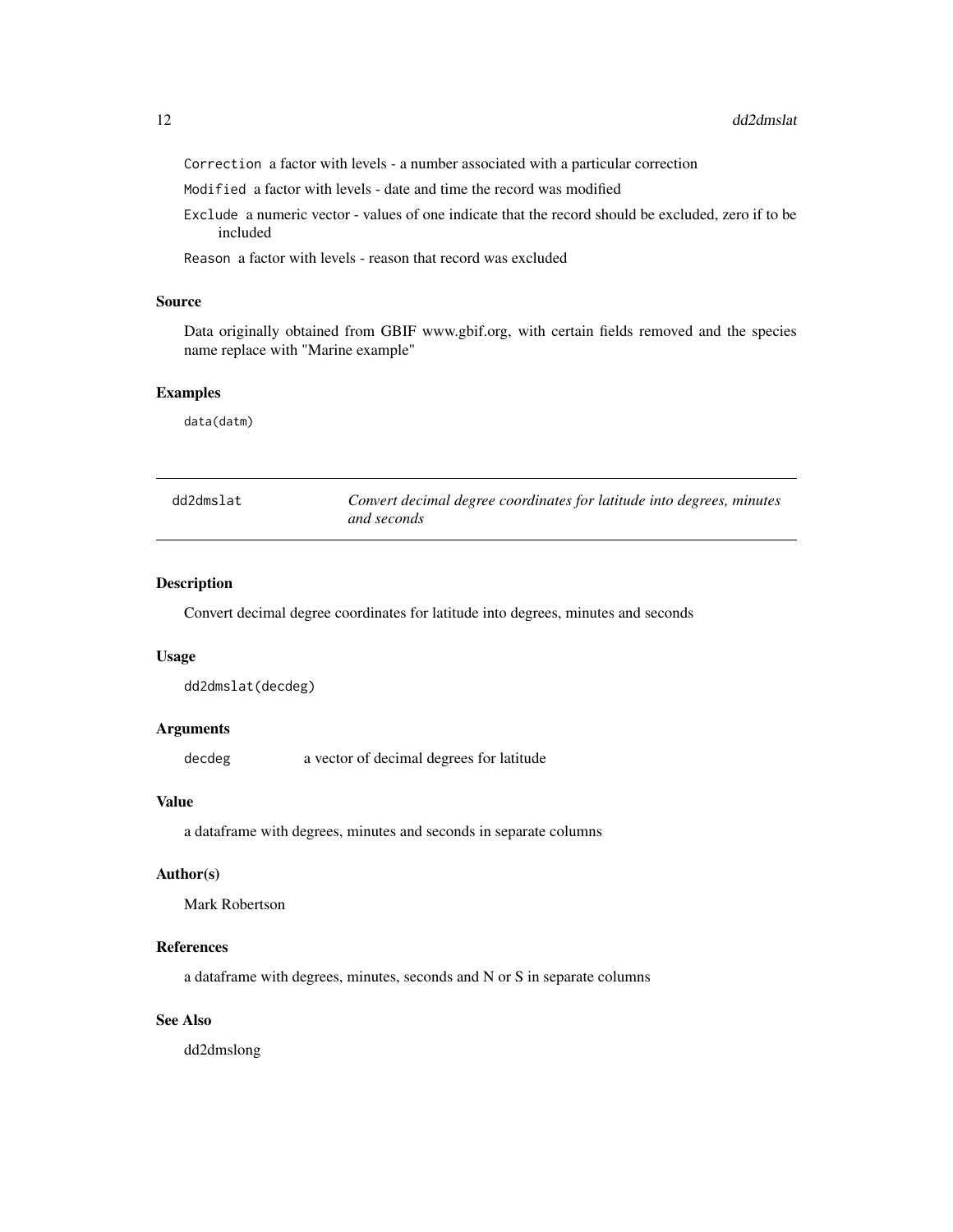Correction a factor with levels - a number associated with a particular correction

Modified a factor with levels - date and time the record was modified

Exclude a numeric vector - values of one indicate that the record should be excluded, zero if to be included

Reason a factor with levels - reason that record was excluded

### Source

Data originally obtained from GBIF www.gbif.org, with certain fields removed and the species name replace with "Marine example"

### Examples

```
data(datm)
```

---

## dd2dmslat — *Convert decimal degree coordinates for latitude into degrees, minutes and seconds*

### Description

Convert decimal degree coordinates for latitude into degrees, minutes and seconds

### Usage

```
dd2dmslat(decdeg)
```

### Arguments

| | |
|---|---|
| decdeg | a vector of decimal degrees for latitude |

### Value

a dataframe with degrees, minutes and seconds in separate columns

### Author(s)

Mark Robertson

### References

a dataframe with degrees, minutes, seconds and N or S in separate columns

### See Also

dd2dmslong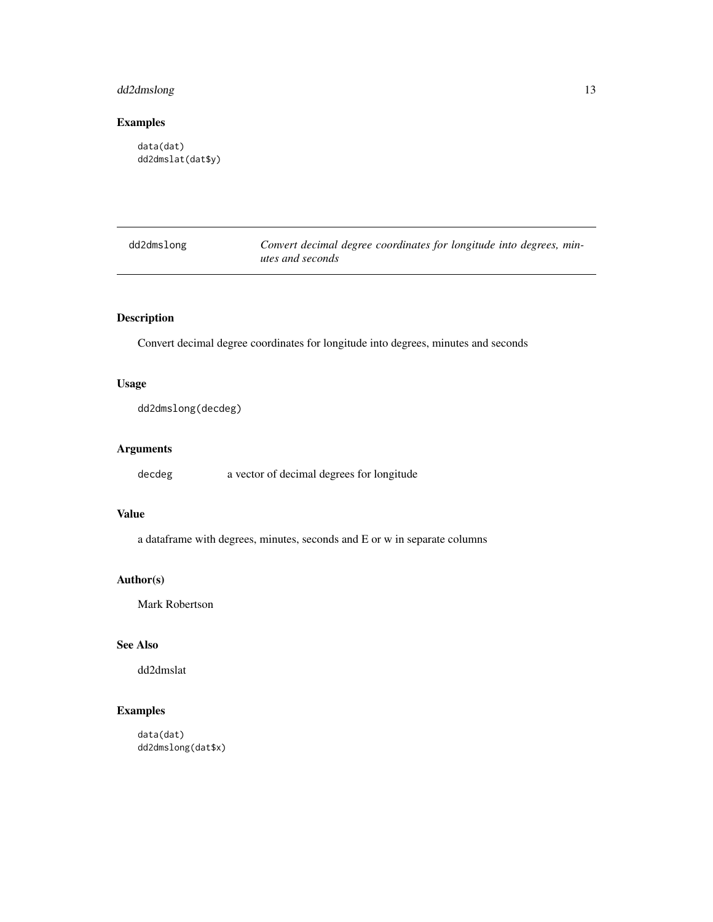## Examples

```
data(dat)
dd2dmslat(dat$y)
```

---

dd2dmslong — *Convert decimal degree coordinates for longitude into degrees, minutes and seconds*

---

## Description

Convert decimal degree coordinates for longitude into degrees, minutes and seconds

## Usage

```
dd2dmslong(decdeg)
```

## Arguments

`decdeg` a vector of decimal degrees for longitude

## Value

a dataframe with degrees, minutes, seconds and E or w in separate columns

## Author(s)

Mark Robertson

## See Also

dd2dmslat

## Examples

```
data(dat)
dd2dmslong(dat$x)
```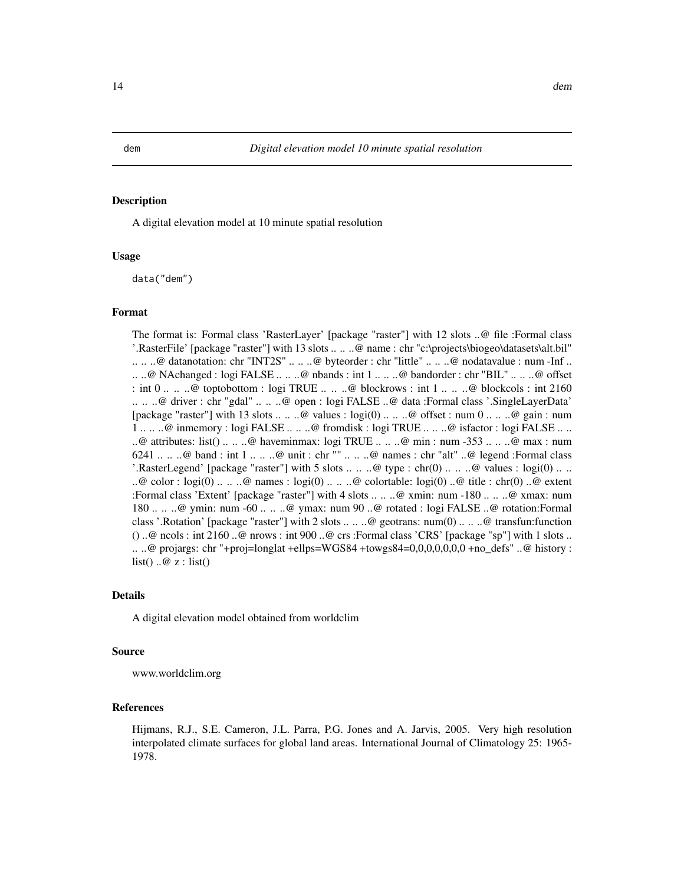dem *Digital elevation model 10 minute spatial resolution*

### Description

A digital elevation model at 10 minute spatial resolution

### Usage

```
data("dem")
```

### Format

The format is: Formal class 'RasterLayer' [package "raster"] with 12 slots ..@ file :Formal class '.RasterFile' [package "raster"] with 13 slots .. .. ..@ name : chr "c:\projects\biogeo\datasets\alt.bil" .. .. ..@ datanotation: chr "INT2S" .. .. ..@ byteorder : chr "little" .. .. ..@ nodatavalue : num -Inf .. .. ..@ NAchanged : logi FALSE .. .. ..@ nbands : int 1 .. .. ..@ bandorder : chr "BIL" .. .. ..@ offset : int 0 .. .. ..@ toptobottom : logi TRUE .. .. ..@ blockrows : int 1 .. .. ..@ blockcols : int 2160 .. .. ..@ driver : chr "gdal" .. .. ..@ open : logi FALSE ..@ data :Formal class '.SingleLayerData' [package "raster"] with 13 slots .. .. ..@ values : logi(0) .. .. ..@ offset : num 0 .. .. ..@ gain : num 1 .. .. ..@ inmemory : logi FALSE .. .. ..@ fromdisk : logi TRUE .. .. ..@ isfactor : logi FALSE .. .. ..@ attributes: list() .. .. ..@ haveminmax: logi TRUE .. .. ..@ min : num -353 .. .. ..@ max : num 6241 .. .. ..@ band : int 1 .. .. ..@ unit : chr "" .. .. ..@ names : chr "alt" ..@ legend :Formal class '.RasterLegend' [package "raster"] with 5 slots .. .. ..@ type : chr(0) .. .. ..@ values : logi(0) .. .. ..@ color : logi(0) .. .. ..@ names : logi(0) .. .. ..@ colortable: logi(0) ..@ title : chr(0) ..@ extent :Formal class 'Extent' [package "raster"] with 4 slots .. .. ..@ xmin: num -180 .. .. ..@ xmax: num 180 .. .. ..@ ymin: num -60 .. .. ..@ ymax: num 90 ..@ rotated : logi FALSE ..@ rotation:Formal class '.Rotation' [package "raster"] with 2 slots .. .. ..@ geotrans: num(0) .. .. ..@ transfun:function () ..@ ncols : int 2160 ..@ nrows : int 900 ..@ crs :Formal class 'CRS' [package "sp"] with 1 slots .. .. ..@ projargs: chr "+proj=longlat +ellps=WGS84 +towgs84=0,0,0,0,0,0,0 +no_defs" ..@ history : list() ..@ z : list()

### Details

A digital elevation model obtained from worldclim

### Source

www.worldclim.org

### References

Hijmans, R.J., S.E. Cameron, J.L. Parra, P.G. Jones and A. Jarvis, 2005. Very high resolution interpolated climate surfaces for global land areas. International Journal of Climatology 25: 1965-1978.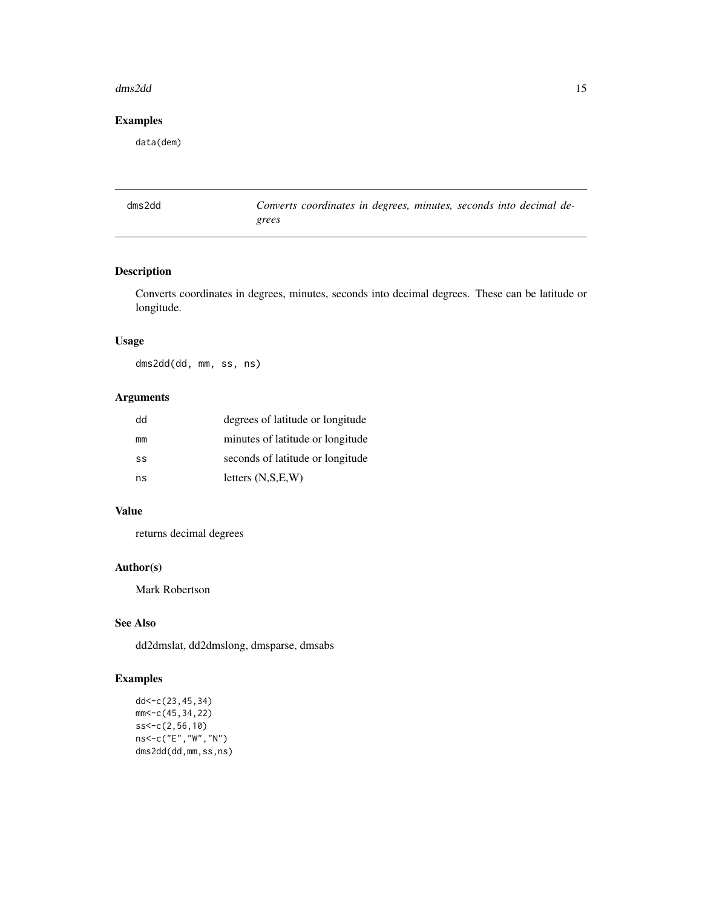## Examples

```
data(dem)
```

---

| dms2dd | *Converts coordinates in degrees, minutes, seconds into decimal degrees* |
|---|---|

---

## Description

Converts coordinates in degrees, minutes, seconds into decimal degrees. These can be latitude or longitude.

## Usage

```
dms2dd(dd, mm, ss, ns)
```

## Arguments

| | |
|---|---|
| `dd` | degrees of latitude or longitude |
| `mm` | minutes of latitude or longitude |
| `ss` | seconds of latitude or longitude |
| `ns` | letters (N,S,E,W) |

## Value

returns decimal degrees

## Author(s)

Mark Robertson

## See Also

dd2dmslat, dd2dmslong, dmsparse, dmsabs

## Examples

```
dd<-c(23,45,34)
mm<-c(45,34,22)
ss<-c(2,56,10)
ns<-c("E","W","N")
dms2dd(dd,mm,ss,ns)
```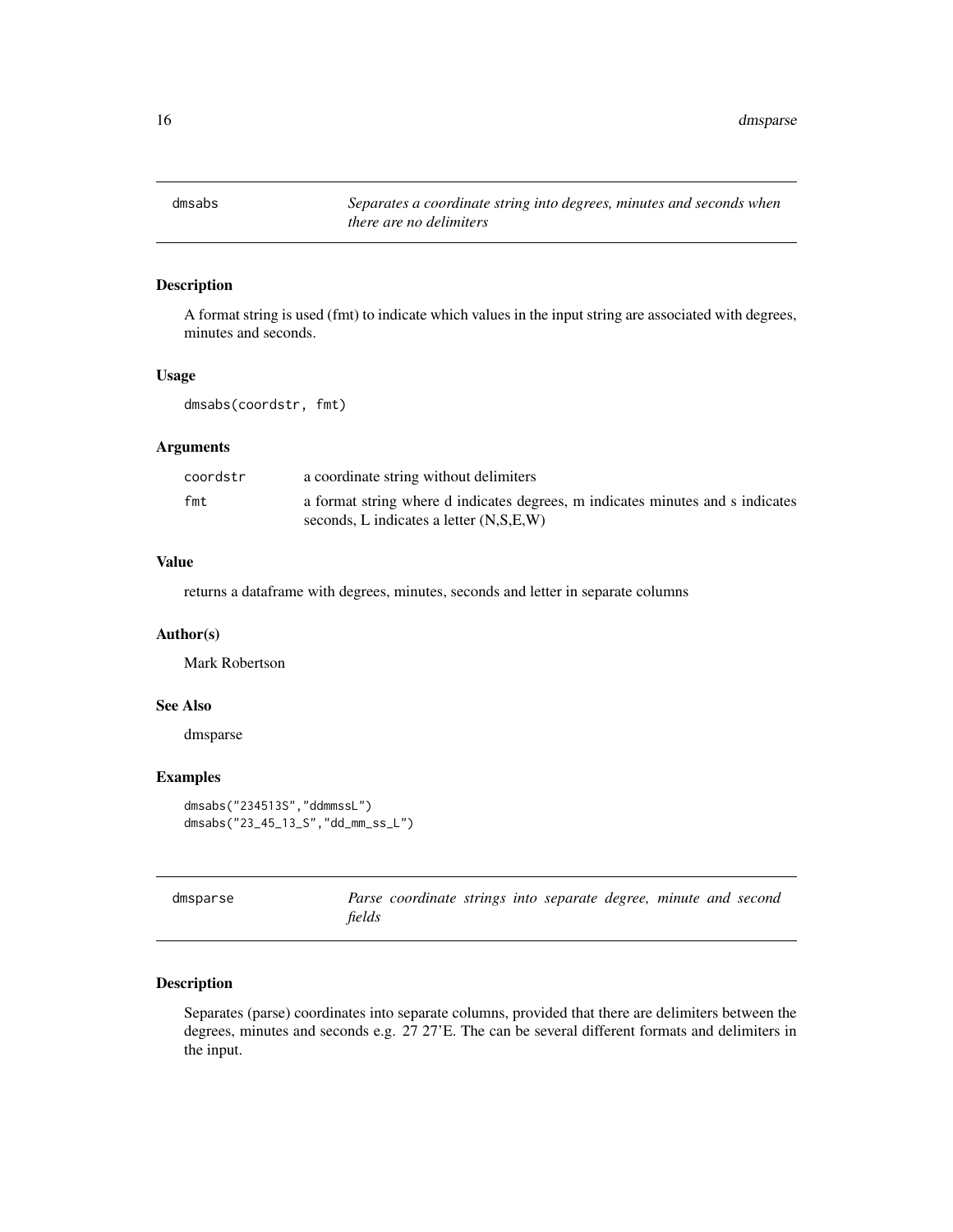## dmsabs — *Separates a coordinate string into degrees, minutes and seconds when there are no delimiters*

### Description

A format string is used (fmt) to indicate which values in the input string are associated with degrees, minutes and seconds.

### Usage

```
dmsabs(coordstr, fmt)
```

### Arguments

| | |
|---|---|
| coordstr | a coordinate string without delimiters |
| fmt | a format string where d indicates degrees, m indicates minutes and s indicates seconds, L indicates a letter (N,S,E,W) |

### Value

returns a dataframe with degrees, minutes, seconds and letter in separate columns

### Author(s)

Mark Robertson

### See Also

dmsparse

### Examples

```
dmsabs("234513S","ddmmssL")
dmsabs("23_45_13_S","dd_mm_ss_L")
```

## dmsparse — *Parse coordinate strings into separate degree, minute and second fields*

### Description

Separates (parse) coordinates into separate columns, provided that there are delimiters between the degrees, minutes and seconds e.g. 27 27'E. The can be several different formats and delimiters in the input.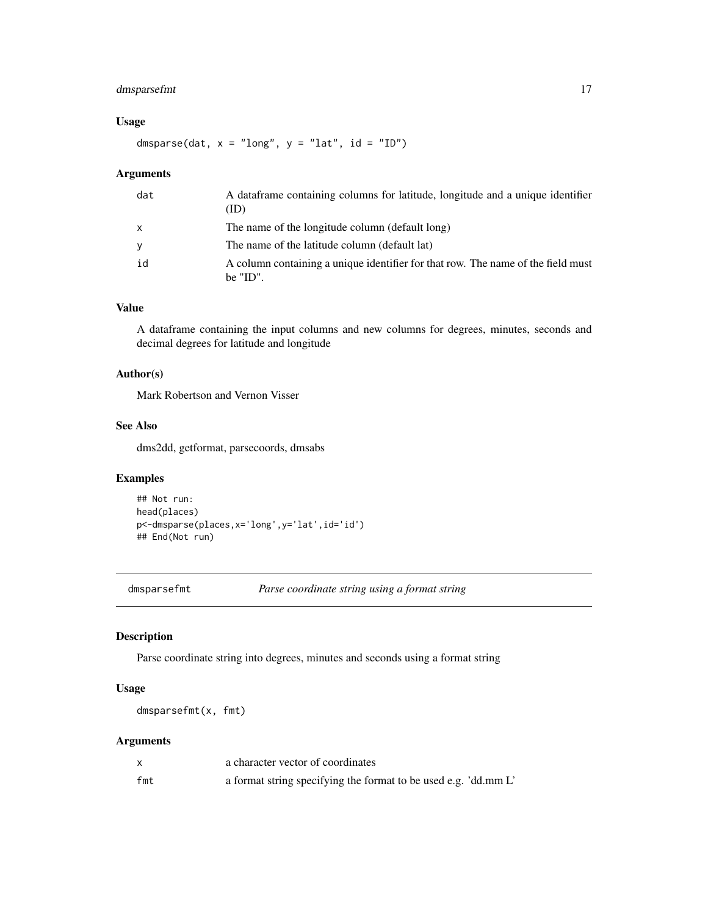### Usage

```
dmsparse(dat, x = "long", y = "lat", id = "ID")
```

### Arguments

| | |
|---|---|
| dat | A dataframe containing columns for latitude, longitude and a unique identifier (ID) |
| x | The name of the longitude column (default long) |
| y | The name of the latitude column (default lat) |
| id | A column containing a unique identifier for that row. The name of the field must be "ID". |

### Value

A dataframe containing the input columns and new columns for degrees, minutes, seconds and decimal degrees for latitude and longitude

### Author(s)

Mark Robertson and Vernon Visser

### See Also

dms2dd, getformat, parsecoords, dmsabs

### Examples

```
## Not run:
head(places)
p<-dmsparse(places,x='long',y='lat',id='id')
## End(Not run)
```

---

## dmsparsefmt *Parse coordinate string using a format string*

### Description

Parse coordinate string into degrees, minutes and seconds using a format string

### Usage

```
dmsparsefmt(x, fmt)
```

### Arguments

| | |
|---|---|
| x | a character vector of coordinates |
| fmt | a format string specifying the format to be used e.g. 'dd.mm L' |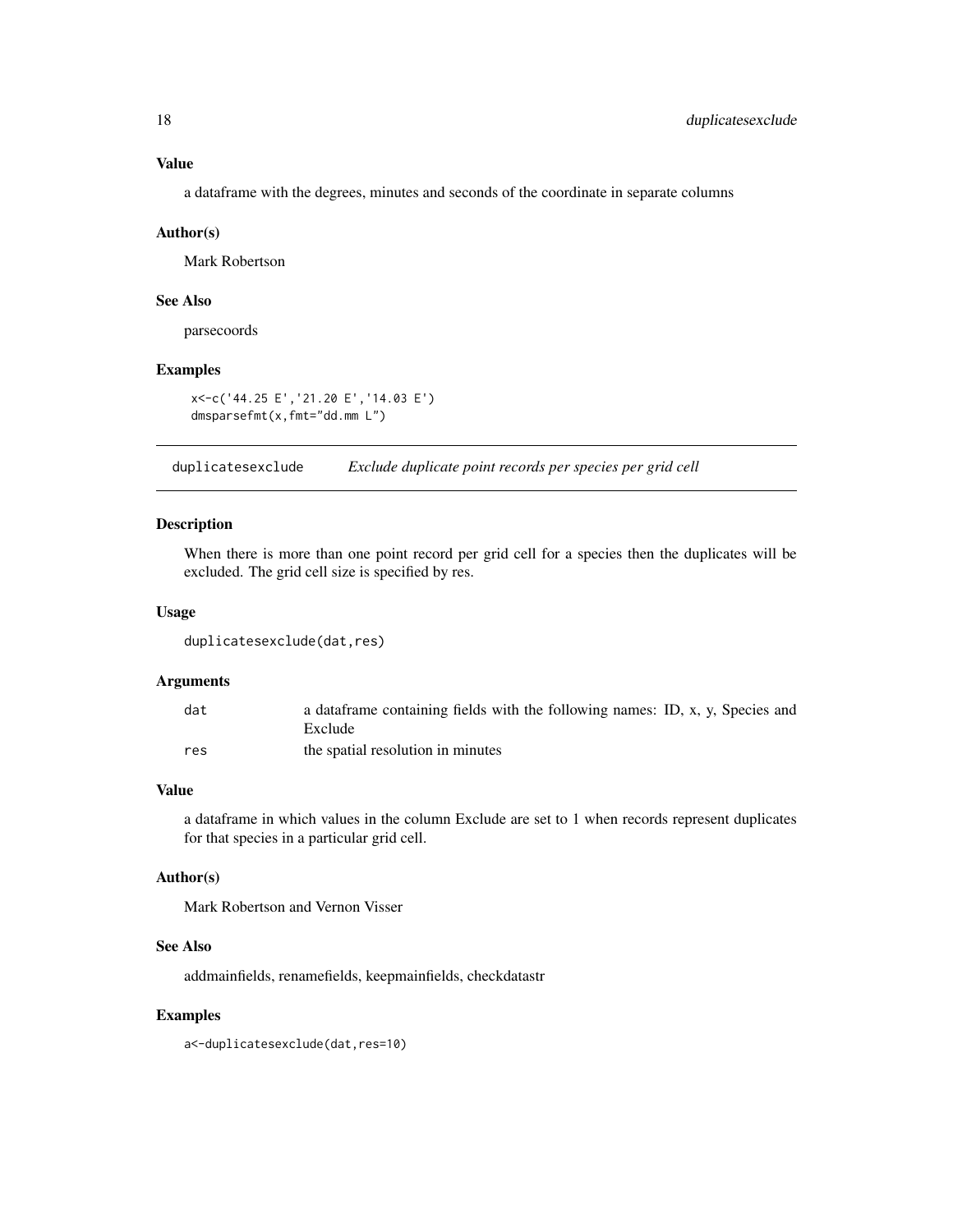### Value

a dataframe with the degrees, minutes and seconds of the coordinate in separate columns

### Author(s)

Mark Robertson

### See Also

parsecoords

### Examples

```
x<-c('44.25 E','21.20 E','14.03 E')
dmsparsefmt(x,fmt="dd.mm L")
```

## duplicatesexclude *Exclude duplicate point records per species per grid cell*

### Description

When there is more than one point record per grid cell for a species then the duplicates will be excluded. The grid cell size is specified by res.

### Usage

```
duplicatesexclude(dat,res)
```

### Arguments

| | |
|---|---|
| dat | a dataframe containing fields with the following names: ID, x, y, Species and Exclude |
| res | the spatial resolution in minutes |

### Value

a dataframe in which values in the column Exclude are set to 1 when records represent duplicates for that species in a particular grid cell.

### Author(s)

Mark Robertson and Vernon Visser

### See Also

addmainfields, renamefields, keepmainfields, checkdatastr

### Examples

```
a<-duplicatesexclude(dat,res=10)
```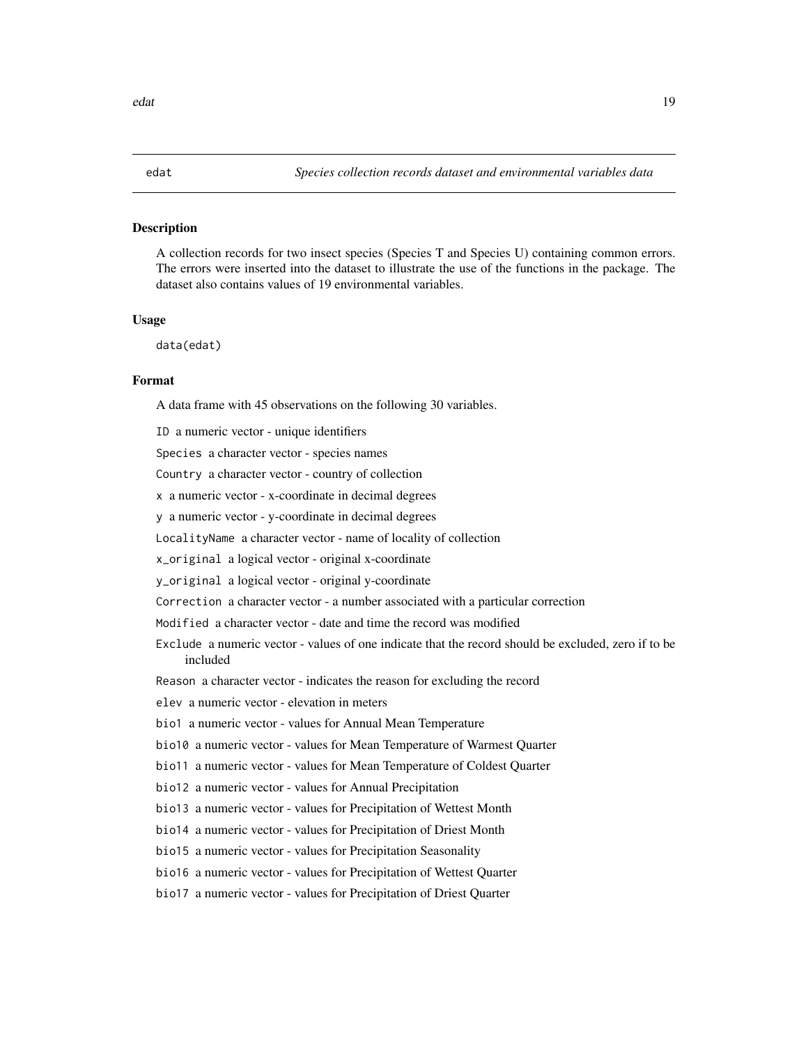## edat — *Species collection records dataset and environmental variables data*

### Description

A collection records for two insect species (Species T and Species U) containing common errors. The errors were inserted into the dataset to illustrate the use of the functions in the package. The dataset also contains values of 19 environmental variables.

### Usage

```
data(edat)
```

### Format

A data frame with 45 observations on the following 30 variables.

- `ID` a numeric vector - unique identifiers
- `Species` a character vector - species names
- `Country` a character vector - country of collection
- `x` a numeric vector - x-coordinate in decimal degrees
- `y` a numeric vector - y-coordinate in decimal degrees
- `LocalityName` a character vector - name of locality of collection
- `x_original` a logical vector - original x-coordinate
- `y_original` a logical vector - original y-coordinate
- `Correction` a character vector - a number associated with a particular correction
- `Modified` a character vector - date and time the record was modified
- `Exclude` a numeric vector - values of one indicate that the record should be excluded, zero if to be included
- `Reason` a character vector - indicates the reason for excluding the record
- `elev` a numeric vector - elevation in meters
- `bio1` a numeric vector - values for Annual Mean Temperature
- `bio10` a numeric vector - values for Mean Temperature of Warmest Quarter
- `bio11` a numeric vector - values for Mean Temperature of Coldest Quarter
- `bio12` a numeric vector - values for Annual Precipitation
- `bio13` a numeric vector - values for Precipitation of Wettest Month
- `bio14` a numeric vector - values for Precipitation of Driest Month
- `bio15` a numeric vector - values for Precipitation Seasonality
- `bio16` a numeric vector - values for Precipitation of Wettest Quarter
- `bio17` a numeric vector - values for Precipitation of Driest Quarter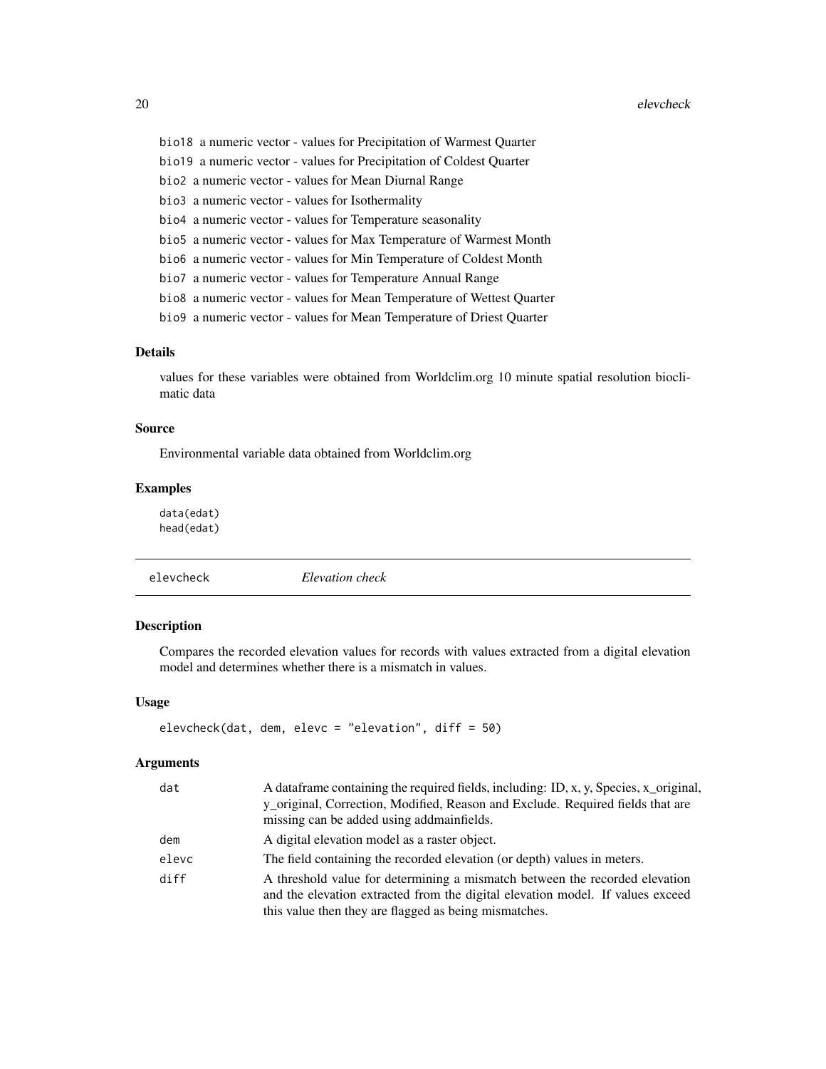bio18 a numeric vector - values for Precipitation of Warmest Quarter

bio19 a numeric vector - values for Precipitation of Coldest Quarter

bio2 a numeric vector - values for Mean Diurnal Range

bio3 a numeric vector - values for Isothermality

bio4 a numeric vector - values for Temperature seasonality

bio5 a numeric vector - values for Max Temperature of Warmest Month

bio6 a numeric vector - values for Min Temperature of Coldest Month

bio7 a numeric vector - values for Temperature Annual Range

bio8 a numeric vector - values for Mean Temperature of Wettest Quarter

bio9 a numeric vector - values for Mean Temperature of Driest Quarter

### Details

values for these variables were obtained from Worldclim.org 10 minute spatial resolution bioclimatic data

### Source

Environmental variable data obtained from Worldclim.org

### Examples

```
data(edat)
head(edat)
```

## elevcheck *Elevation check*

### Description

Compares the recorded elevation values for records with values extracted from a digital elevation model and determines whether there is a mismatch in values.

### Usage

```
elevcheck(dat, dem, elevc = "elevation", diff = 50)
```

### Arguments

| | |
|---|---|
| dat | A dataframe containing the required fields, including: ID, x, y, Species, x_original, y_original, Correction, Modified, Reason and Exclude. Required fields that are missing can be added using addmainfields. |
| dem | A digital elevation model as a raster object. |
| elevc | The field containing the recorded elevation (or depth) values in meters. |
| diff | A threshold value for determining a mismatch between the recorded elevation and the elevation extracted from the digital elevation model. If values exceed this value then they are flagged as being mismatches. |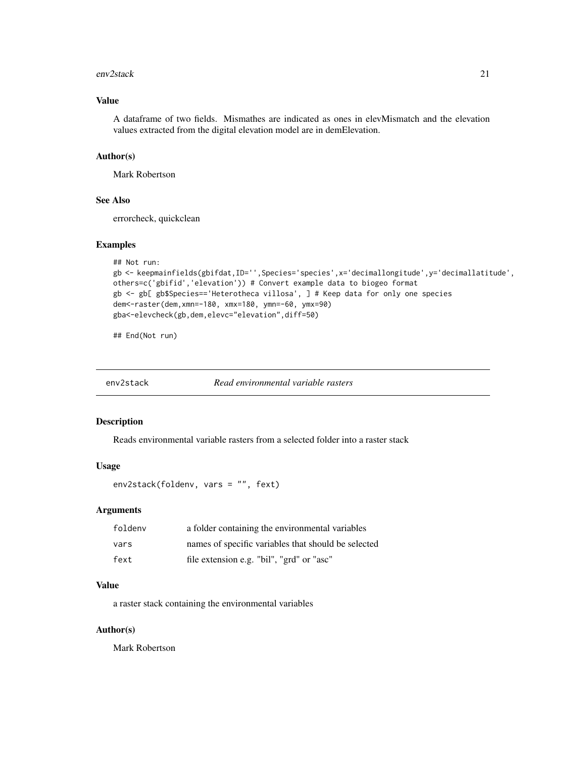### Value

A dataframe of two fields. Mismathes are indicated as ones in elevMismatch and the elevation values extracted from the digital elevation model are in demElevation.

### Author(s)

Mark Robertson

### See Also

errorcheck, quickclean

### Examples

```
## Not run:
gb <- keepmainfields(gbifdat,ID='',Species='species',x='decimallongitude',y='decimallatitude',
others=c('gbifid','elevation')) # Convert example data to biogeo format
gb <- gb[ gb$Species=='Heterotheca villosa', ] # Keep data for only one species
dem<-raster(dem,xmn=-180, xmx=180, ymn=-60, ymx=90)
gba<-elevcheck(gb,dem,elevc="elevation",diff=50)

## End(Not run)
```

---

## env2stack *Read environmental variable rasters*

---

### Description

Reads environmental variable rasters from a selected folder into a raster stack

### Usage

```
env2stack(foldenv, vars = "", fext)
```

### Arguments

| | |
|---|---|
| foldenv | a folder containing the environmental variables |
| vars | names of specific variables that should be selected |
| fext | file extension e.g. "bil", "grd" or "asc" |

### Value

a raster stack containing the environmental variables

### Author(s)

Mark Robertson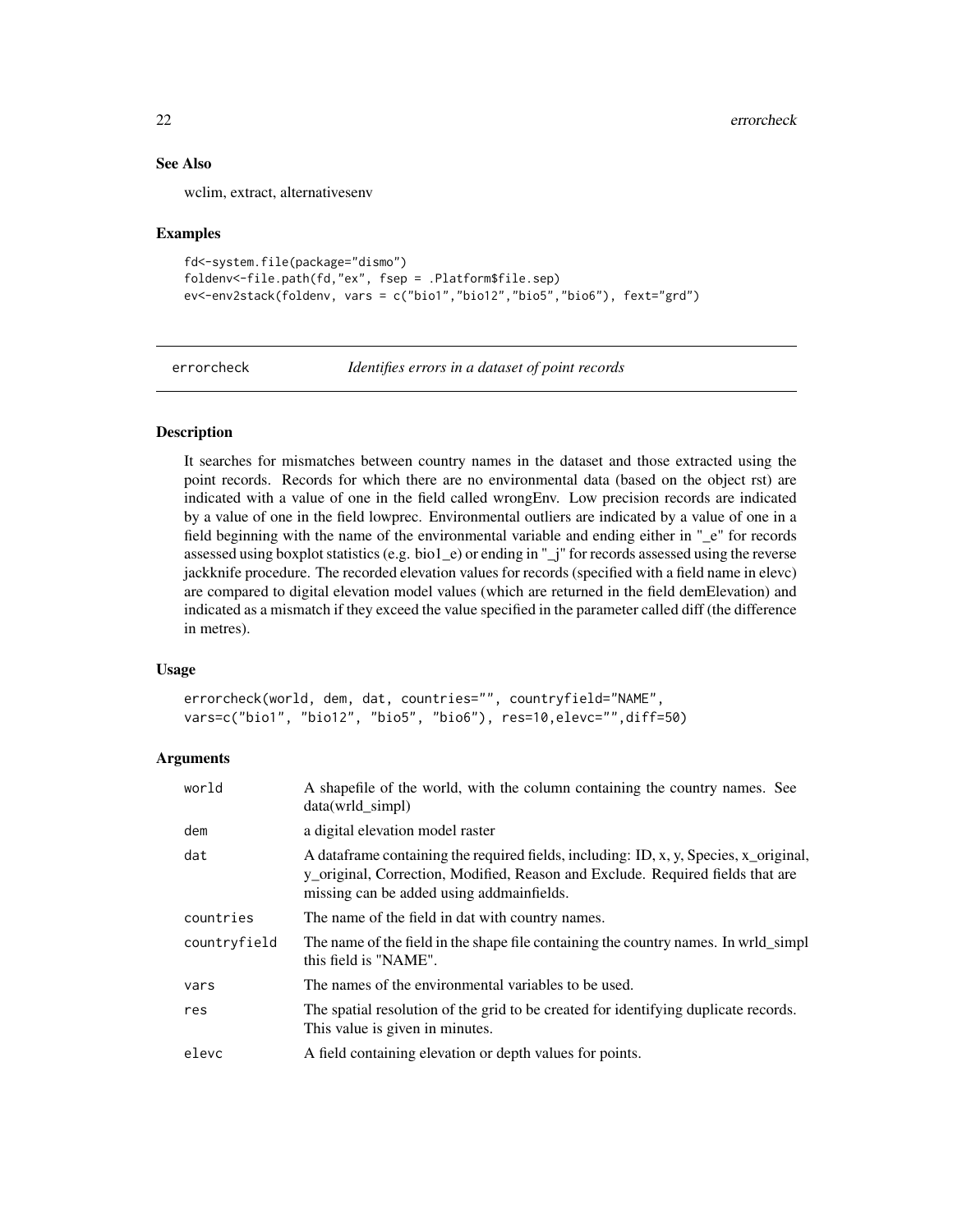## See Also

wclim, extract, alternativesenv

## Examples

```
fd<-system.file(package="dismo")
foldenv<-file.path(fd,"ex", fsep = .Platform$file.sep)
ev<-env2stack(foldenv, vars = c("bio1","bio12","bio5","bio6"), fext="grd")
```

---

# errorcheck *Identifies errors in a dataset of point records*

---

## Description

It searches for mismatches between country names in the dataset and those extracted using the point records. Records for which there are no environmental data (based on the object rst) are indicated with a value of one in the field called wrongEnv. Low precision records are indicated by a value of one in the field lowprec. Environmental outliers are indicated by a value of one in a field beginning with the name of the environmental variable and ending either in "_e" for records assessed using boxplot statistics (e.g. bio1_e) or ending in "_j" for records assessed using the reverse jackknife procedure. The recorded elevation values for records (specified with a field name in elevc) are compared to digital elevation model values (which are returned in the field demElevation) and indicated as a mismatch if they exceed the value specified in the parameter called diff (the difference in metres).

## Usage

```
errorcheck(world, dem, dat, countries="", countryfield="NAME",
vars=c("bio1", "bio12", "bio5", "bio6"), res=10,elevc="",diff=50)
```

## Arguments

| | |
|---|---|
| world | A shapefile of the world, with the column containing the country names. See data(wrld_simpl) |
| dem | a digital elevation model raster |
| dat | A dataframe containing the required fields, including: ID, x, y, Species, x_original, y_original, Correction, Modified, Reason and Exclude. Required fields that are missing can be added using addmainfields. |
| countries | The name of the field in dat with country names. |
| countryfield | The name of the field in the shape file containing the country names. In wrld_simpl this field is "NAME". |
| vars | The names of the environmental variables to be used. |
| res | The spatial resolution of the grid to be created for identifying duplicate records. This value is given in minutes. |
| elevc | A field containing elevation or depth values for points. |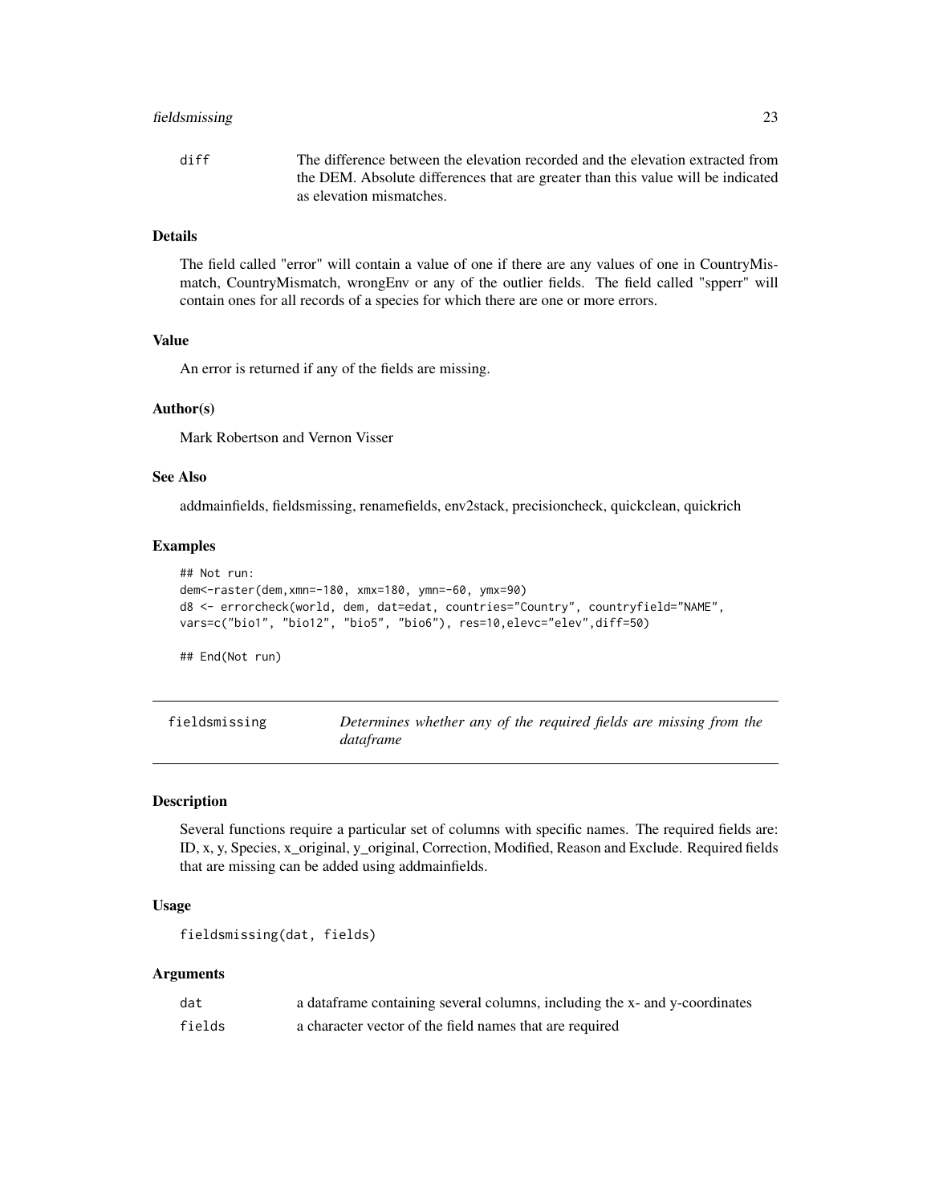| | |
|---|---|
| diff | The difference between the elevation recorded and the elevation extracted from the DEM. Absolute differences that are greater than this value will be indicated as elevation mismatches. |

### Details

The field called "error" will contain a value of one if there are any values of one in CountryMismatch, CountryMismatch, wrongEnv or any of the outlier fields. The field called "spperr" will contain ones for all records of a species for which there are one or more errors.

### Value

An error is returned if any of the fields are missing.

### Author(s)

Mark Robertson and Vernon Visser

### See Also

addmainfields, fieldsmissing, renamefields, env2stack, precisioncheck, quickclean, quickrich

### Examples

```
## Not run:
dem<-raster(dem,xmn=-180, xmx=180, ymn=-60, ymx=90)
d8 <- errorcheck(world, dem, dat=edat, countries="Country", countryfield="NAME",
vars=c("bio1", "bio12", "bio5", "bio6"), res=10,elevc="elev",diff=50)

## End(Not run)
```

---

## fieldsmissing — *Determines whether any of the required fields are missing from the dataframe*

### Description

Several functions require a particular set of columns with specific names. The required fields are: ID, x, y, Species, x_original, y_original, Correction, Modified, Reason and Exclude. Required fields that are missing can be added using addmainfields.

### Usage

```
fieldsmissing(dat, fields)
```

### Arguments

| | |
|---|---|
| dat | a dataframe containing several columns, including the x- and y-coordinates |
| fields | a character vector of the field names that are required |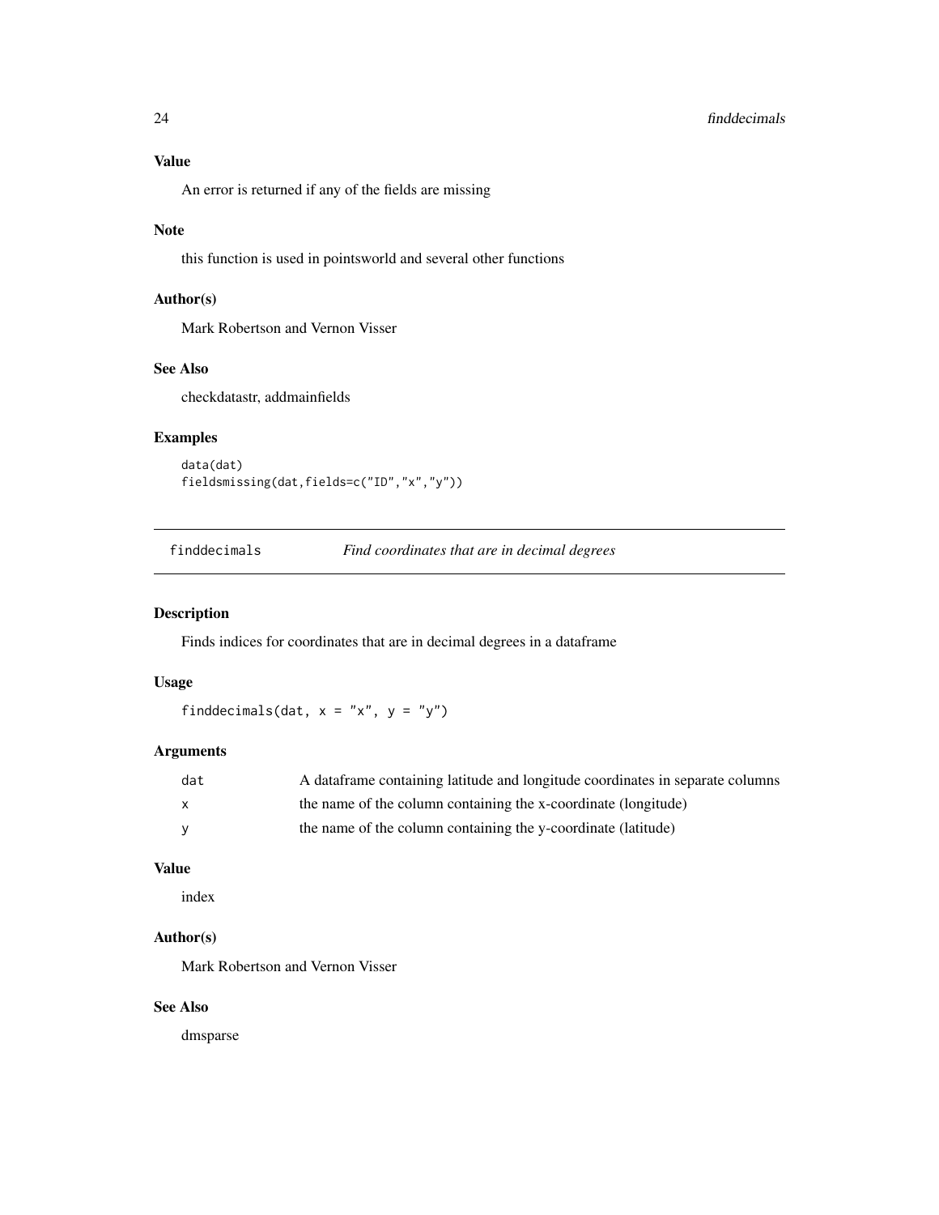### Value

An error is returned if any of the fields are missing

### Note

this function is used in pointsworld and several other functions

### Author(s)

Mark Robertson and Vernon Visser

### See Also

checkdatastr, addmainfields

### Examples

```
data(dat)
fieldsmissing(dat,fields=c("ID","x","y"))
```

---

## finddecimals — *Find coordinates that are in decimal degrees*

---

### Description

Finds indices for coordinates that are in decimal degrees in a dataframe

### Usage

```
finddecimals(dat, x = "x", y = "y")
```

### Arguments

| | |
|---|---|
| dat | A dataframe containing latitude and longitude coordinates in separate columns |
| x | the name of the column containing the x-coordinate (longitude) |
| y | the name of the column containing the y-coordinate (latitude) |

### Value

index

### Author(s)

Mark Robertson and Vernon Visser

### See Also

dmsparse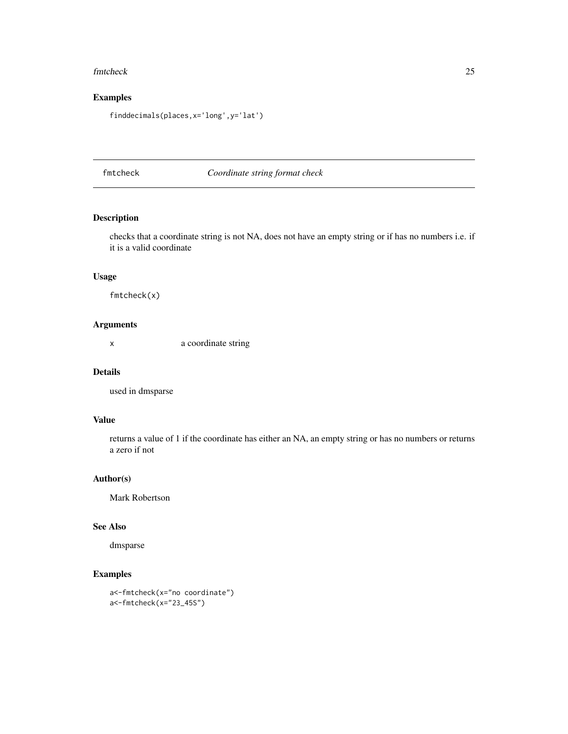## Examples

```
finddecimals(places,x='long',y='lat')
```

---

## fmtcheck — *Coordinate string format check*

---

### Description

checks that a coordinate string is not NA, does not have an empty string or if has no numbers i.e. if it is a valid coordinate

### Usage

```
fmtcheck(x)
```

### Arguments

| | |
|---|---|
| x | a coordinate string |

### Details

used in dmsparse

### Value

returns a value of 1 if the coordinate has either an NA, an empty string or has no numbers or returns a zero if not

### Author(s)

Mark Robertson

### See Also

dmsparse

### Examples

```
a<-fmtcheck(x="no coordinate")
a<-fmtcheck(x="23_45S")
```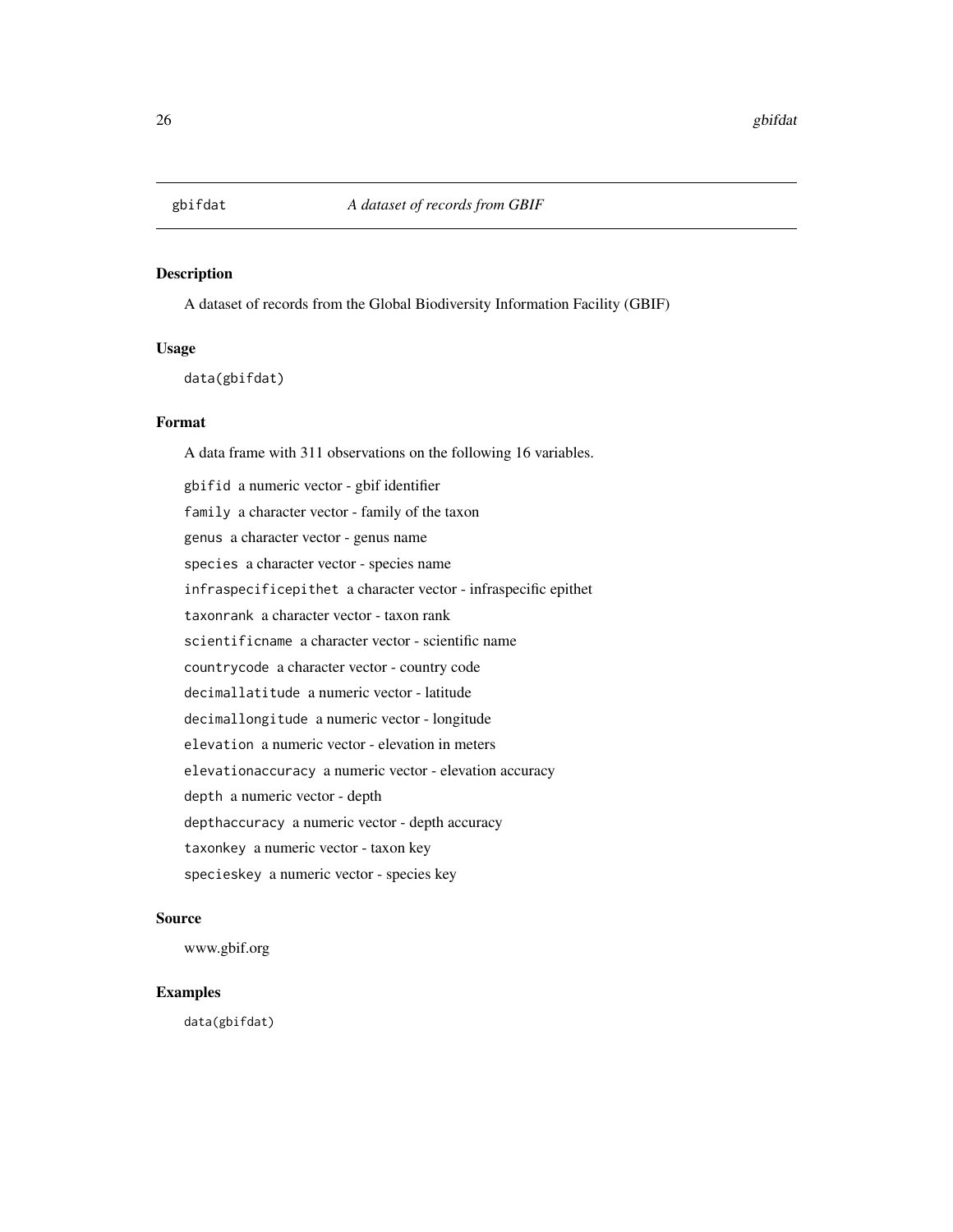# gbifdat — *A dataset of records from GBIF*

## Description

A dataset of records from the Global Biodiversity Information Facility (GBIF)

## Usage

```
data(gbifdat)
```

## Format

A data frame with 311 observations on the following 16 variables.

- `gbifid` a numeric vector - gbif identifier
- `family` a character vector - family of the taxon
- `genus` a character vector - genus name
- `species` a character vector - species name
- `infraspecificepithet` a character vector - infraspecific epithet
- `taxonrank` a character vector - taxon rank
- `scientificname` a character vector - scientific name
- `countrycode` a character vector - country code
- `decimallatitude` a numeric vector - latitude
- `decimallongitude` a numeric vector - longitude
- `elevation` a numeric vector - elevation in meters
- `elevationaccuracy` a numeric vector - elevation accuracy
- `depth` a numeric vector - depth
- `depthaccuracy` a numeric vector - depth accuracy
- `taxonkey` a numeric vector - taxon key
- `specieskey` a numeric vector - species key

## Source

www.gbif.org

## Examples

```
data(gbifdat)
```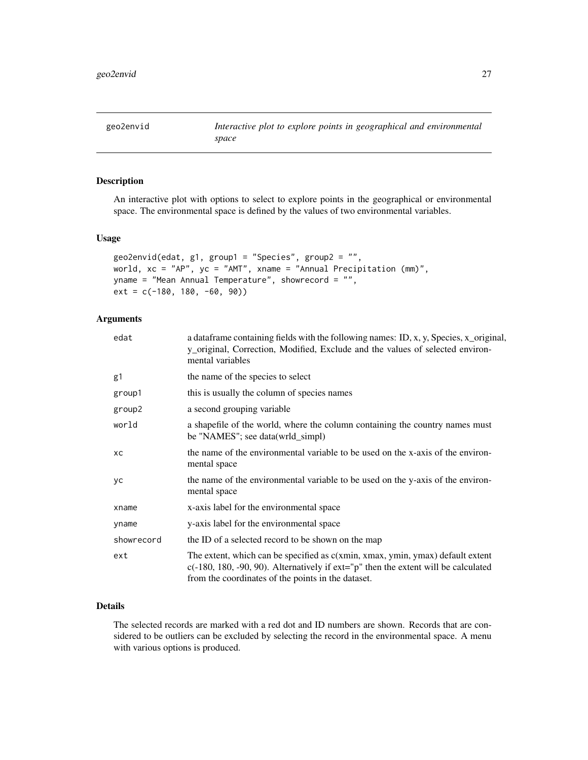## geo2envid — *Interactive plot to explore points in geographical and environmental space*

### Description

An interactive plot with options to select to explore points in the geographical or environmental space. The environmental space is defined by the values of two environmental variables.

### Usage

```
geo2envid(edat, g1, group1 = "Species", group2 = "",
world, xc = "AP", yc = "AMT", xname = "Annual Precipitation (mm)",
yname = "Mean Annual Temperature", showrecord = "",
ext = c(-180, 180, -60, 90))
```

### Arguments

| | |
|---|---|
| `edat` | a dataframe containing fields with the following names: ID, x, y, Species, x_original, y_original, Correction, Modified, Exclude and the values of selected environmental variables |
| `g1` | the name of the species to select |
| `group1` | this is usually the column of species names |
| `group2` | a second grouping variable |
| `world` | a shapefile of the world, where the column containing the country names must be "NAMES"; see data(wrld_simpl) |
| `xc` | the name of the environmental variable to be used on the x-axis of the environmental space |
| `yc` | the name of the environmental variable to be used on the y-axis of the environmental space |
| `xname` | x-axis label for the environmental space |
| `yname` | y-axis label for the environmental space |
| `showrecord` | the ID of a selected record to be shown on the map |
| `ext` | The extent, which can be specified as c(xmin, xmax, ymin, ymax) default extent c(-180, 180, -90, 90). Alternatively if ext="p" then the extent will be calculated from the coordinates of the points in the dataset. |

### Details

The selected records are marked with a red dot and ID numbers are shown. Records that are considered to be outliers can be excluded by selecting the record in the environmental space. A menu with various options is produced.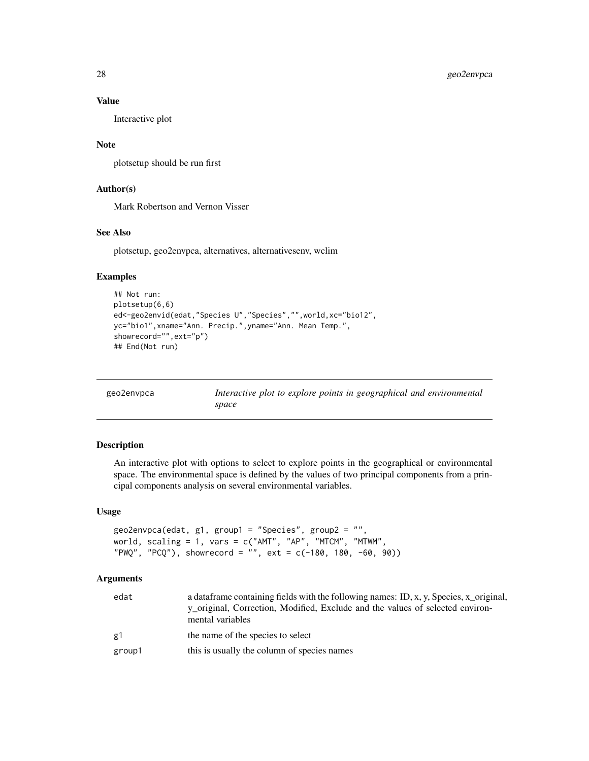### Value

Interactive plot

### Note

plotsetup should be run first

### Author(s)

Mark Robertson and Vernon Visser

### See Also

plotsetup, geo2envpca, alternatives, alternativesenv, wclim

### Examples

```
## Not run:
plotsetup(6,6)
ed<-geo2envid(edat,"Species U","Species","",world,xc="bio12",
yc="bio1",xname="Ann. Precip.",yname="Ann. Mean Temp.",
showrecord="",ext="p")
## End(Not run)
```

---

## geo2envpca — *Interactive plot to explore points in geographical and environmental space*

---

### Description

An interactive plot with options to select to explore points in the geographical or environmental space. The environmental space is defined by the values of two principal components from a principal components analysis on several environmental variables.

### Usage

```
geo2envpca(edat, g1, group1 = "Species", group2 = "",
world, scaling = 1, vars = c("AMT", "AP", "MTCM", "MTWM",
"PWQ", "PCQ"), showrecord = "", ext = c(-180, 180, -60, 90))
```

### Arguments

| | |
|---|---|
| edat | a dataframe containing fields with the following names: ID, x, y, Species, x_original, y_original, Correction, Modified, Exclude and the values of selected environmental variables |
| g1 | the name of the species to select |
| group1 | this is usually the column of species names |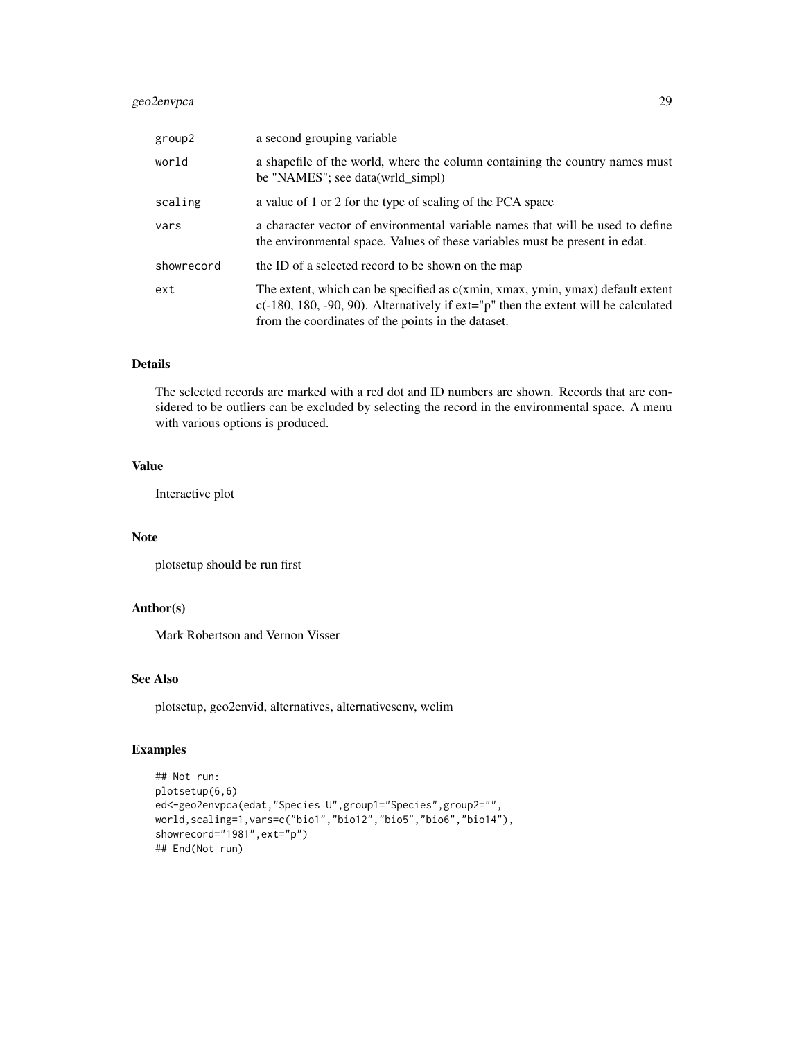| | |
|---|---|
| group2 | a second grouping variable |
| world | a shapefile of the world, where the column containing the country names must be "NAMES"; see data(wrld_simpl) |
| scaling | a value of 1 or 2 for the type of scaling of the PCA space |
| vars | a character vector of environmental variable names that will be used to define the environmental space. Values of these variables must be present in edat. |
| showrecord | the ID of a selected record to be shown on the map |
| ext | The extent, which can be specified as c(xmin, xmax, ymin, ymax) default extent c(-180, 180, -90, 90). Alternatively if ext="p" then the extent will be calculated from the coordinates of the points in the dataset. |

## Details

The selected records are marked with a red dot and ID numbers are shown. Records that are considered to be outliers can be excluded by selecting the record in the environmental space. A menu with various options is produced.

## Value

Interactive plot

## Note

plotsetup should be run first

## Author(s)

Mark Robertson and Vernon Visser

## See Also

plotsetup, geo2envid, alternatives, alternativesenv, wclim

## Examples

```
## Not run:
plotsetup(6,6)
ed<-geo2envpca(edat,"Species U",group1="Species",group2="",
world,scaling=1,vars=c("bio1","bio12","bio5","bio6","bio14"),
showrecord="1981",ext="p")
## End(Not run)
```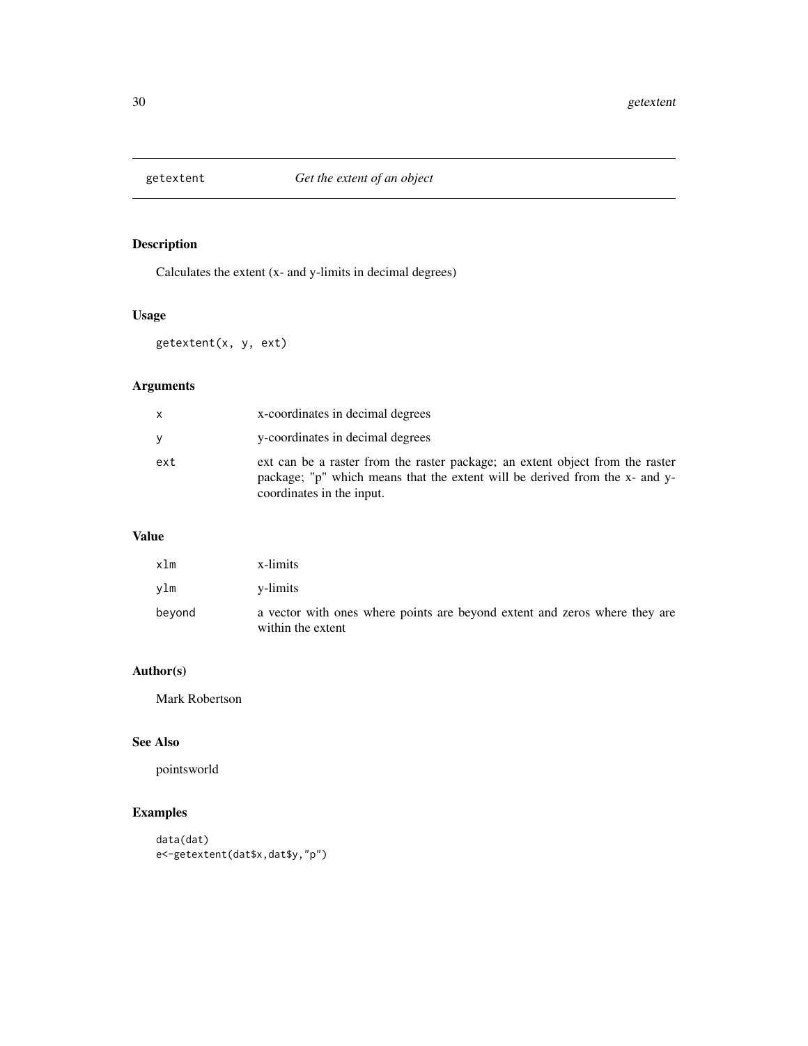# getextent *Get the extent of an object*

## Description

Calculates the extent (x- and y-limits in decimal degrees)

## Usage

```
getextent(x, y, ext)
```

## Arguments

| | |
|---|---|
| x | x-coordinates in decimal degrees |
| y | y-coordinates in decimal degrees |
| ext | ext can be a raster from the raster package; an extent object from the raster package; "p" which means that the extent will be derived from the x- and y-coordinates in the input. |

## Value

| | |
|---|---|
| xlm | x-limits |
| ylm | y-limits |
| beyond | a vector with ones where points are beyond extent and zeros where they are within the extent |

## Author(s)

Mark Robertson

## See Also

pointsworld

## Examples

```
data(dat)
e<-getextent(dat$x,dat$y,"p")
```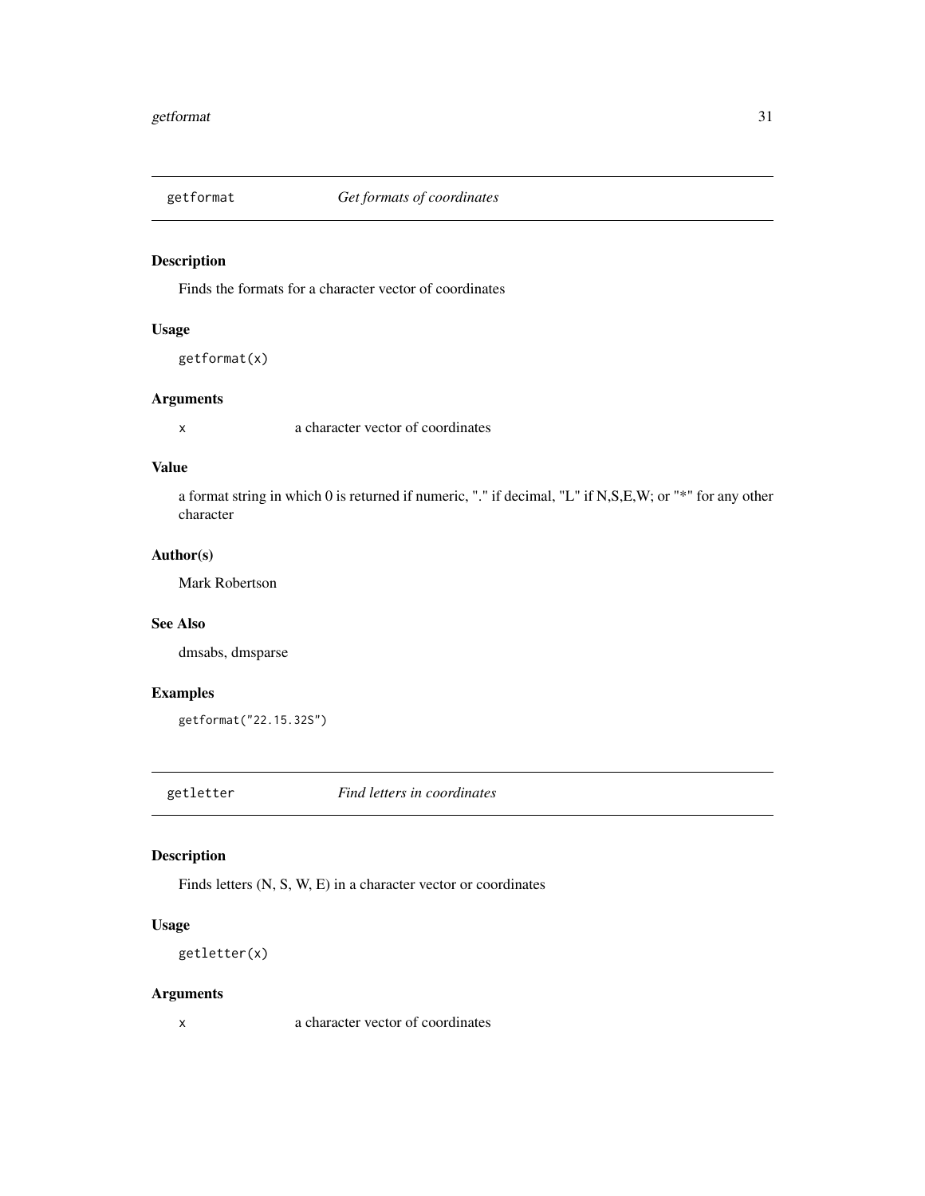## getformat *Get formats of coordinates*

### Description

Finds the formats for a character vector of coordinates

### Usage

```
getformat(x)
```

### Arguments

x    a character vector of coordinates

### Value

a format string in which 0 is returned if numeric, "." if decimal, "L" if N,S,E,W; or "*" for any other character

### Author(s)

Mark Robertson

### See Also

dmsabs, dmsparse

### Examples

```
getformat("22.15.32S")
```

## getletter *Find letters in coordinates*

### Description

Finds letters (N, S, W, E) in a character vector or coordinates

### Usage

```
getletter(x)
```

### Arguments

x    a character vector of coordinates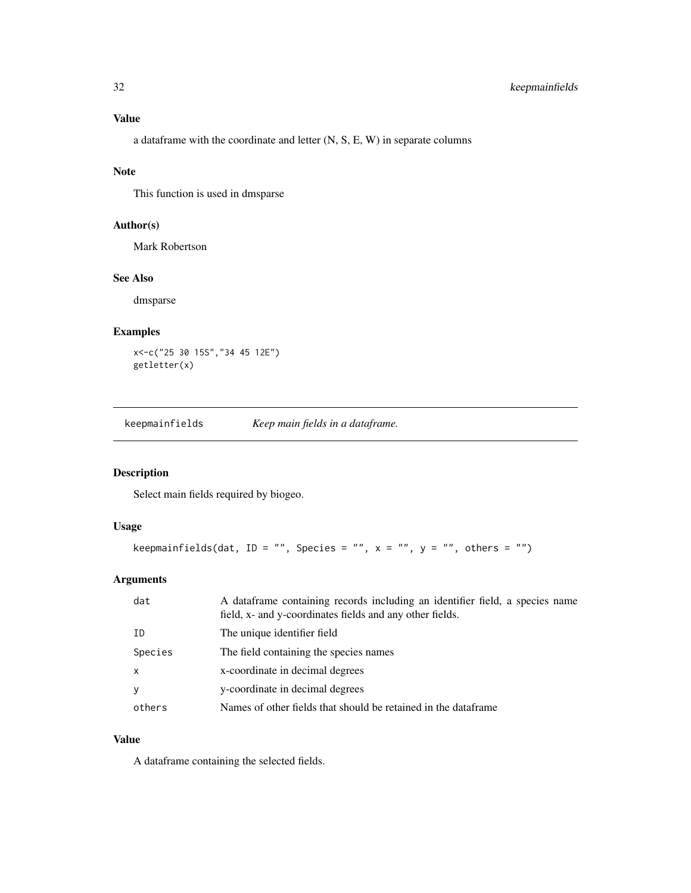### Value

a dataframe with the coordinate and letter (N, S, E, W) in separate columns

### Note

This function is used in dmsparse

### Author(s)

Mark Robertson

### See Also

dmsparse

### Examples

```
x<-c("25 30 15S","34 45 12E")
getletter(x)
```

---

## keepmainfields — *Keep main fields in a dataframe.*

---

### Description

Select main fields required by biogeo.

### Usage

```
keepmainfields(dat, ID = "", Species = "", x = "", y = "", others = "")
```

### Arguments

| | |
|---|---|
| `dat` | A dataframe containing records including an identifier field, a species name field, x- and y-coordinates fields and any other fields. |
| `ID` | The unique identifier field |
| `Species` | The field containing the species names |
| `x` | x-coordinate in decimal degrees |
| `y` | y-coordinate in decimal degrees |
| `others` | Names of other fields that should be retained in the dataframe |

### Value

A dataframe containing the selected fields.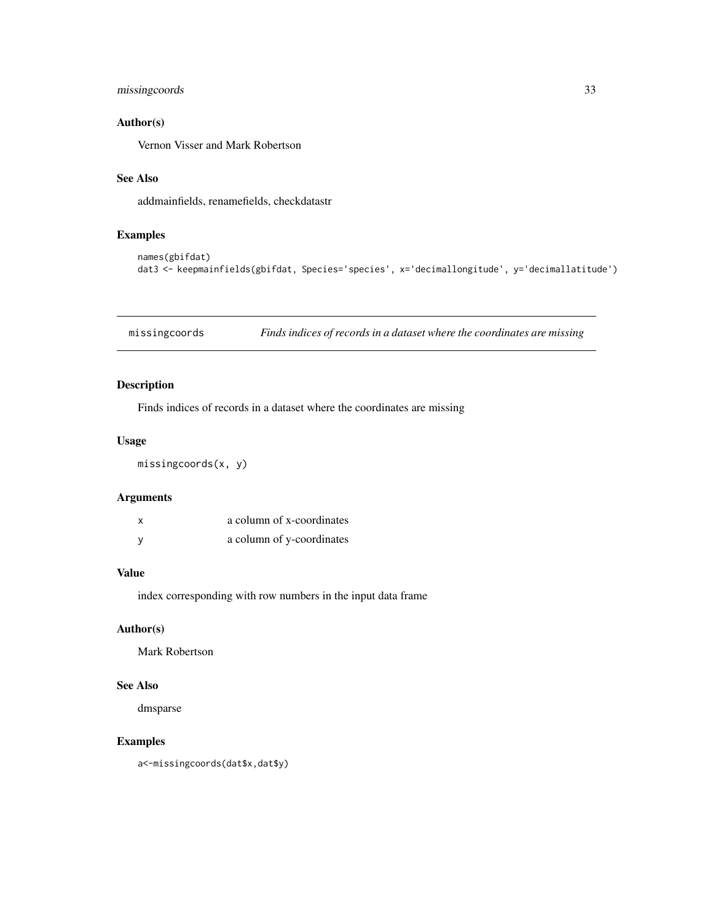### Author(s)

Vernon Visser and Mark Robertson

### See Also

addmainfields, renamefields, checkdatastr

### Examples

```
names(gbifdat)
dat3 <- keepmainfields(gbifdat, Species='species', x='decimallongitude', y='decimallatitude')
```

---

## missingcoords *Finds indices of records in a dataset where the coordinates are missing*

---

### Description

Finds indices of records in a dataset where the coordinates are missing

### Usage

```
missingcoords(x, y)
```

### Arguments

| | |
|---|---|
| x | a column of x-coordinates |
| y | a column of y-coordinates |

### Value

index corresponding with row numbers in the input data frame

### Author(s)

Mark Robertson

### See Also

dmsparse

### Examples

```
a<-missingcoords(dat$x,dat$y)
```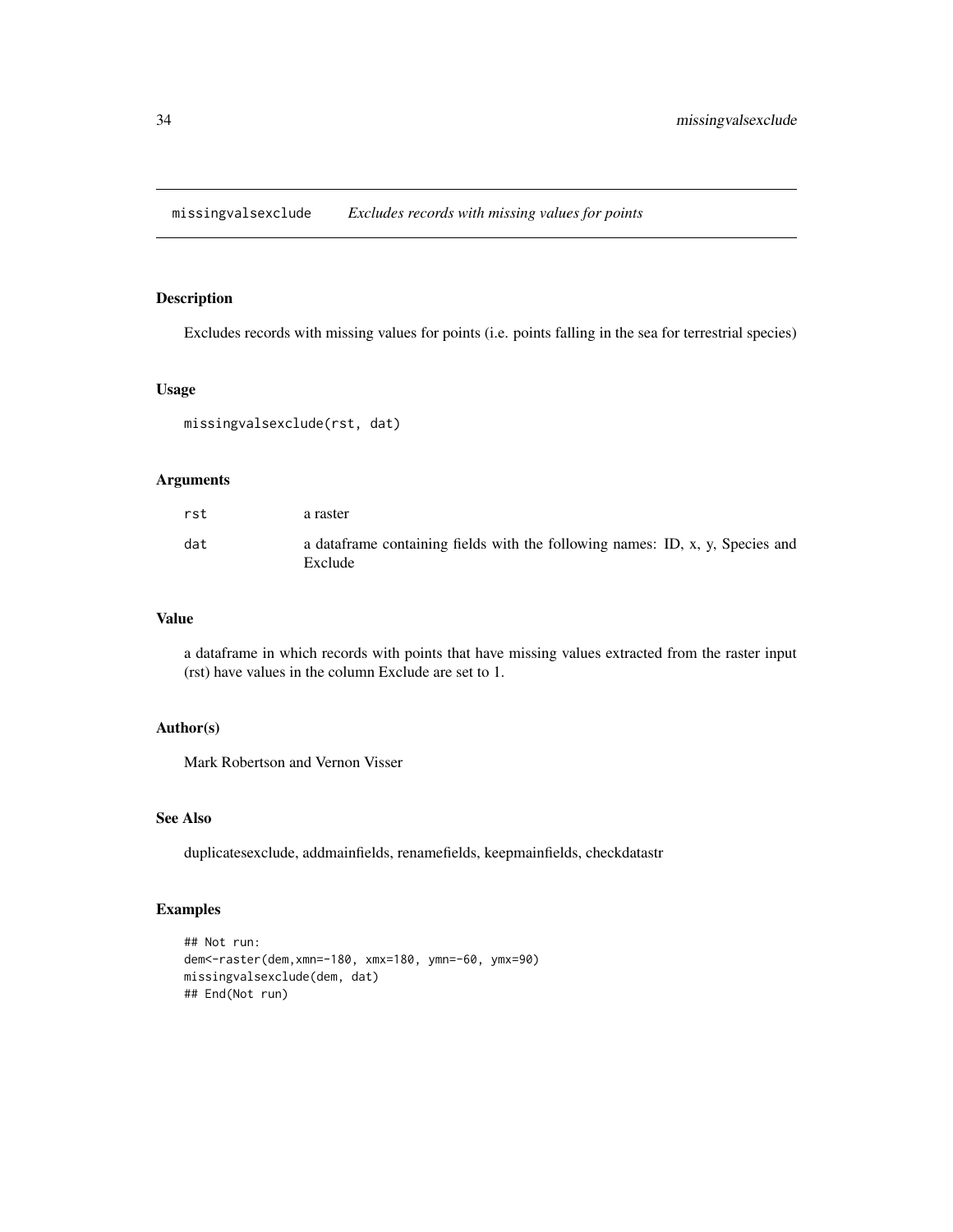# missingvalsexclude *Excludes records with missing values for points*

## Description

Excludes records with missing values for points (i.e. points falling in the sea for terrestrial species)

## Usage

```
missingvalsexclude(rst, dat)
```

## Arguments

| | |
|---|---|
| rst | a raster |
| dat | a dataframe containing fields with the following names: ID, x, y, Species and Exclude |

## Value

a dataframe in which records with points that have missing values extracted from the raster input (rst) have values in the column Exclude are set to 1.

## Author(s)

Mark Robertson and Vernon Visser

## See Also

duplicatesexclude, addmainfields, renamefields, keepmainfields, checkdatastr

## Examples

```
## Not run:
dem<-raster(dem,xmn=-180, xmx=180, ymn=-60, ymx=90)
missingvalsexclude(dem, dat)
## End(Not run)
```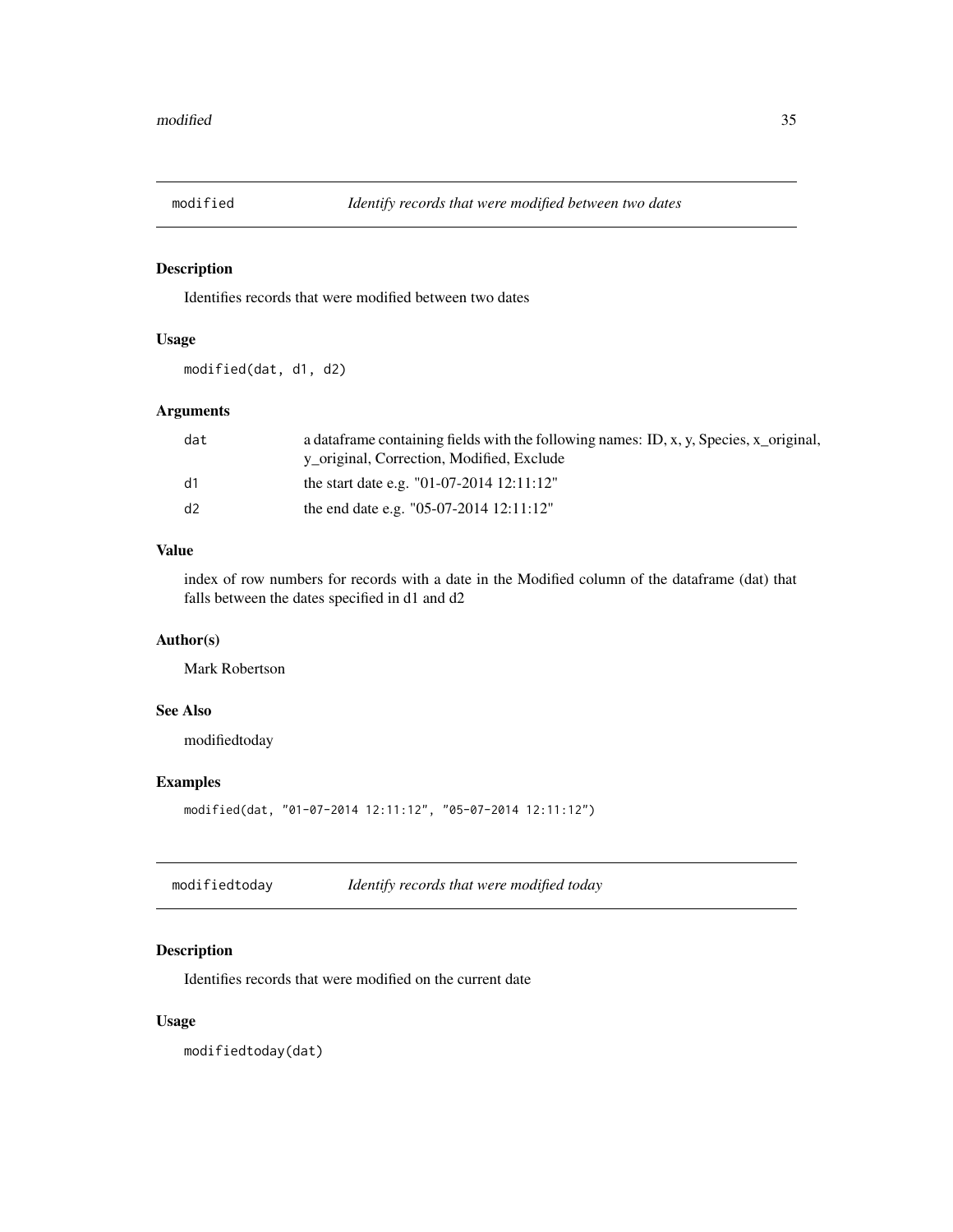## modified — *Identify records that were modified between two dates*

### Description

Identifies records that were modified between two dates

### Usage

```
modified(dat, d1, d2)
```

### Arguments

| | |
|---|---|
| `dat` | a dataframe containing fields with the following names: ID, x, y, Species, x_original, y_original, Correction, Modified, Exclude |
| `d1` | the start date e.g. "01-07-2014 12:11:12" |
| `d2` | the end date e.g. "05-07-2014 12:11:12" |

### Value

index of row numbers for records with a date in the Modified column of the dataframe (dat) that falls between the dates specified in d1 and d2

### Author(s)

Mark Robertson

### See Also

modifiedtoday

### Examples

```
modified(dat, "01-07-2014 12:11:12", "05-07-2014 12:11:12")
```

## modifiedtoday — *Identify records that were modified today*

### Description

Identifies records that were modified on the current date

### Usage

```
modifiedtoday(dat)
```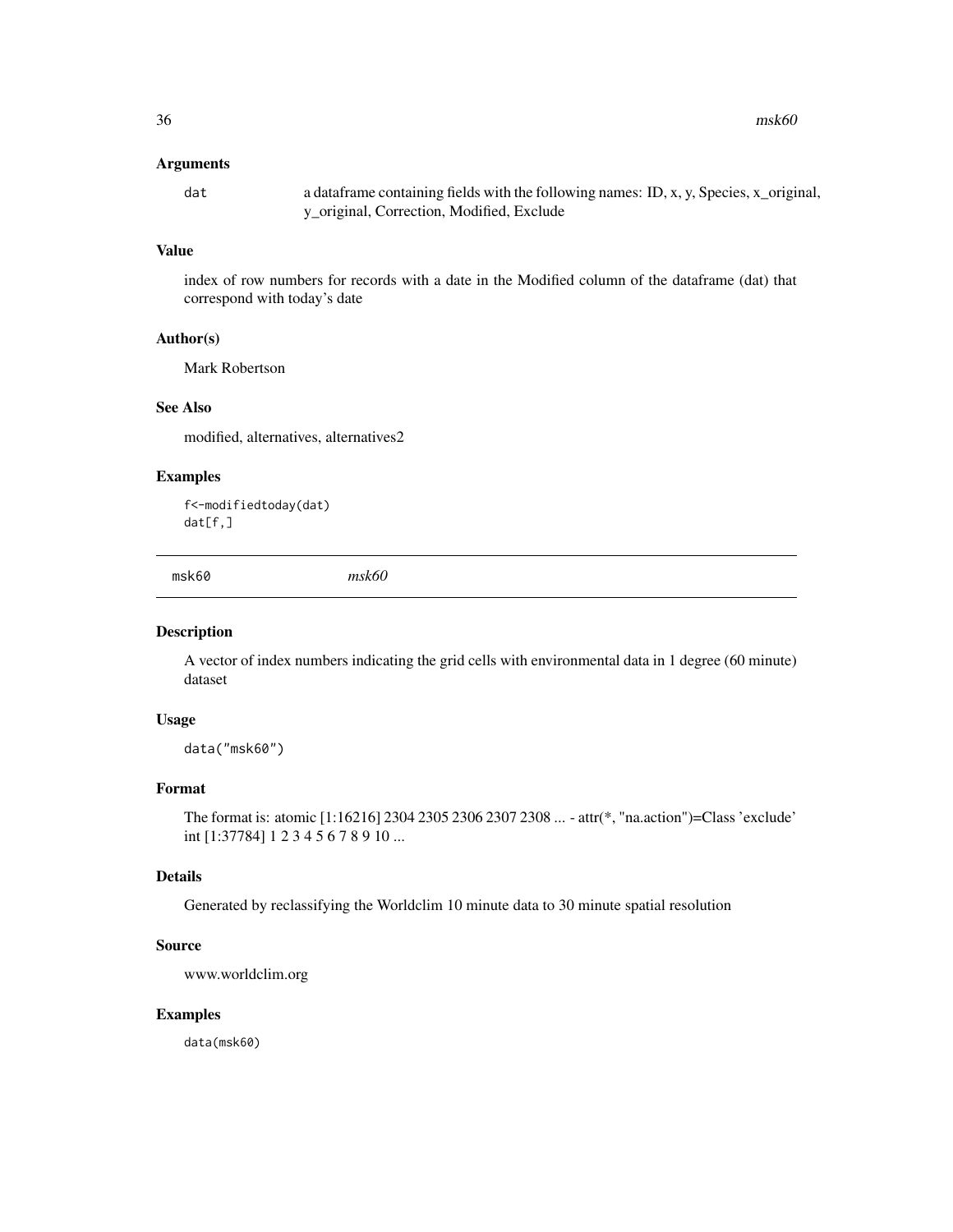### Arguments

dat a dataframe containing fields with the following names: ID, x, y, Species, x_original, y_original, Correction, Modified, Exclude

### Value

index of row numbers for records with a date in the Modified column of the dataframe (dat) that correspond with today's date

### Author(s)

Mark Robertson

### See Also

modified, alternatives, alternatives2

### Examples

```
f<-modifiedtoday(dat)
dat[f,]
```

---

## msk60 *msk60*

### Description

A vector of index numbers indicating the grid cells with environmental data in 1 degree (60 minute) dataset

### Usage

```
data("msk60")
```

### Format

The format is: atomic [1:16216] 2304 2305 2306 2307 2308 ... - attr(*, "na.action")=Class 'exclude' int [1:37784] 1 2 3 4 5 6 7 8 9 10 ...

### Details

Generated by reclassifying the Worldclim 10 minute data to 30 minute spatial resolution

### Source

www.worldclim.org

### Examples

```
data(msk60)
```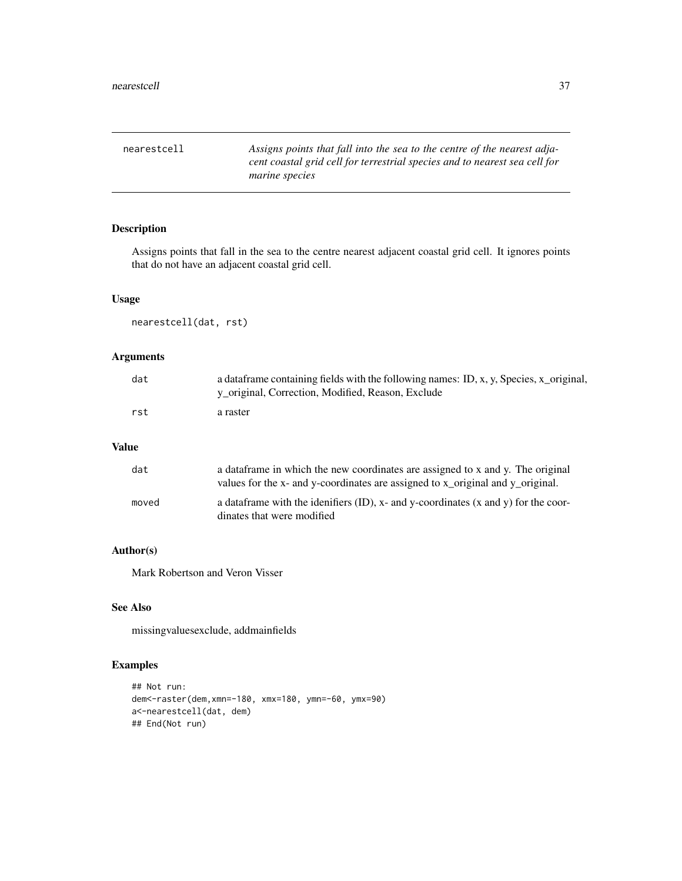# nearestcell

*Assigns points that fall into the sea to the centre of the nearest adjacent coastal grid cell for terrestrial species and to nearest sea cell for marine species*

## Description

Assigns points that fall in the sea to the centre nearest adjacent coastal grid cell. It ignores points that do not have an adjacent coastal grid cell.

## Usage

```
nearestcell(dat, rst)
```

## Arguments

| | |
|---|---|
| dat | a dataframe containing fields with the following names: ID, x, y, Species, x_original, y_original, Correction, Modified, Reason, Exclude |
| rst | a raster |

## Value

| | |
|---|---|
| dat | a dataframe in which the new coordinates are assigned to x and y. The original values for the x- and y-coordinates are assigned to x_original and y_original. |
| moved | a dataframe with the idenifiers (ID), x- and y-coordinates (x and y) for the coordinates that were modified |

## Author(s)

Mark Robertson and Veron Visser

## See Also

missingvaluesexclude, addmainfields

## Examples

```
## Not run:
dem<-raster(dem,xmn=-180, xmx=180, ymn=-60, ymx=90)
a<-nearestcell(dat, dem)
## End(Not run)
```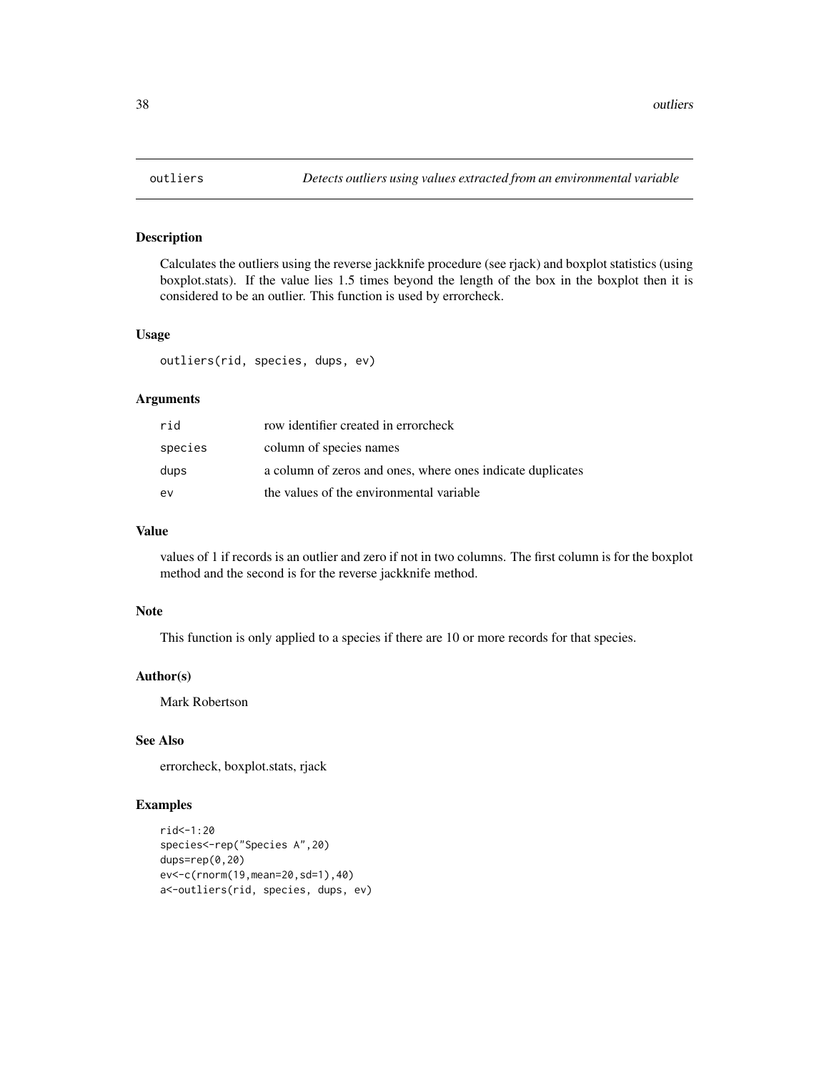## outliers — *Detects outliers using values extracted from an environmental variable*

### Description

Calculates the outliers using the reverse jackknife procedure (see rjack) and boxplot statistics (using boxplot.stats). If the value lies 1.5 times beyond the length of the box in the boxplot then it is considered to be an outlier. This function is used by errorcheck.

### Usage

```
outliers(rid, species, dups, ev)
```

### Arguments

| | |
|---|---|
| `rid` | row identifier created in errorcheck |
| `species` | column of species names |
| `dups` | a column of zeros and ones, where ones indicate duplicates |
| `ev` | the values of the environmental variable |

### Value

values of 1 if records is an outlier and zero if not in two columns. The first column is for the boxplot method and the second is for the reverse jackknife method.

### Note

This function is only applied to a species if there are 10 or more records for that species.

### Author(s)

Mark Robertson

### See Also

errorcheck, boxplot.stats, rjack

### Examples

```
rid<-1:20
species<-rep("Species A",20)
dups=rep(0,20)
ev<-c(rnorm(19,mean=20,sd=1),40)
a<-outliers(rid, species, dups, ev)
```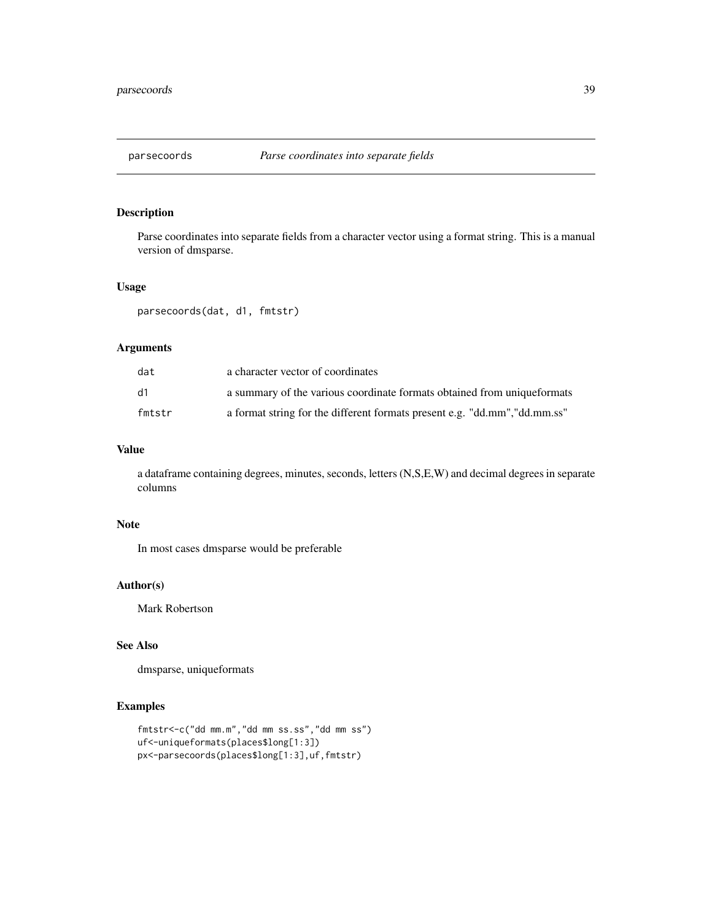# parsecoords — *Parse coordinates into separate fields*

## Description

Parse coordinates into separate fields from a character vector using a format string. This is a manual version of dmsparse.

## Usage

```
parsecoords(dat, d1, fmtstr)
```

## Arguments

| | |
|---|---|
| `dat` | a character vector of coordinates |
| `d1` | a summary of the various coordinate formats obtained from uniqueformats |
| `fmtstr` | a format string for the different formats present e.g. "dd.mm","dd.mm.ss" |

## Value

a dataframe containing degrees, minutes, seconds, letters (N,S,E,W) and decimal degrees in separate columns

## Note

In most cases dmsparse would be preferable

## Author(s)

Mark Robertson

## See Also

dmsparse, uniqueformats

## Examples

```
fmtstr<-c("dd mm.m","dd mm ss.ss","dd mm ss")
uf<-uniqueformats(places$long[1:3])
px<-parsecoords(places$long[1:3],uf,fmtstr)
```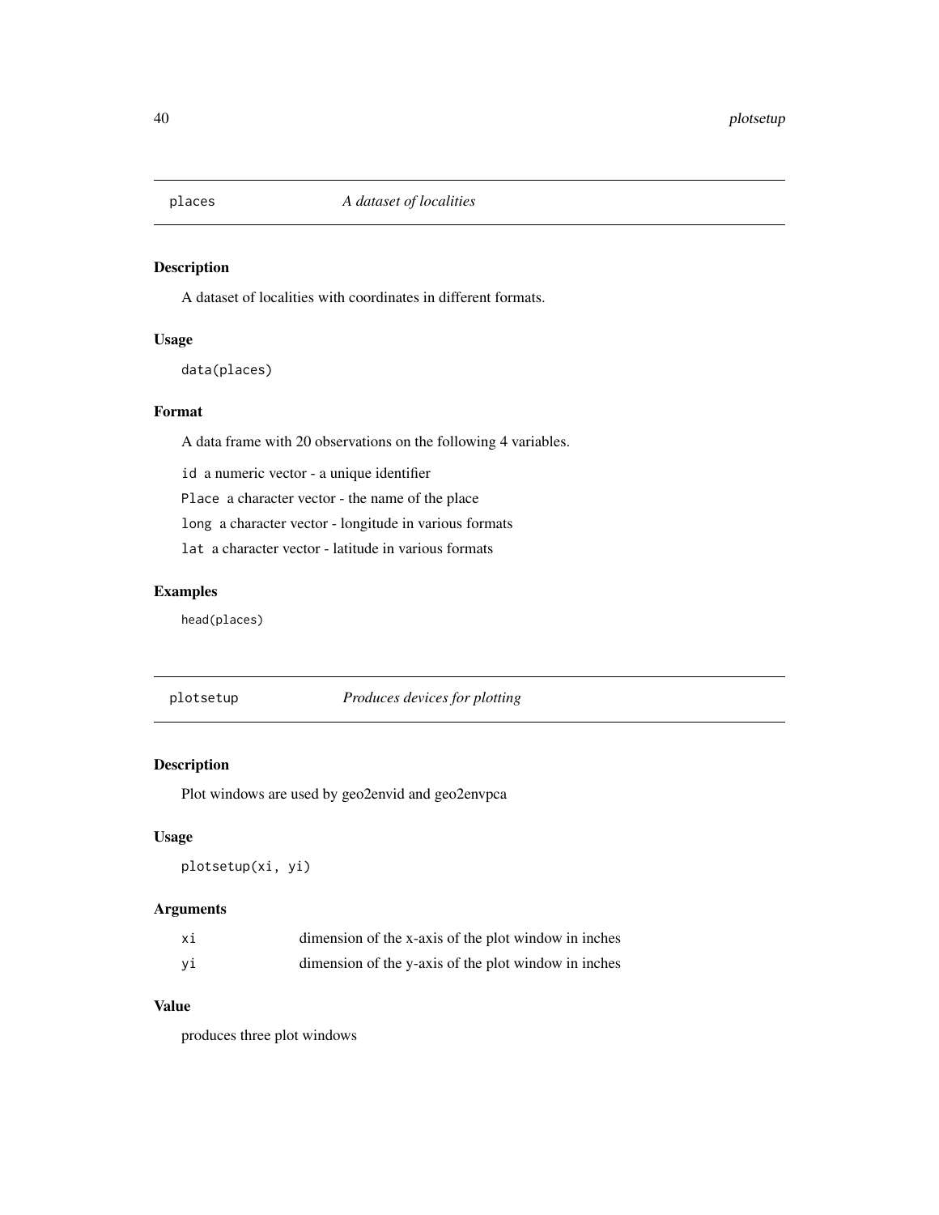## places *A dataset of localities*

### Description

A dataset of localities with coordinates in different formats.

### Usage

```
data(places)
```

### Format

A data frame with 20 observations on the following 4 variables.

`id` a numeric vector - a unique identifier

`Place` a character vector - the name of the place

`long` a character vector - longitude in various formats

`lat` a character vector - latitude in various formats

### Examples

```
head(places)
```

## plotsetup *Produces devices for plotting*

### Description

Plot windows are used by geo2envid and geo2envpca

### Usage

```
plotsetup(xi, yi)
```

### Arguments

| | |
|---|---|
| `xi` | dimension of the x-axis of the plot window in inches |
| `yi` | dimension of the y-axis of the plot window in inches |

### Value

produces three plot windows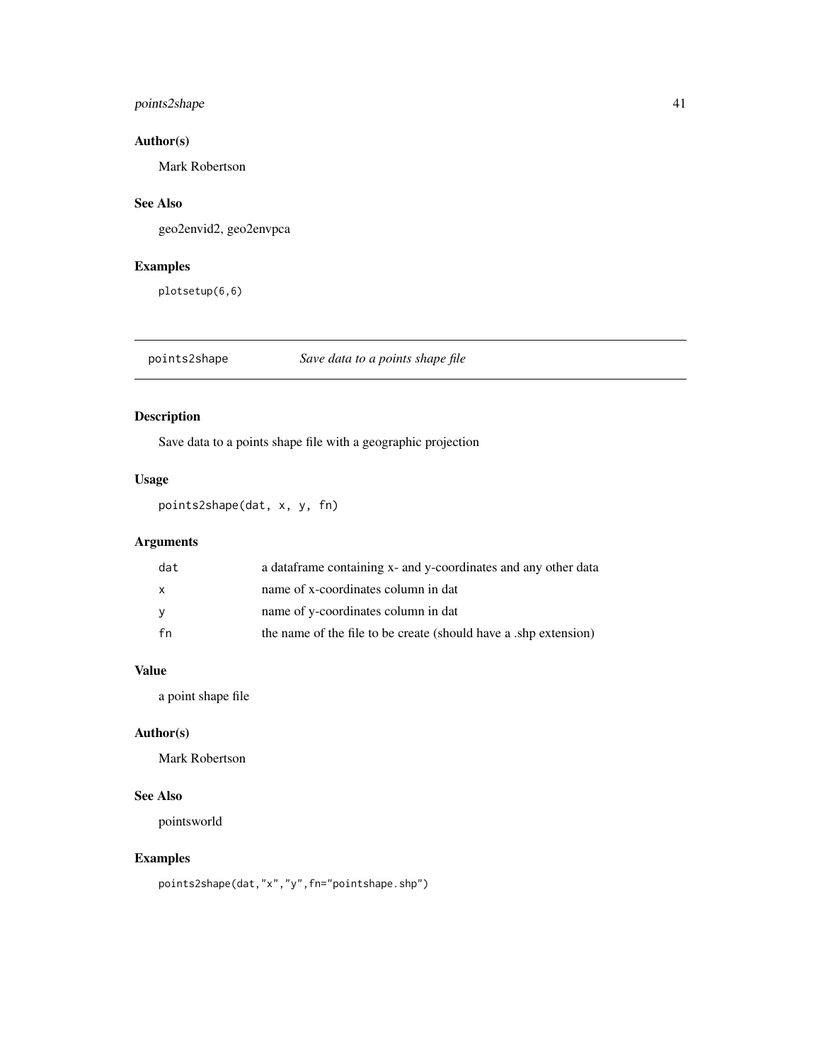### Author(s)

Mark Robertson

### See Also

geo2envid2, geo2envpca

### Examples

```
plotsetup(6,6)
```

---

## points2shape *Save data to a points shape file*

---

### Description

Save data to a points shape file with a geographic projection

### Usage

```
points2shape(dat, x, y, fn)
```

### Arguments

| | |
|---|---|
| `dat` | a dataframe containing x- and y-coordinates and any other data |
| `x` | name of x-coordinates column in dat |
| `y` | name of y-coordinates column in dat |
| `fn` | the name of the file to be create (should have a .shp extension) |

### Value

a point shape file

### Author(s)

Mark Robertson

### See Also

pointsworld

### Examples

```
points2shape(dat,"x","y",fn="pointshape.shp")
```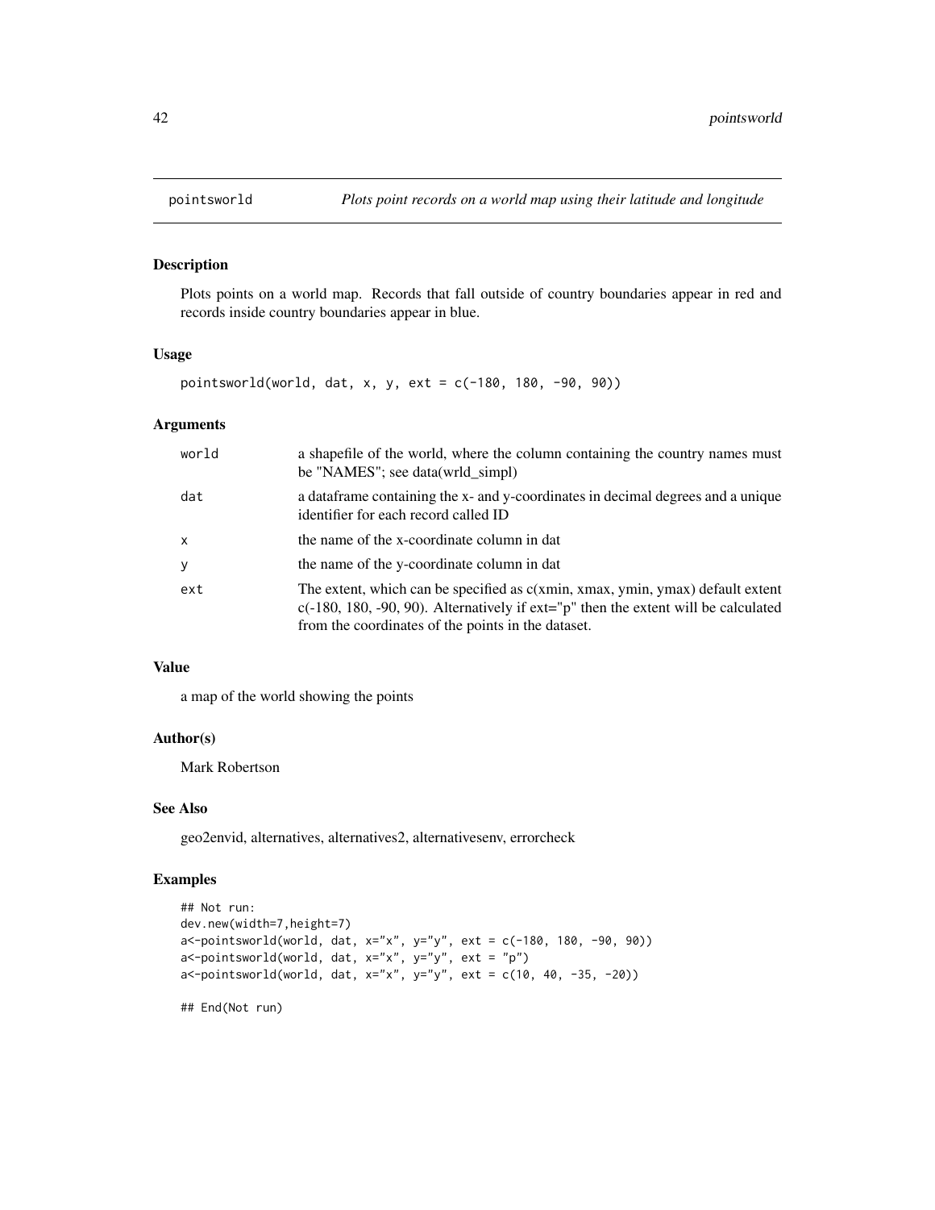# pointsworld

*Plots point records on a world map using their latitude and longitude*

## Description

Plots points on a world map. Records that fall outside of country boundaries appear in red and records inside country boundaries appear in blue.

## Usage

```
pointsworld(world, dat, x, y, ext = c(-180, 180, -90, 90))
```

## Arguments

| | |
|---|---|
| world | a shapefile of the world, where the column containing the country names must be "NAMES"; see data(wrld_simpl) |
| dat | a dataframe containing the x- and y-coordinates in decimal degrees and a unique identifier for each record called ID |
| x | the name of the x-coordinate column in dat |
| y | the name of the y-coordinate column in dat |
| ext | The extent, which can be specified as c(xmin, xmax, ymin, ymax) default extent c(-180, 180, -90, 90). Alternatively if ext="p" then the extent will be calculated from the coordinates of the points in the dataset. |

## Value

a map of the world showing the points

## Author(s)

Mark Robertson

## See Also

geo2envid, alternatives, alternatives2, alternativesenv, errorcheck

## Examples

```
## Not run:
dev.new(width=7,height=7)
a<-pointsworld(world, dat, x="x", y="y", ext = c(-180, 180, -90, 90))
a<-pointsworld(world, dat, x="x", y="y", ext = "p")
a<-pointsworld(world, dat, x="x", y="y", ext = c(10, 40, -35, -20))

## End(Not run)
```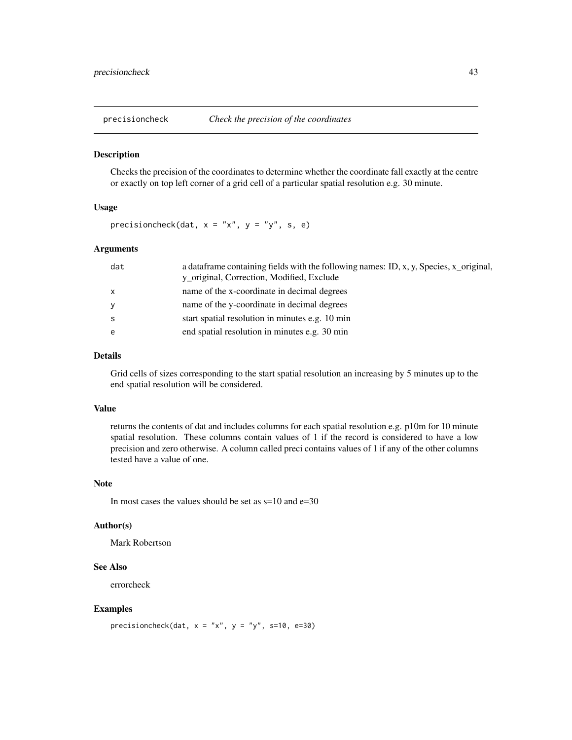## precisioncheck *Check the precision of the coordinates*

### Description

Checks the precision of the coordinates to determine whether the coordinate fall exactly at the centre or exactly on top left corner of a grid cell of a particular spatial resolution e.g. 30 minute.

### Usage

```
precisioncheck(dat, x = "x", y = "y", s, e)
```

### Arguments

| | |
|---|---|
| dat | a dataframe containing fields with the following names: ID, x, y, Species, x_original, y_original, Correction, Modified, Exclude |
| x | name of the x-coordinate in decimal degrees |
| y | name of the y-coordinate in decimal degrees |
| s | start spatial resolution in minutes e.g. 10 min |
| e | end spatial resolution in minutes e.g. 30 min |

### Details

Grid cells of sizes corresponding to the start spatial resolution an increasing by 5 minutes up to the end spatial resolution will be considered.

### Value

returns the contents of dat and includes columns for each spatial resolution e.g. p10m for 10 minute spatial resolution. These columns contain values of 1 if the record is considered to have a low precision and zero otherwise. A column called preci contains values of 1 if any of the other columns tested have a value of one.

### Note

In most cases the values should be set as s=10 and e=30

### Author(s)

Mark Robertson

### See Also

errorcheck

### Examples

```
precisioncheck(dat, x = "x", y = "y", s=10, e=30)
```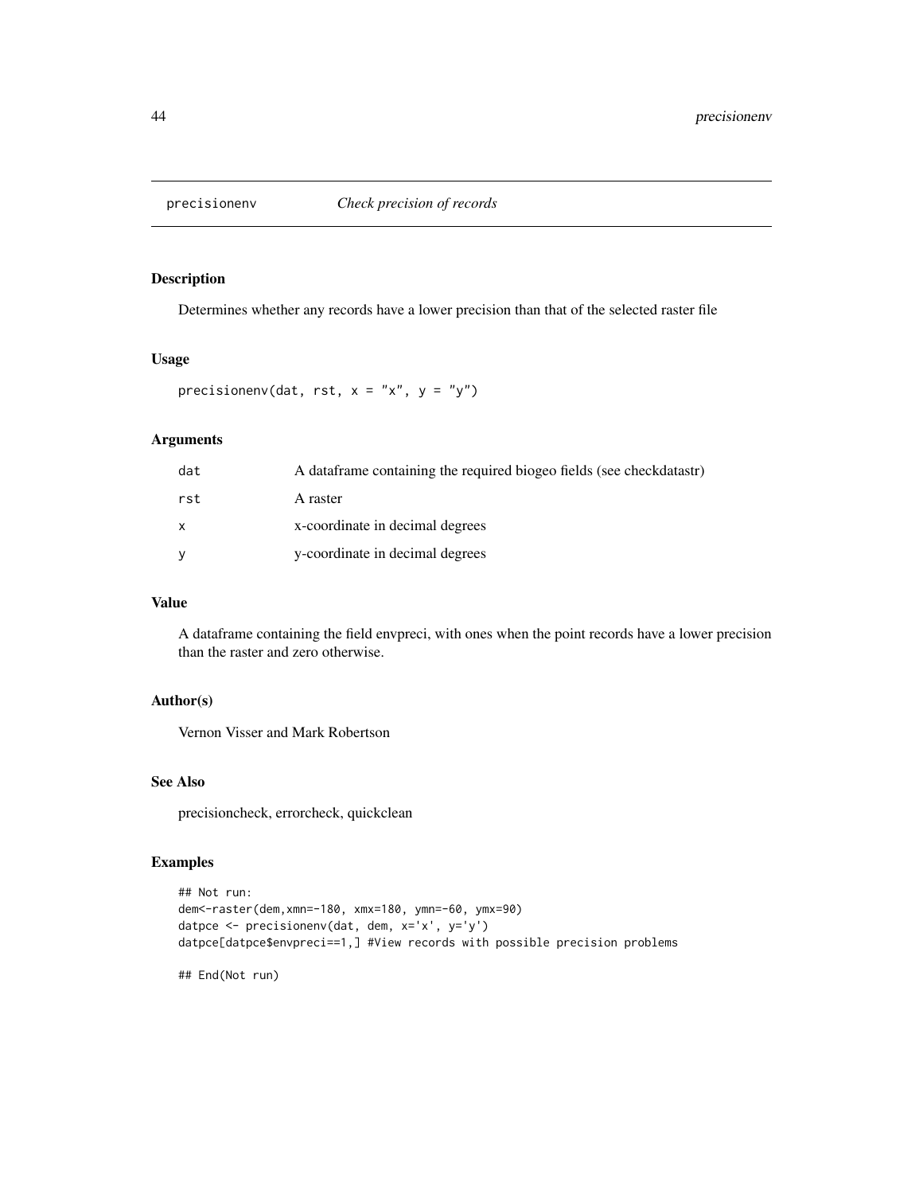precisionenv *Check precision of records*

## Description

Determines whether any records have a lower precision than that of the selected raster file

## Usage

```
precisionenv(dat, rst, x = "x", y = "y")
```

## Arguments

| | |
|---|---|
| dat | A dataframe containing the required biogeo fields (see checkdatastr) |
| rst | A raster |
| x | x-coordinate in decimal degrees |
| y | y-coordinate in decimal degrees |

## Value

A dataframe containing the field envpreci, with ones when the point records have a lower precision than the raster and zero otherwise.

## Author(s)

Vernon Visser and Mark Robertson

## See Also

precisioncheck, errorcheck, quickclean

## Examples

```
## Not run:
dem<-raster(dem,xmn=-180, xmx=180, ymn=-60, ymx=90)
datpce <- precisionenv(dat, dem, x='x', y='y')
datpce[datpce$envpreci==1,] #View records with possible precision problems

## End(Not run)
```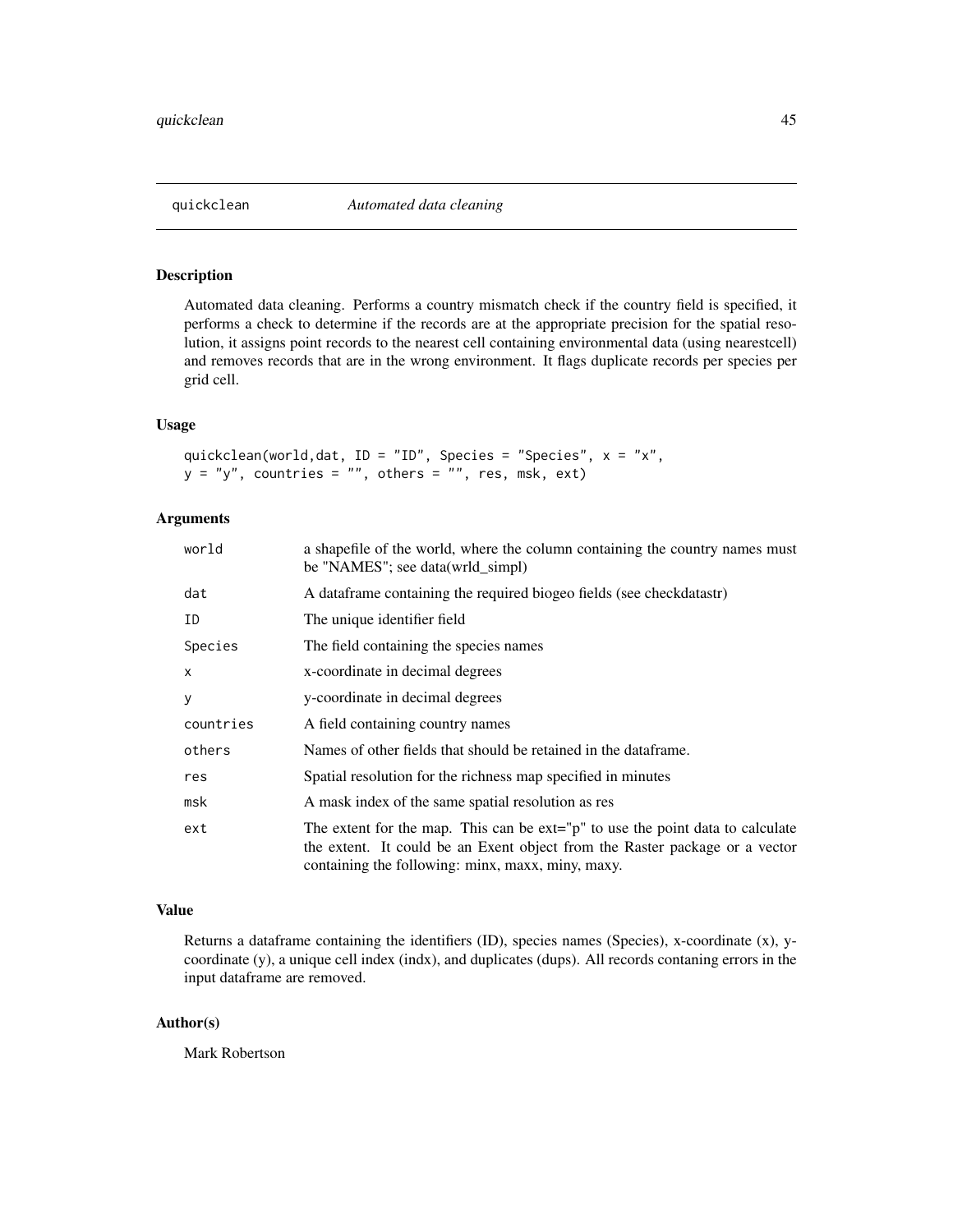## quickclean *Automated data cleaning*

### Description

Automated data cleaning. Performs a country mismatch check if the country field is specified, it performs a check to determine if the records are at the appropriate precision for the spatial resolution, it assigns point records to the nearest cell containing environmental data (using nearestcell) and removes records that are in the wrong environment. It flags duplicate records per species per grid cell.

### Usage

```
quickclean(world,dat, ID = "ID", Species = "Species", x = "x",
y = "y", countries = "", others = "", res, msk, ext)
```

### Arguments

| | |
|---|---|
| world | a shapefile of the world, where the column containing the country names must be "NAMES"; see data(wrld_simpl) |
| dat | A dataframe containing the required biogeo fields (see checkdatastr) |
| ID | The unique identifier field |
| Species | The field containing the species names |
| x | x-coordinate in decimal degrees |
| y | y-coordinate in decimal degrees |
| countries | A field containing country names |
| others | Names of other fields that should be retained in the dataframe. |
| res | Spatial resolution for the richness map specified in minutes |
| msk | A mask index of the same spatial resolution as res |
| ext | The extent for the map. This can be ext="p" to use the point data to calculate the extent. It could be an Extent object from the Raster package or a vector containing the following: minx, maxx, miny, maxy. |

### Value

Returns a dataframe containing the identifiers (ID), species names (Species), x-coordinate (x), y-coordinate (y), a unique cell index (indx), and duplicates (dups). All records contaning errors in the input dataframe are removed.

### Author(s)

Mark Robertson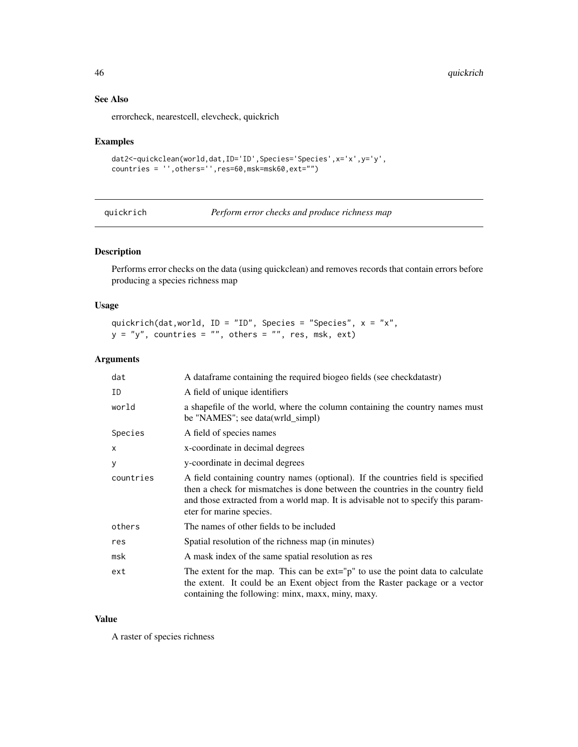## See Also

errorcheck, nearestcell, elevcheck, quickrich

## Examples

```
dat2<-quickclean(world,dat,ID='ID',Species='Species',x='x',y='y',
countries = '',others='',res=60,msk=msk60,ext="")
```

---

# quickrich *Perform error checks and produce richness map*

## Description

Performs error checks on the data (using quickclean) and removes records that contain errors before producing a species richness map

## Usage

```
quickrich(dat,world, ID = "ID", Species = "Species", x = "x",
y = "y", countries = "", others = "", res, msk, ext)
```

## Arguments

| | |
|---|---|
| dat | A dataframe containing the required biogeo fields (see checkdatastr) |
| ID | A field of unique identifiers |
| world | a shapefile of the world, where the column containing the country names must be "NAMES"; see data(wrld_simpl) |
| Species | A field of species names |
| x | x-coordinate in decimal degrees |
| y | y-coordinate in decimal degrees |
| countries | A field containing country names (optional). If the countries field is specified then a check for mismatches is done between the countries in the country field and those extracted from a world map. It is advisable not to specify this parameter for marine species. |
| others | The names of other fields to be included |
| res | Spatial resolution of the richness map (in minutes) |
| msk | A mask index of the same spatial resolution as res |
| ext | The extent for the map. This can be ext="p" to use the point data to calculate the extent. It could be an Exent object from the Raster package or a vector containing the following: minx, maxx, miny, maxy. |

## Value

A raster of species richness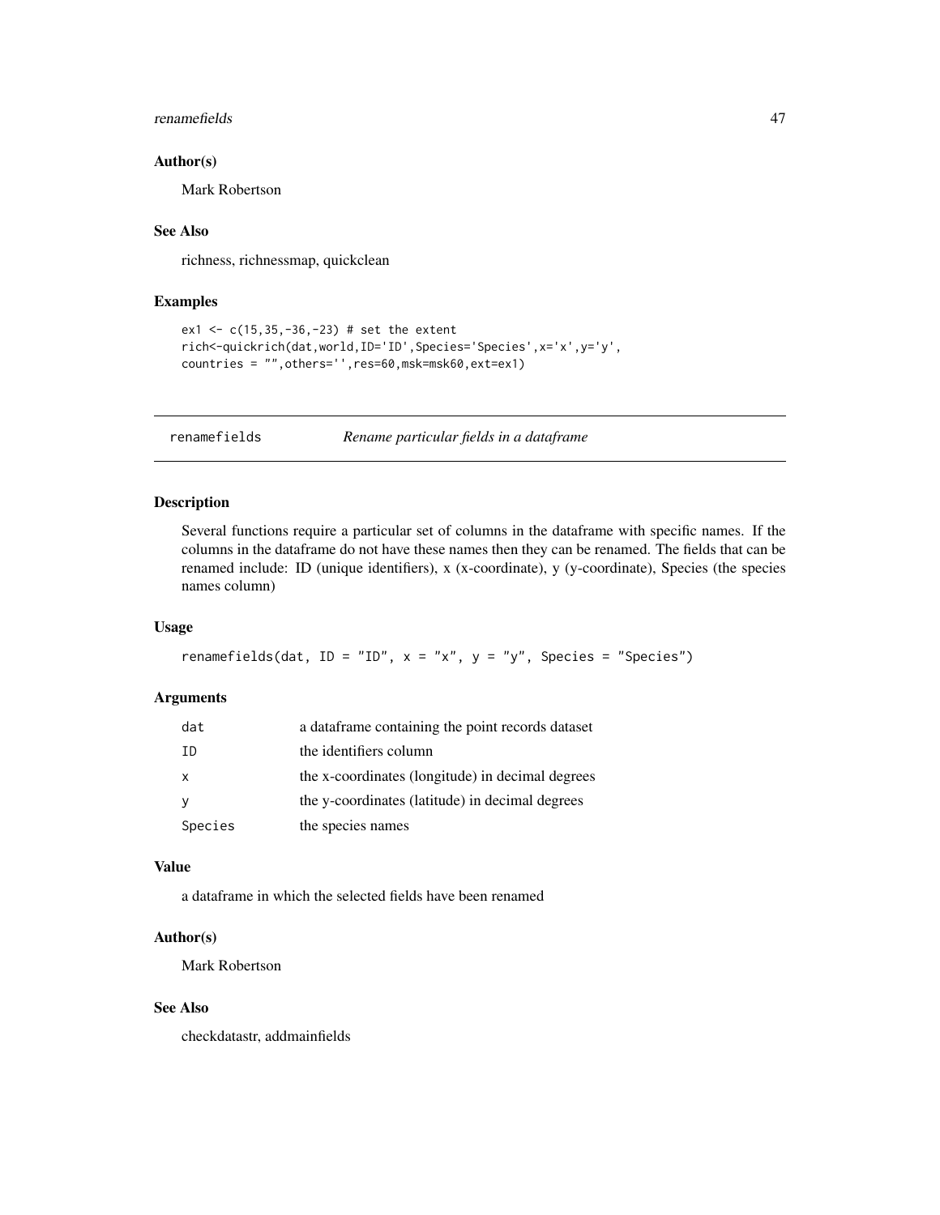### Author(s)

Mark Robertson

### See Also

richness, richnessmap, quickclean

### Examples

```
ex1 <- c(15,35,-36,-23) # set the extent
rich<-quickrich(dat,world,ID='ID',Species='Species',x='x',y='y',
countries = "",others='',res=60,msk=msk60,ext=ex1)
```

---

## renamefields &nbsp;&nbsp;&nbsp; *Rename particular fields in a dataframe*

---

### Description

Several functions require a particular set of columns in the dataframe with specific names. If the columns in the dataframe do not have these names then they can be renamed. The fields that can be renamed include: ID (unique identifiers), x (x-coordinate), y (y-coordinate), Species (the species names column)

### Usage

```
renamefields(dat, ID = "ID", x = "x", y = "y", Species = "Species")
```

### Arguments

| | |
|---|---|
| `dat` | a dataframe containing the point records dataset |
| `ID` | the identifiers column |
| `x` | the x-coordinates (longitude) in decimal degrees |
| `y` | the y-coordinates (latitude) in decimal degrees |
| `Species` | the species names |

### Value

a dataframe in which the selected fields have been renamed

### Author(s)

Mark Robertson

### See Also

checkdatastr, addmainfields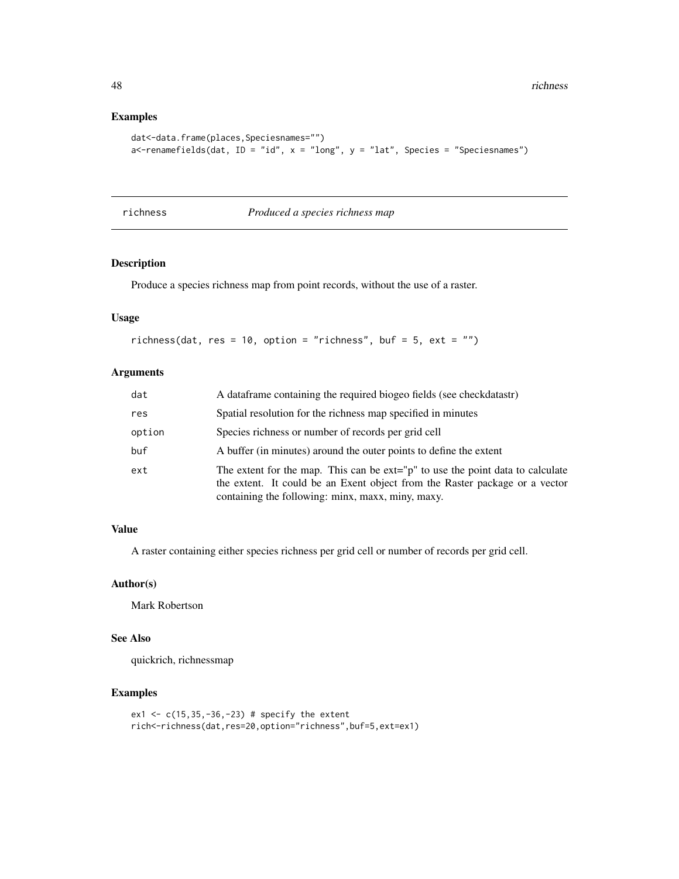## Examples

```
dat<-data.frame(places,Speciesnames="")
a<-renamefields(dat, ID = "id", x = "long", y = "lat", Species = "Speciesnames")
```

---

# richness — *Produced a species richness map*

## Description

Produce a species richness map from point records, without the use of a raster.

## Usage

```
richness(dat, res = 10, option = "richness", buf = 5, ext = "")
```

## Arguments

| | |
|---|---|
| dat | A dataframe containing the required biogeo fields (see checkdatastr) |
| res | Spatial resolution for the richness map specified in minutes |
| option | Species richness or number of records per grid cell |
| buf | A buffer (in minutes) around the outer points to define the extent |
| ext | The extent for the map. This can be ext="p" to use the point data to calculate the extent. It could be an Exent object from the Raster package or a vector containing the following: minx, maxx, miny, maxy. |

## Value

A raster containing either species richness per grid cell or number of records per grid cell.

## Author(s)

Mark Robertson

## See Also

quickrich, richnessmap

## Examples

```
ex1 <- c(15,35,-36,-23) # specify the extent
rich<-richness(dat,res=20,option="richness",buf=5,ext=ex1)
```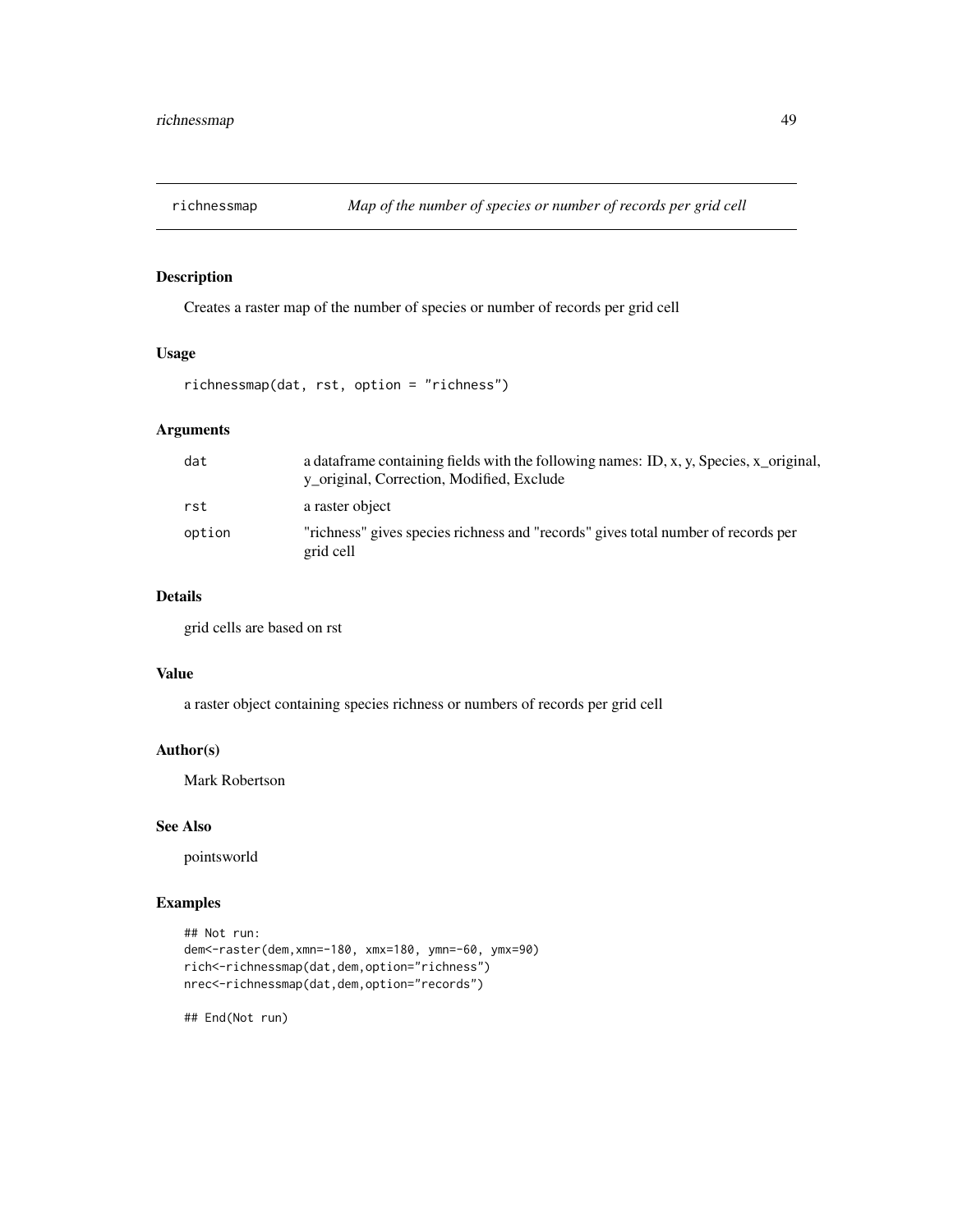# richnessmap *Map of the number of species or number of records per grid cell*

## Description

Creates a raster map of the number of species or number of records per grid cell

## Usage

```
richnessmap(dat, rst, option = "richness")
```

## Arguments

| | |
|---|---|
| dat | a dataframe containing fields with the following names: ID, x, y, Species, x_original, y_original, Correction, Modified, Exclude |
| rst | a raster object |
| option | "richness" gives species richness and "records" gives total number of records per grid cell |

## Details

grid cells are based on rst

## Value

a raster object containing species richness or numbers of records per grid cell

## Author(s)

Mark Robertson

## See Also

pointsworld

## Examples

```
## Not run:
dem<-raster(dem,xmn=-180, xmx=180, ymn=-60, ymx=90)
rich<-richnessmap(dat,dem,option="richness")
nrec<-richnessmap(dat,dem,option="records")

## End(Not run)
```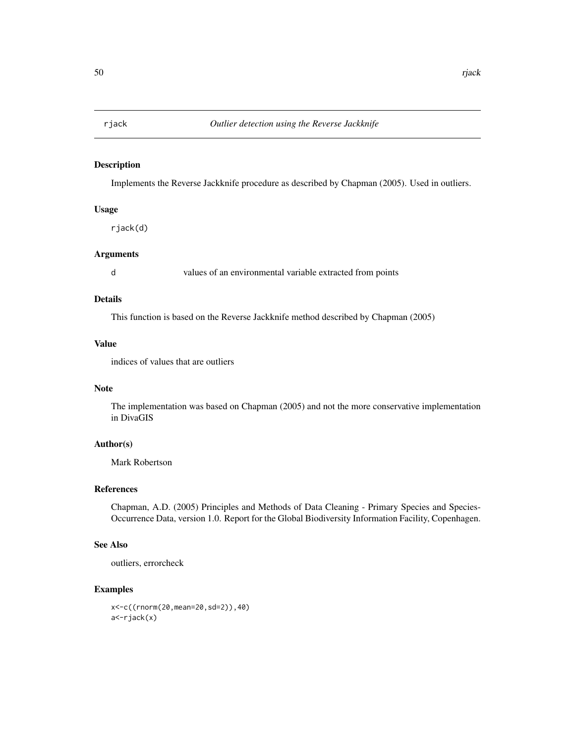# rjack *Outlier detection using the Reverse Jackknife*

## Description

Implements the Reverse Jackknife procedure as described by Chapman (2005). Used in outliers.

## Usage

```
rjack(d)
```

## Arguments

| | |
|---|---|
| d | values of an environmental variable extracted from points |

## Details

This function is based on the Reverse Jackknife method described by Chapman (2005)

## Value

indices of values that are outliers

## Note

The implementation was based on Chapman (2005) and not the more conservative implementation in DivaGIS

## Author(s)

Mark Robertson

## References

Chapman, A.D. (2005) Principles and Methods of Data Cleaning - Primary Species and Species-Occurrence Data, version 1.0. Report for the Global Biodiversity Information Facility, Copenhagen.

## See Also

outliers, errorcheck

## Examples

```
x<-c((rnorm(20,mean=20,sd=2)),40)
a<-rjack(x)
```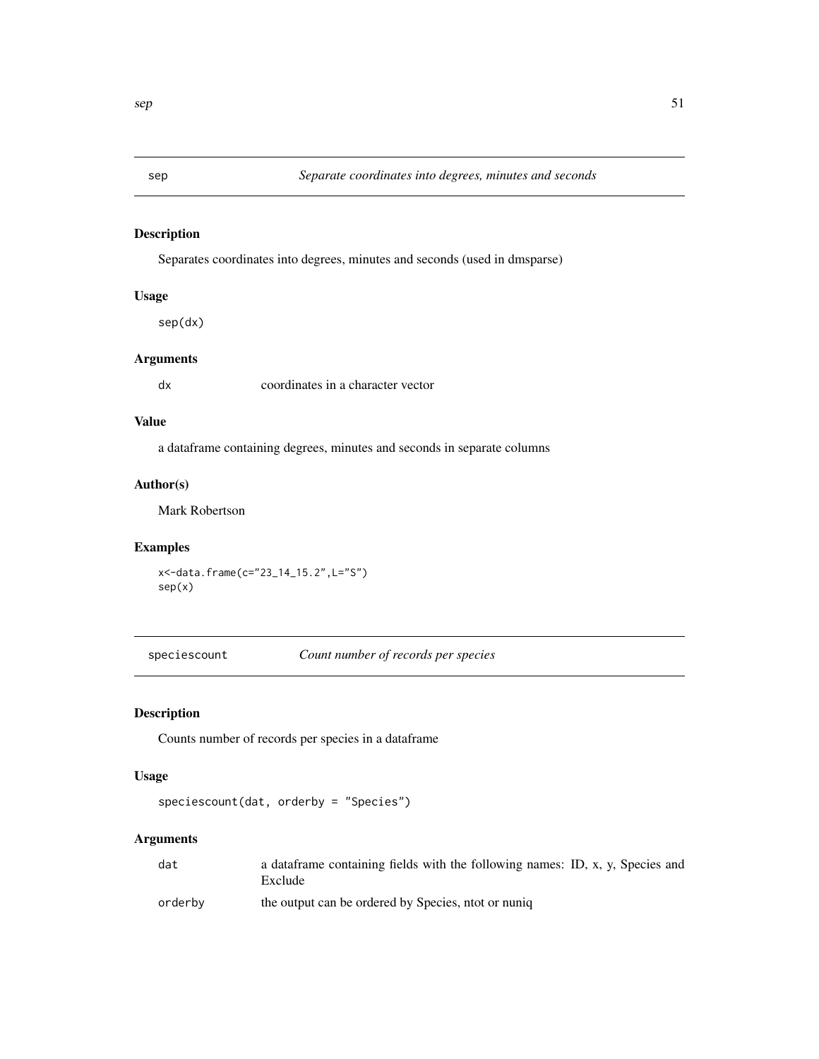## sep — *Separate coordinates into degrees, minutes and seconds*

### Description

Separates coordinates into degrees, minutes and seconds (used in dmsparse)

### Usage

```
sep(dx)
```

### Arguments

| | |
|---|---|
| dx | coordinates in a character vector |

### Value

a dataframe containing degrees, minutes and seconds in separate columns

### Author(s)

Mark Robertson

### Examples

```
x<-data.frame(c="23_14_15.2",L="S")
sep(x)
```

## speciescount — *Count number of records per species*

### Description

Counts number of records per species in a dataframe

### Usage

```
speciescount(dat, orderby = "Species")
```

### Arguments

| | |
|---|---|
| dat | a dataframe containing fields with the following names: ID, x, y, Species and Exclude |
| orderby | the output can be ordered by Species, ntot or nuniq |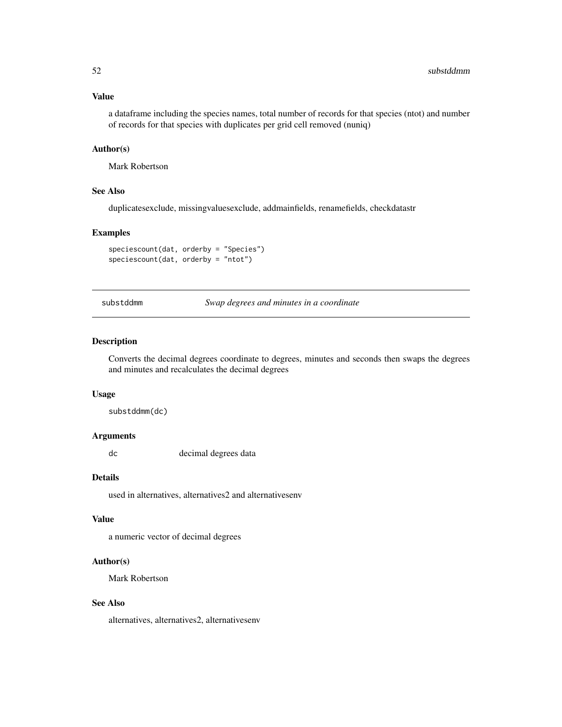### Value

a dataframe including the species names, total number of records for that species (ntot) and number of records for that species with duplicates per grid cell removed (nuniq)

### Author(s)

Mark Robertson

### See Also

duplicatesexclude, missingvaluesexclude, addmainfields, renamefields, checkdatastr

### Examples

```
speciescount(dat, orderby = "Species")
speciescount(dat, orderby = "ntot")
```

---

## substddmm *Swap degrees and minutes in a coordinate*

---

### Description

Converts the decimal degrees coordinate to degrees, minutes and seconds then swaps the degrees and minutes and recalculates the decimal degrees

### Usage

```
substddmm(dc)
```

### Arguments

| | |
|---|---|
| dc | decimal degrees data |

### Details

used in alternatives, alternatives2 and alternativesenv

### Value

a numeric vector of decimal degrees

### Author(s)

Mark Robertson

### See Also

alternatives, alternatives2, alternativesenv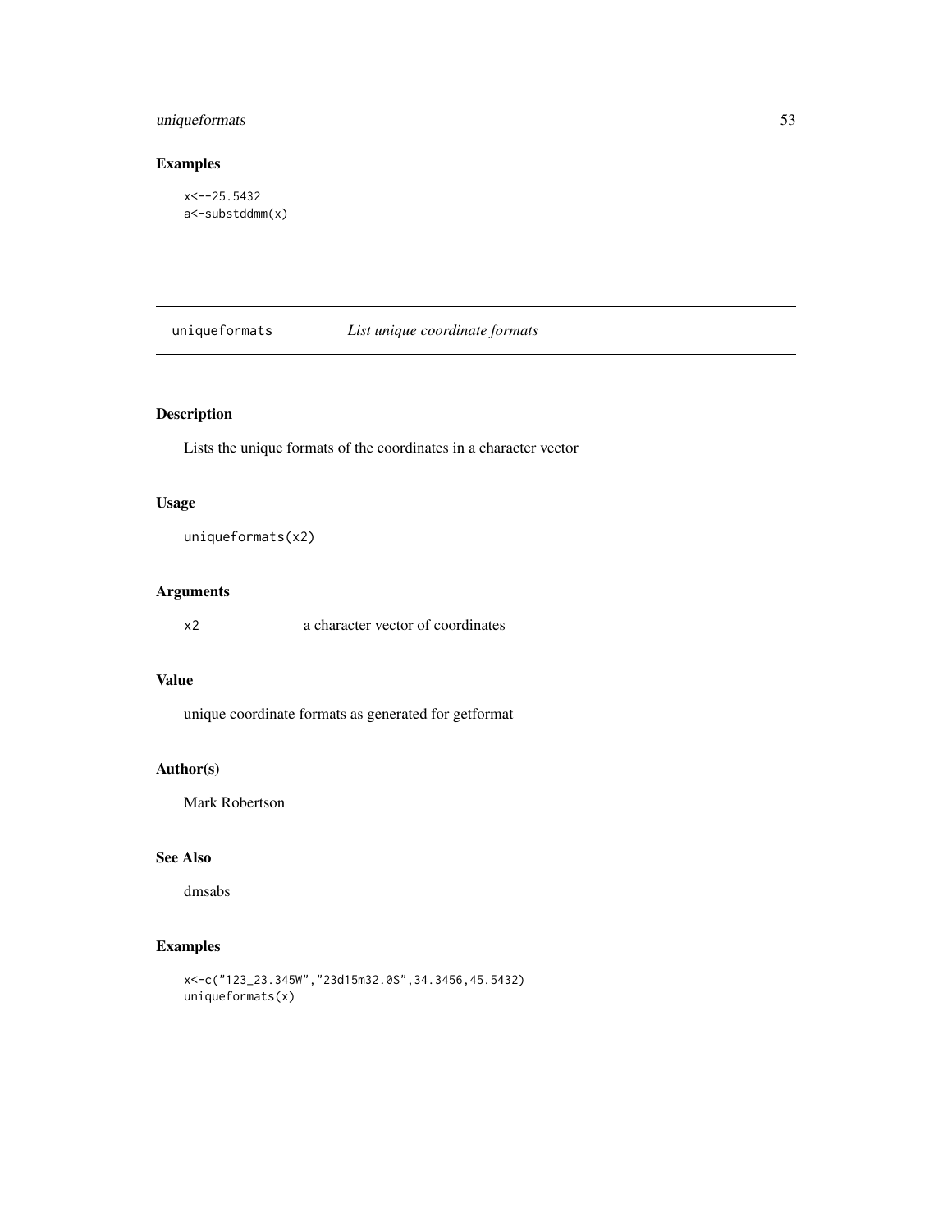## Examples

```
x<--25.5432
a<-substddmm(x)
```

---

## uniqueformats    *List unique coordinate formats*

---

### Description

Lists the unique formats of the coordinates in a character vector

### Usage

```
uniqueformats(x2)
```

### Arguments

| | |
|---|---|
| x2 | a character vector of coordinates |

### Value

unique coordinate formats as generated for getformat

### Author(s)

Mark Robertson

### See Also

dmsabs

### Examples

```
x<-c("123_23.345W","23d15m32.0S",34.3456,45.5432)
uniqueformats(x)
```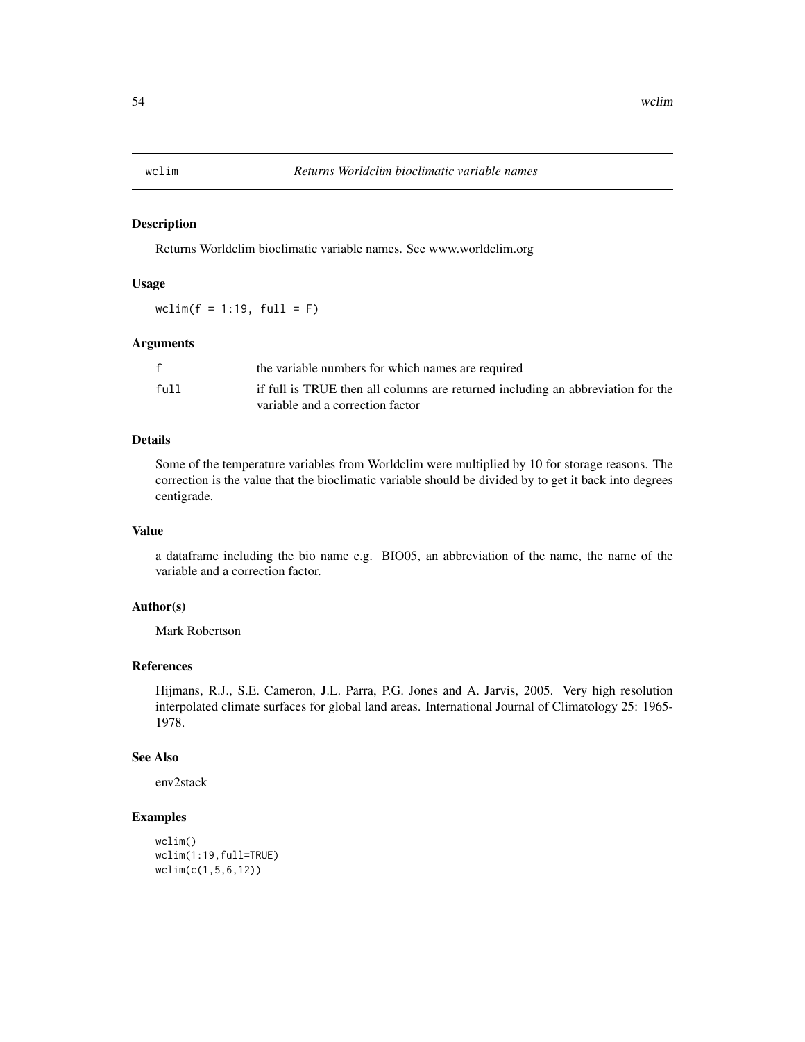# wclim *Returns Worldclim bioclimatic variable names*

## Description

Returns Worldclim bioclimatic variable names. See www.worldclim.org

## Usage

```
wclim(f = 1:19, full = F)
```

## Arguments

| | |
|---|---|
| f | the variable numbers for which names are required |
| full | if full is TRUE then all columns are returned including an abbreviation for the variable and a correction factor |

## Details

Some of the temperature variables from Worldclim were multiplied by 10 for storage reasons. The correction is the value that the bioclimatic variable should be divided by to get it back into degrees centigrade.

## Value

a dataframe including the bio name e.g. BIO05, an abbreviation of the name, the name of the variable and a correction factor.

## Author(s)

Mark Robertson

## References

Hijmans, R.J., S.E. Cameron, J.L. Parra, P.G. Jones and A. Jarvis, 2005. Very high resolution interpolated climate surfaces for global land areas. International Journal of Climatology 25: 1965-1978.

## See Also

env2stack

## Examples

```
wclim()
wclim(1:19,full=TRUE)
wclim(c(1,5,6,12))
```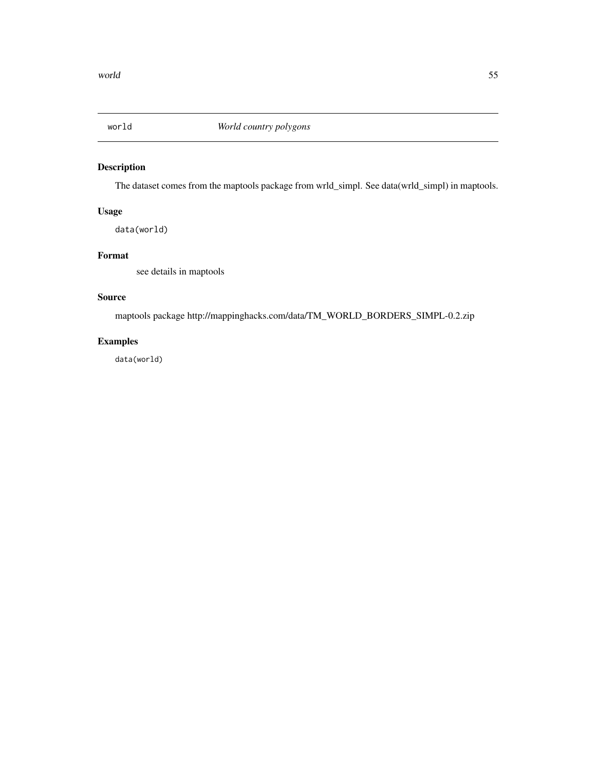# world *World country polygons*

## Description

The dataset comes from the maptools package from wrld_simpl. See data(wrld_simpl) in maptools.

## Usage

```
data(world)
```

## Format

see details in maptools

## Source

maptools package http://mappinghacks.com/data/TM_WORLD_BORDERS_SIMPL-0.2.zip

## Examples

```
data(world)
```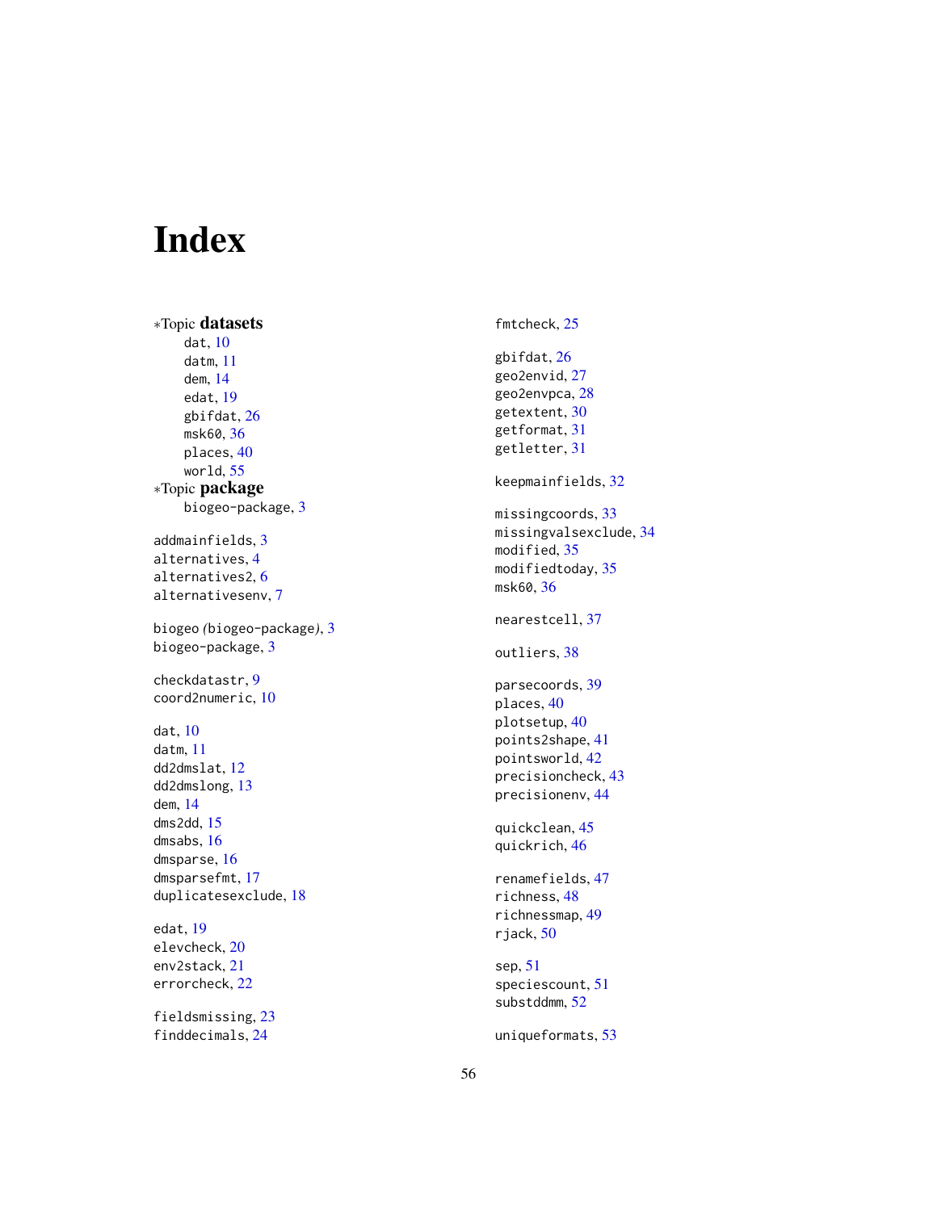# Index

∗Topic **datasets**
- dat, 10
- datm, 11
- dem, 14
- edat, 19
- gbifdat, 26
- msk60, 36
- places, 40
- world, 55

∗Topic **package**
- biogeo-package, 3

addmainfields, 3
alternatives, 4
alternatives2, 6
alternativesenv, 7

biogeo *(*biogeo-package*)*, 3
biogeo-package, 3

checkdatastr, 9
coord2numeric, 10

dat, 10
datm, 11
dd2dmslat, 12
dd2dmslong, 13
dem, 14
dms2dd, 15
dmsabs, 16
dmsparse, 16
dmsparsefmt, 17
duplicatesexclude, 18

edat, 19
elevcheck, 20
env2stack, 21
errorcheck, 22

fieldsmissing, 23
finddecimals, 24
fmtcheck, 25

gbifdat, 26
geo2envid, 27
geo2envpca, 28
getextent, 30
getformat, 31
getletter, 31

keepmainfields, 32

missingcoords, 33
missingvalsexclude, 34
modified, 35
modifiedtoday, 35
msk60, 36

nearestcell, 37

outliers, 38

parsecoords, 39
places, 40
plotsetup, 40
points2shape, 41
pointsworld, 42
precisioncheck, 43
precisionenv, 44

quickclean, 45
quickrich, 46

renamefields, 47
richness, 48
richnessmap, 49
rjack, 50

sep, 51
speciescount, 51
substddmm, 52

uniqueformats, 53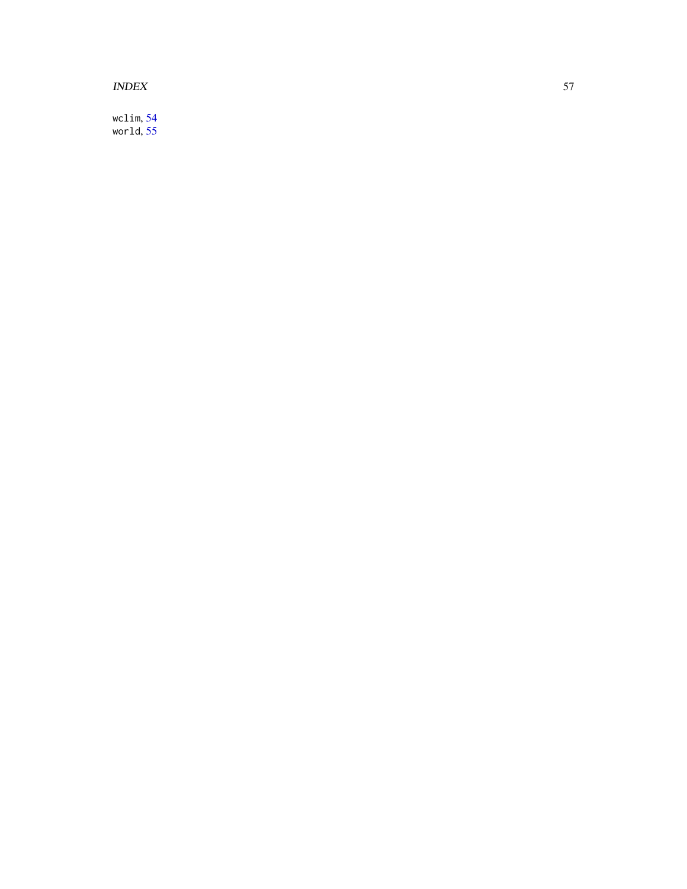wclim, 54
world, 55